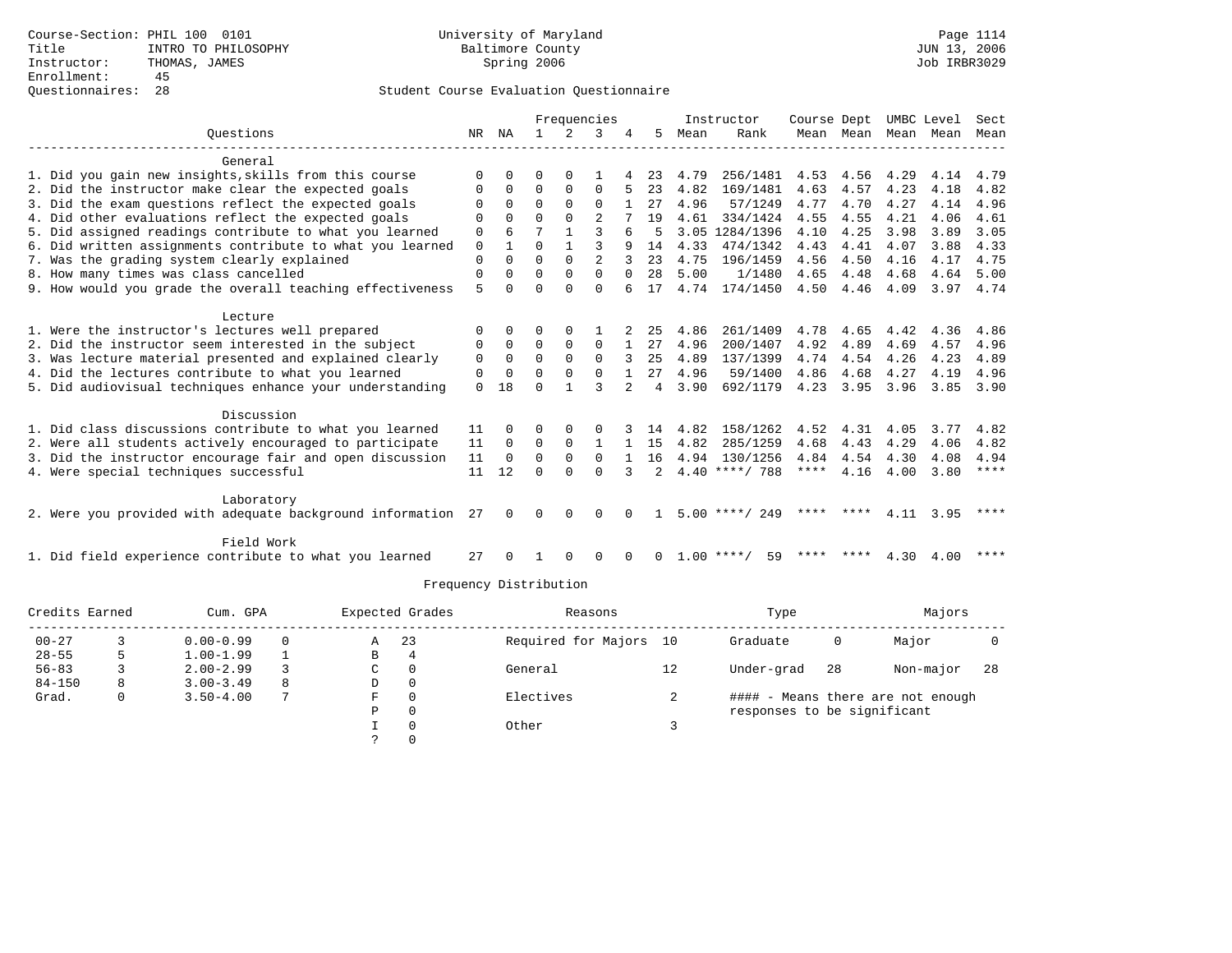Course-Section: PHIL 100 0101
Title: INTRO TO PHILOSOPHY
Instructor: THOMAS, JAMES
Enrollment: 45
Questionnaires: 28

University of Maryland
Baltimore County
Spring 2006

JUN 13, 2006
Job IRBR3029

Student Course Evaluation Questionnaire

| Questions | NR | NA | 1 | 2 | 3 | 4 | 5 | Instructor Mean | Instructor Rank | Course Mean | Dept Mean | UMBC Mean | Level Mean | Sect Mean |
|---|---|---|---|---|---|---|---|---|---|---|---|---|---|---|
| **General** | | | | | | | | | | | | | | |
| 1. Did you gain new insights,skills from this course | 0 | 0 | 0 | 0 | 1 | 4 | 23 | 4.79 | 256/1481 | 4.53 | 4.56 | 4.29 | 4.14 | 4.79 |
| 2. Did the instructor make clear the expected goals | 0 | 0 | 0 | 0 | 0 | 5 | 23 | 4.82 | 169/1481 | 4.63 | 4.57 | 4.23 | 4.18 | 4.82 |
| 3. Did the exam questions reflect the expected goals | 0 | 0 | 0 | 0 | 0 | 1 | 27 | 4.96 | 57/1249 | 4.77 | 4.70 | 4.27 | 4.14 | 4.96 |
| 4. Did other evaluations reflect the expected goals | 0 | 0 | 0 | 0 | 2 | 7 | 19 | 4.61 | 334/1424 | 4.55 | 4.55 | 4.21 | 4.06 | 4.61 |
| 5. Did assigned readings contribute to what you learned | 0 | 6 | 7 | 1 | 3 | 6 | 5 | 3.05 | 1284/1396 | 4.10 | 4.25 | 3.98 | 3.89 | 3.05 |
| 6. Did written assignments contribute to what you learned | 0 | 1 | 0 | 1 | 3 | 9 | 14 | 4.33 | 474/1342 | 4.43 | 4.41 | 4.07 | 3.88 | 4.33 |
| 7. Was the grading system clearly explained | 0 | 0 | 0 | 0 | 2 | 3 | 23 | 4.75 | 196/1459 | 4.56 | 4.50 | 4.16 | 4.17 | 4.75 |
| 8. How many times was class cancelled | 0 | 0 | 0 | 0 | 0 | 0 | 28 | 5.00 | 1/1480 | 4.65 | 4.48 | 4.68 | 4.64 | 5.00 |
| 9. How would you grade the overall teaching effectiveness | 5 | 0 | 0 | 0 | 0 | 6 | 17 | 4.74 | 174/1450 | 4.50 | 4.46 | 4.09 | 3.97 | 4.74 |
| **Lecture** | | | | | | | | | | | | | | |
| 1. Were the instructor's lectures well prepared | 0 | 0 | 0 | 0 | 1 | 2 | 25 | 4.86 | 261/1409 | 4.78 | 4.65 | 4.42 | 4.36 | 4.86 |
| 2. Did the instructor seem interested in the subject | 0 | 0 | 0 | 0 | 0 | 1 | 27 | 4.96 | 200/1407 | 4.92 | 4.89 | 4.69 | 4.57 | 4.96 |
| 3. Was lecture material presented and explained clearly | 0 | 0 | 0 | 0 | 0 | 3 | 25 | 4.89 | 137/1399 | 4.74 | 4.54 | 4.26 | 4.23 | 4.89 |
| 4. Did the lectures contribute to what you learned | 0 | 0 | 0 | 0 | 0 | 1 | 27 | 4.96 | 59/1400 | 4.86 | 4.68 | 4.27 | 4.19 | 4.96 |
| 5. Did audiovisual techniques enhance your understanding | 0 | 18 | 0 | 1 | 3 | 2 | 4 | 3.90 | 692/1179 | 4.23 | 3.95 | 3.96 | 3.85 | 3.90 |
| **Discussion** | | | | | | | | | | | | | | |
| 1. Did class discussions contribute to what you learned | 11 | 0 | 0 | 0 | 0 | 3 | 14 | 4.82 | 158/1262 | 4.52 | 4.31 | 4.05 | 3.77 | 4.82 |
| 2. Were all students actively encouraged to participate | 11 | 0 | 0 | 0 | 1 | 1 | 15 | 4.82 | 285/1259 | 4.68 | 4.43 | 4.29 | 4.06 | 4.82 |
| 3. Did the instructor encourage fair and open discussion | 11 | 0 | 0 | 0 | 0 | 1 | 16 | 4.94 | 130/1256 | 4.84 | 4.54 | 4.30 | 4.08 | 4.94 |
| 4. Were special techniques successful | 11 | 12 | 0 | 0 | 0 | 3 | 2 | 4.40 | ****/ 788 | **** | 4.16 | 4.00 | 3.80 | **** |
| **Laboratory** | | | | | | | | | | | | | | |
| 2. Were you provided with adequate background information | 27 | 0 | 0 | 0 | 0 | 0 | 1 | 5.00 | ****/ 249 | **** | **** | 4.11 | 3.95 | **** |
| **Field Work** | | | | | | | | | | | | | | |
| 1. Did field experience contribute to what you learned | 27 | 0 | 1 | 0 | 0 | 0 | 0 | 1.00 | ****/ 59 | **** | **** | 4.30 | 4.00 | **** |

Frequency Distribution

| Credits Earned | | Cum. GPA | | Expected Grades | | Reasons | | Type | | Majors | |
|---|---|---|---|---|---|---|---|---|---|---|---|
| 00-27 | 3 | 0.00-0.99 | 0 | A | 23 | Required for Majors | 10 | Graduate | 0 | Major | 0 |
| 28-55 | 5 | 1.00-1.99 | 1 | B | 4 | | | | | | |
| 56-83 | 3 | 2.00-2.99 | 3 | C | 0 | General | 12 | Under-grad | 28 | Non-major | 28 |
| 84-150 | 8 | 3.00-3.49 | 8 | D | 0 | | | | | | |
| Grad. | 0 | 3.50-4.00 | 7 | F | 0 | Electives | 2 | #### - Means there are not enough responses to be significant | | | |
| | | | | P | 0 | | | | | | |
| | | | | I | 0 | Other | 3 | | | | |
| | | | | ? | 0 | | | | | | |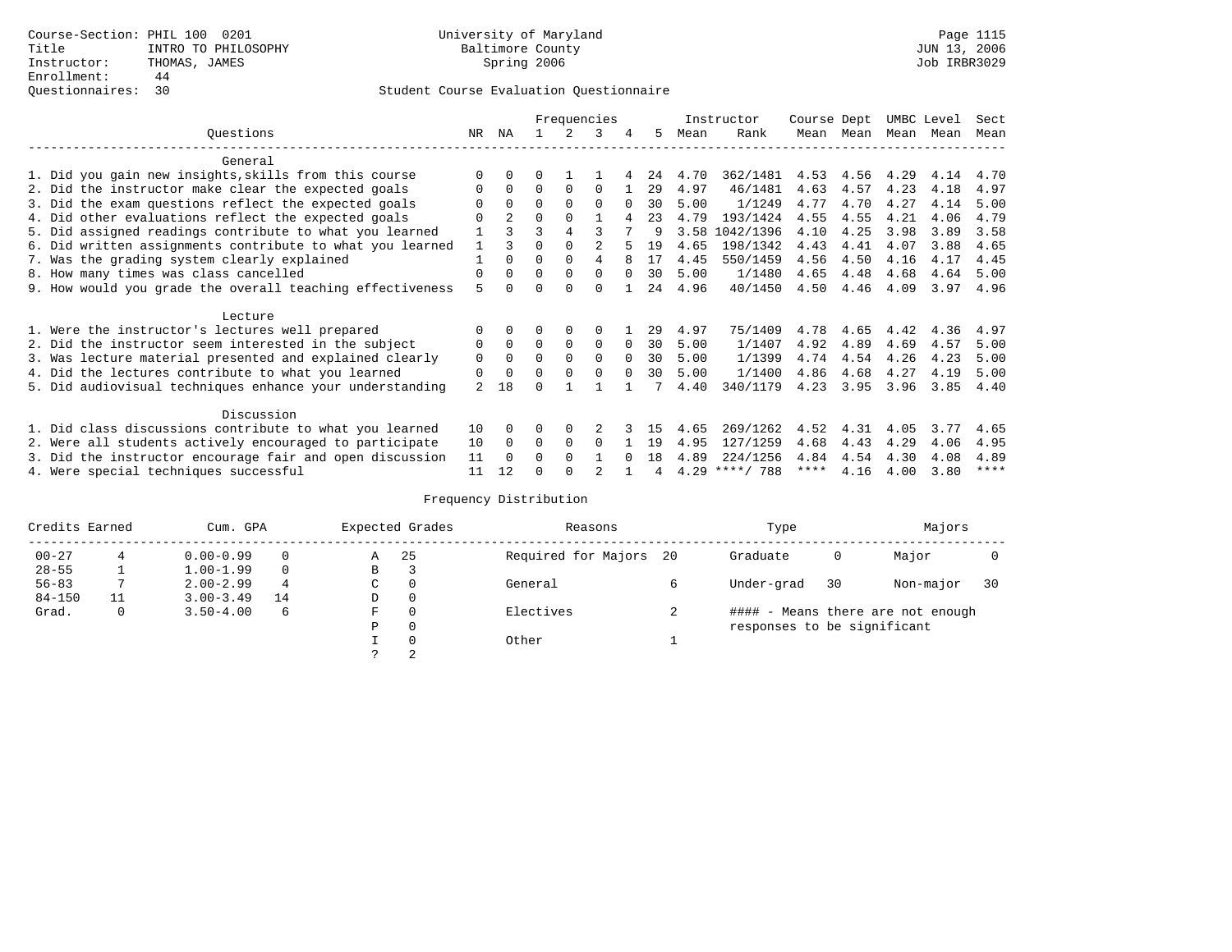Course-Section: PHIL 100 0201
Title: INTRO TO PHILOSOPHY
Instructor: THOMAS, JAMES
Enrollment: 44
Questionnaires: 30

University of Maryland
Baltimore County
Spring 2006

JUN 13, 2006
Job IRBR3029

## Student Course Evaluation Questionnaire

| Questions | NR | NA | 1 | 2 | 3 | 4 | 5 | Instructor Mean | Instructor Rank | Course Mean | Dept Mean | UMBC Mean | Level Mean | Sect Mean |
|---|---|---|---|---|---|---|---|---|---|---|---|---|---|---|
| **General** | | | | | | | | | | | | | | |
| 1. Did you gain new insights,skills from this course | 0 | 0 | 0 | 1 | 1 | 4 | 24 | 4.70 | 362/1481 | 4.53 | 4.56 | 4.29 | 4.14 | 4.70 |
| 2. Did the instructor make clear the expected goals | 0 | 0 | 0 | 0 | 0 | 1 | 29 | 4.97 | 46/1481 | 4.63 | 4.57 | 4.23 | 4.18 | 4.97 |
| 3. Did the exam questions reflect the expected goals | 0 | 0 | 0 | 0 | 0 | 0 | 30 | 5.00 | 1/1249 | 4.77 | 4.70 | 4.27 | 4.14 | 5.00 |
| 4. Did other evaluations reflect the expected goals | 0 | 2 | 0 | 0 | 1 | 4 | 23 | 4.79 | 193/1424 | 4.55 | 4.55 | 4.21 | 4.06 | 4.79 |
| 5. Did assigned readings contribute to what you learned | 1 | 3 | 3 | 4 | 3 | 7 | 9 | 3.58 | 1042/1396 | 4.10 | 4.25 | 3.98 | 3.89 | 3.58 |
| 6. Did written assignments contribute to what you learned | 1 | 3 | 0 | 0 | 2 | 5 | 19 | 4.65 | 198/1342 | 4.43 | 4.41 | 4.07 | 3.88 | 4.65 |
| 7. Was the grading system clearly explained | 1 | 0 | 0 | 0 | 4 | 8 | 17 | 4.45 | 550/1459 | 4.56 | 4.50 | 4.16 | 4.17 | 4.45 |
| 8. How many times was class cancelled | 0 | 0 | 0 | 0 | 0 | 0 | 30 | 5.00 | 1/1480 | 4.65 | 4.48 | 4.68 | 4.64 | 5.00 |
| 9. How would you grade the overall teaching effectiveness | 5 | 0 | 0 | 0 | 0 | 1 | 24 | 4.96 | 40/1450 | 4.50 | 4.46 | 4.09 | 3.97 | 4.96 |
| **Lecture** | | | | | | | | | | | | | | |
| 1. Were the instructor's lectures well prepared | 0 | 0 | 0 | 0 | 0 | 1 | 29 | 4.97 | 75/1409 | 4.78 | 4.65 | 4.42 | 4.36 | 4.97 |
| 2. Did the instructor seem interested in the subject | 0 | 0 | 0 | 0 | 0 | 0 | 30 | 5.00 | 1/1407 | 4.92 | 4.89 | 4.69 | 4.57 | 5.00 |
| 3. Was lecture material presented and explained clearly | 0 | 0 | 0 | 0 | 0 | 0 | 30 | 5.00 | 1/1399 | 4.74 | 4.54 | 4.26 | 4.23 | 5.00 |
| 4. Did the lectures contribute to what you learned | 0 | 0 | 0 | 0 | 0 | 0 | 30 | 5.00 | 1/1400 | 4.86 | 4.68 | 4.27 | 4.19 | 5.00 |
| 5. Did audiovisual techniques enhance your understanding | 2 | 18 | 0 | 1 | 1 | 1 | 7 | 4.40 | 340/1179 | 4.23 | 3.95 | 3.96 | 3.85 | 4.40 |
| **Discussion** | | | | | | | | | | | | | | |
| 1. Did class discussions contribute to what you learned | 10 | 0 | 0 | 0 | 2 | 3 | 15 | 4.65 | 269/1262 | 4.52 | 4.31 | 4.05 | 3.77 | 4.65 |
| 2. Were all students actively encouraged to participate | 10 | 0 | 0 | 0 | 0 | 1 | 19 | 4.95 | 127/1259 | 4.68 | 4.43 | 4.29 | 4.06 | 4.95 |
| 3. Did the instructor encourage fair and open discussion | 11 | 0 | 0 | 0 | 1 | 0 | 18 | 4.89 | 224/1256 | 4.84 | 4.54 | 4.30 | 4.08 | 4.89 |
| 4. Were special techniques successful | 11 | 12 | 0 | 0 | 2 | 1 | 4 | 4.29 | ****/ 788 | **** | 4.16 | 4.00 | 3.80 | **** |

## Frequency Distribution

| Credits Earned | | Cum. GPA | | Expected Grades | | Reasons | | Type | | Majors | |
|---|---|---|---|---|---|---|---|---|---|---|---|
| 00-27 | 4 | 0.00-0.99 | 0 | A | 25 | Required for Majors | 20 | Graduate | 0 | Major | 0 |
| 28-55 | 1 | 1.00-1.99 | 0 | B | 3 | | | | | | |
| 56-83 | 7 | 2.00-2.99 | 4 | C | 0 | General | 6 | Under-grad | 30 | Non-major | 30 |
| 84-150 | 11 | 3.00-3.49 | 14 | D | 0 | | | | | | |
| Grad. | 0 | 3.50-4.00 | 6 | F | 0 | Electives | 2 | #### - Means there are not enough responses to be significant | | | |
| | | | | P | 0 | | | | | | |
| | | | | I | 0 | Other | 1 | | | | |
| | | | | ? | 2 | | | | | | |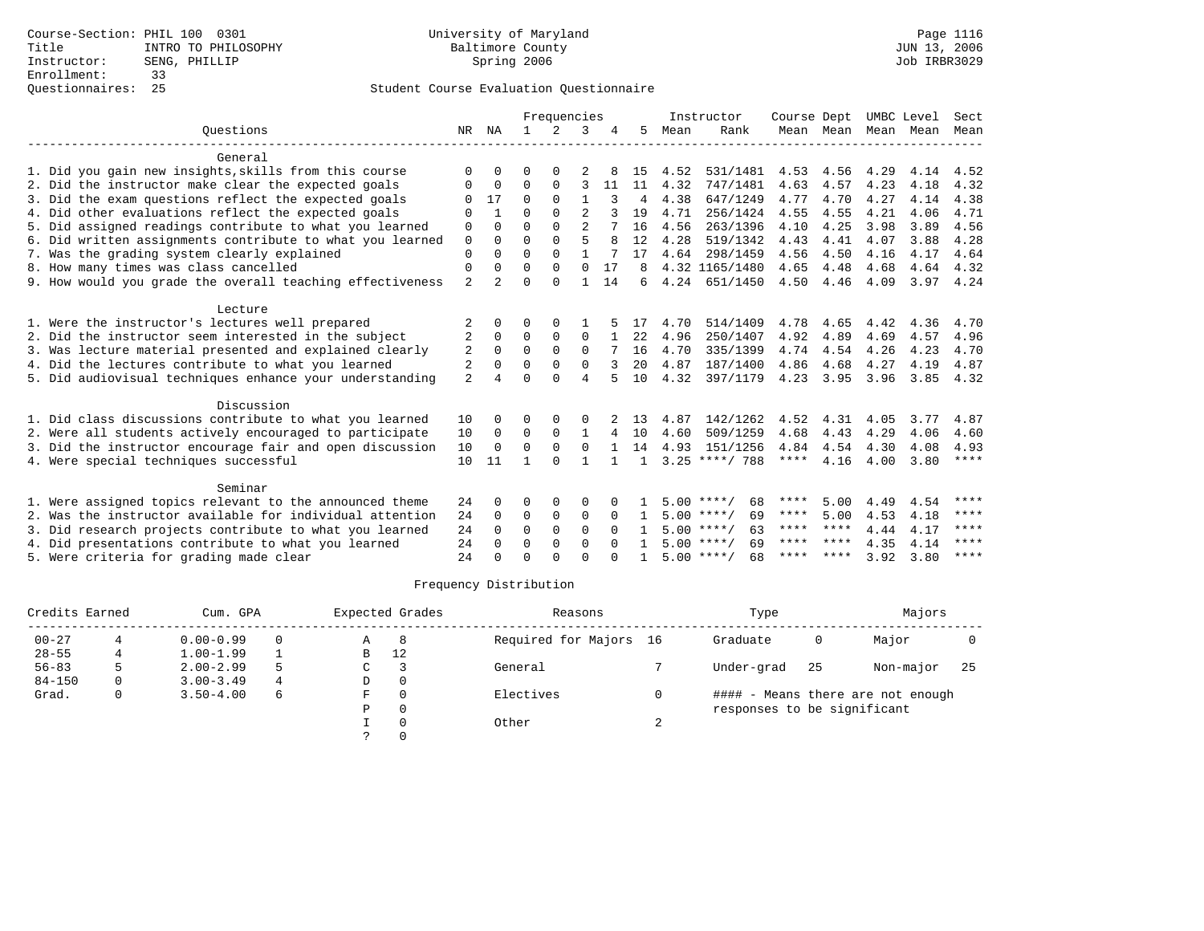Course-Section: PHIL 100 0301
Title: INTRO TO PHILOSOPHY
Instructor: SENG, PHILLIP
Enrollment: 33
Questionnaires: 25

University of Maryland
Baltimore County
Spring 2006

Student Course Evaluation Questionnaire

| Questions | NR | NA | 1 | 2 | 3 | 4 | 5 | Instructor Mean | Instructor Rank | Course Mean | Dept Mean | UMBC Mean | Level Mean | Sect Mean |
|---|---|---|---|---|---|---|---|---|---|---|---|---|---|---|
| **General** | | | | | | | | | | | | | | |
| 1. Did you gain new insights,skills from this course | 0 | 0 | 0 | 0 | 2 | 8 | 15 | 4.52 | 531/1481 | 4.53 | 4.56 | 4.29 | 4.14 | 4.52 |
| 2. Did the instructor make clear the expected goals | 0 | 0 | 0 | 0 | 3 | 11 | 11 | 4.32 | 747/1481 | 4.63 | 4.57 | 4.23 | 4.18 | 4.32 |
| 3. Did the exam questions reflect the expected goals | 0 | 17 | 0 | 0 | 1 | 3 | 4 | 4.38 | 647/1249 | 4.77 | 4.70 | 4.27 | 4.14 | 4.38 |
| 4. Did other evaluations reflect the expected goals | 0 | 1 | 0 | 0 | 2 | 3 | 19 | 4.71 | 256/1424 | 4.55 | 4.55 | 4.21 | 4.06 | 4.71 |
| 5. Did assigned readings contribute to what you learned | 0 | 0 | 0 | 0 | 2 | 7 | 16 | 4.56 | 263/1396 | 4.10 | 4.25 | 3.98 | 3.89 | 4.56 |
| 6. Did written assignments contribute to what you learned | 0 | 0 | 0 | 0 | 5 | 8 | 12 | 4.28 | 519/1342 | 4.43 | 4.41 | 4.07 | 3.88 | 4.28 |
| 7. Was the grading system clearly explained | 0 | 0 | 0 | 0 | 1 | 7 | 17 | 4.64 | 298/1459 | 4.56 | 4.50 | 4.16 | 4.17 | 4.64 |
| 8. How many times was class cancelled | 0 | 0 | 0 | 0 | 0 | 17 | 8 | 4.32 | 1165/1480 | 4.65 | 4.48 | 4.68 | 4.64 | 4.32 |
| 9. How would you grade the overall teaching effectiveness | 2 | 2 | 0 | 0 | 1 | 14 | 6 | 4.24 | 651/1450 | 4.50 | 4.46 | 4.09 | 3.97 | 4.24 |
| **Lecture** | | | | | | | | | | | | | | |
| 1. Were the instructor's lectures well prepared | 2 | 0 | 0 | 0 | 1 | 5 | 17 | 4.70 | 514/1409 | 4.78 | 4.65 | 4.42 | 4.36 | 4.70 |
| 2. Did the instructor seem interested in the subject | 2 | 0 | 0 | 0 | 0 | 1 | 22 | 4.96 | 250/1407 | 4.92 | 4.89 | 4.69 | 4.57 | 4.96 |
| 3. Was lecture material presented and explained clearly | 2 | 0 | 0 | 0 | 0 | 7 | 16 | 4.70 | 335/1399 | 4.74 | 4.54 | 4.26 | 4.23 | 4.70 |
| 4. Did the lectures contribute to what you learned | 2 | 0 | 0 | 0 | 0 | 3 | 20 | 4.87 | 187/1400 | 4.86 | 4.68 | 4.27 | 4.19 | 4.87 |
| 5. Did audiovisual techniques enhance your understanding | 2 | 4 | 0 | 0 | 4 | 5 | 10 | 4.32 | 397/1179 | 4.23 | 3.95 | 3.96 | 3.85 | 4.32 |
| **Discussion** | | | | | | | | | | | | | | |
| 1. Did class discussions contribute to what you learned | 10 | 0 | 0 | 0 | 0 | 2 | 13 | 4.87 | 142/1262 | 4.52 | 4.31 | 4.05 | 3.77 | 4.87 |
| 2. Were all students actively encouraged to participate | 10 | 0 | 0 | 0 | 1 | 4 | 10 | 4.60 | 509/1259 | 4.68 | 4.43 | 4.29 | 4.06 | 4.60 |
| 3. Did the instructor encourage fair and open discussion | 10 | 0 | 0 | 0 | 0 | 1 | 14 | 4.93 | 151/1256 | 4.84 | 4.54 | 4.30 | 4.08 | 4.93 |
| 4. Were special techniques successful | 10 | 11 | 1 | 0 | 1 | 1 | 1 | 3.25 | ****/ 788 | **** | 4.16 | 4.00 | 3.80 | **** |
| **Seminar** | | | | | | | | | | | | | | |
| 1. Were assigned topics relevant to the announced theme | 24 | 0 | 0 | 0 | 0 | 0 | 1 | 5.00 | ****/ 68 | **** | 5.00 | 4.49 | 4.54 | **** |
| 2. Was the instructor available for individual attention | 24 | 0 | 0 | 0 | 0 | 0 | 1 | 5.00 | ****/ 69 | **** | 5.00 | 4.53 | 4.18 | **** |
| 3. Did research projects contribute to what you learned | 24 | 0 | 0 | 0 | 0 | 0 | 1 | 5.00 | ****/ 63 | **** | **** | 4.44 | 4.17 | **** |
| 4. Did presentations contribute to what you learned | 24 | 0 | 0 | 0 | 0 | 0 | 1 | 5.00 | ****/ 69 | **** | **** | 4.35 | 4.14 | **** |
| 5. Were criteria for grading made clear | 24 | 0 | 0 | 0 | 0 | 0 | 1 | 5.00 | ****/ 68 | **** | **** | 3.92 | 3.80 | **** |

## Frequency Distribution

| Credits Earned | | Cum. GPA | | Expected Grades | | Reasons | | Type | | Majors | |
|---|---|---|---|---|---|---|---|---|---|---|---|
| 00-27 | 4 | 0.00-0.99 | 0 | A | 8 | Required for Majors | 16 | Graduate | 0 | Major | 0 |
| 28-55 | 4 | 1.00-1.99 | 1 | B | 12 | | | | | | |
| 56-83 | 5 | 2.00-2.99 | 5 | C | 3 | General | 7 | Under-grad | 25 | Non-major | 25 |
| 84-150 | 0 | 3.00-3.49 | 4 | D | 0 | | | | | | |
| Grad. | 0 | 3.50-4.00 | 6 | F | 0 | Electives | 0 | #### - Means there are not enough responses to be significant | | | |
| | | | | P | 0 | | | | | | |
| | | | | I | 0 | Other | 2 | | | | |
| | | | | ? | 0 | | | | | | |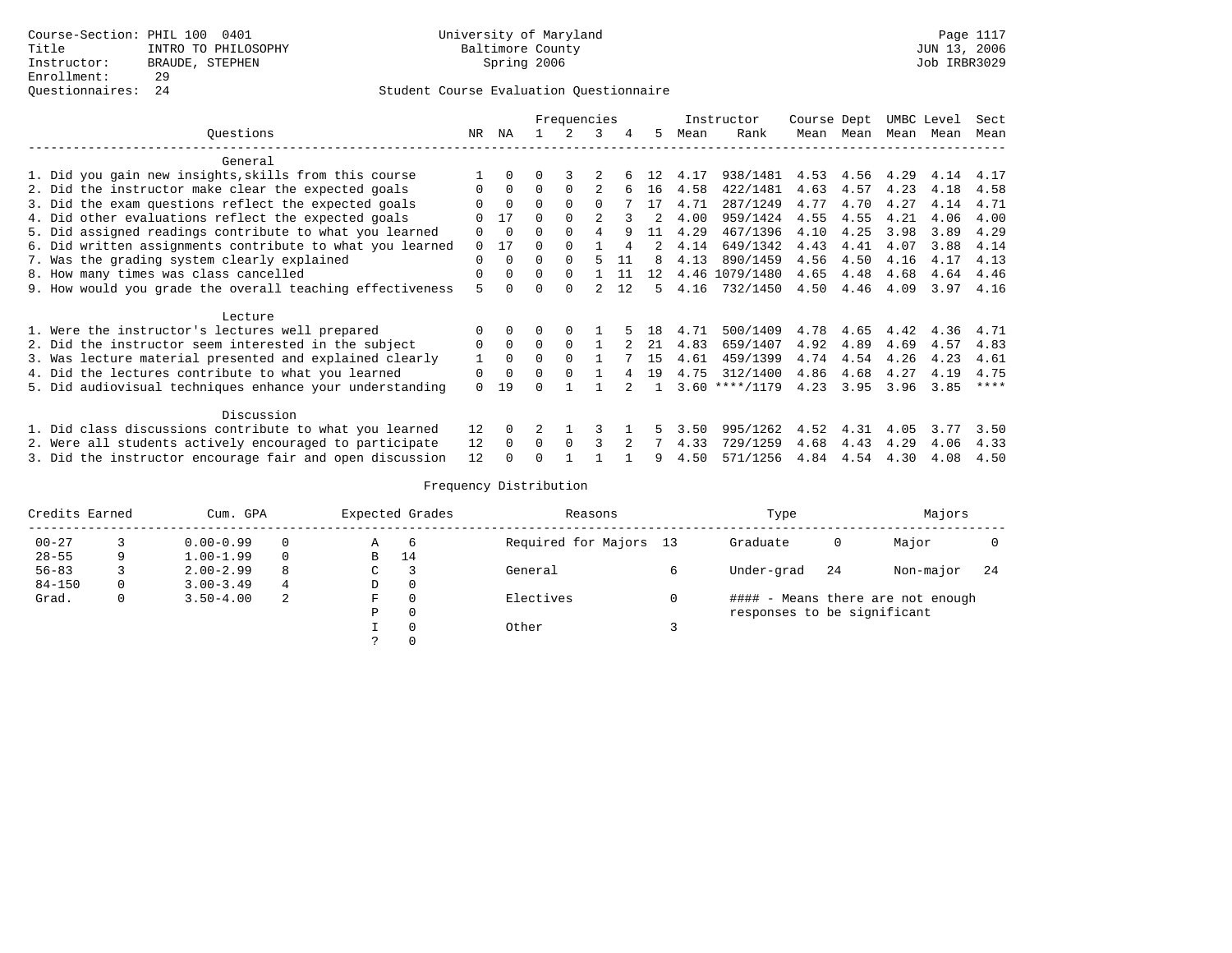Course-Section: PHIL 100 0401
Title: INTRO TO PHILOSOPHY
Instructor: BRAUDE, STEPHEN
Enrollment: 29
Questionnaires: 24

University of Maryland
Baltimore County
Spring 2006

Page 1117
JUN 13, 2006
Job IRBR3029

## Student Course Evaluation Questionnaire

| Questions | NR | NA | 1 | 2 | 3 | 4 | 5 | Instructor Mean | Instructor Rank | Course Dept Mean | Course Dept Mean | UMBC Level Mean | UMBC Level Mean | Sect Mean |
|---|---|---|---|---|---|---|---|---|---|---|---|---|---|---|
| **General** | | | | | | | | | | | | | | |
| 1. Did you gain new insights,skills from this course | 1 | 0 | 0 | 3 | 2 | 6 | 12 | 4.17 | 938/1481 | 4.53 | 4.56 | 4.29 | 4.14 | 4.17 |
| 2. Did the instructor make clear the expected goals | 0 | 0 | 0 | 0 | 2 | 6 | 16 | 4.58 | 422/1481 | 4.63 | 4.57 | 4.23 | 4.18 | 4.58 |
| 3. Did the exam questions reflect the expected goals | 0 | 0 | 0 | 0 | 0 | 7 | 17 | 4.71 | 287/1249 | 4.77 | 4.70 | 4.27 | 4.14 | 4.71 |
| 4. Did other evaluations reflect the expected goals | 0 | 17 | 0 | 0 | 2 | 3 | 2 | 4.00 | 959/1424 | 4.55 | 4.55 | 4.21 | 4.06 | 4.00 |
| 5. Did assigned readings contribute to what you learned | 0 | 0 | 0 | 0 | 4 | 9 | 11 | 4.29 | 467/1396 | 4.10 | 4.25 | 3.98 | 3.89 | 4.29 |
| 6. Did written assignments contribute to what you learned | 0 | 17 | 0 | 0 | 1 | 4 | 2 | 4.14 | 649/1342 | 4.43 | 4.41 | 4.07 | 3.88 | 4.14 |
| 7. Was the grading system clearly explained | 0 | 0 | 0 | 0 | 5 | 11 | 8 | 4.13 | 890/1459 | 4.56 | 4.50 | 4.16 | 4.17 | 4.13 |
| 8. How many times was class cancelled | 0 | 0 | 0 | 0 | 1 | 11 | 12 | 4.46 | 1079/1480 | 4.65 | 4.48 | 4.68 | 4.64 | 4.46 |
| 9. How would you grade the overall teaching effectiveness | 5 | 0 | 0 | 0 | 2 | 12 | 5 | 4.16 | 732/1450 | 4.50 | 4.46 | 4.09 | 3.97 | 4.16 |
| **Lecture** | | | | | | | | | | | | | | |
| 1. Were the instructor's lectures well prepared | 0 | 0 | 0 | 0 | 1 | 5 | 18 | 4.71 | 500/1409 | 4.78 | 4.65 | 4.42 | 4.36 | 4.71 |
| 2. Did the instructor seem interested in the subject | 0 | 0 | 0 | 0 | 1 | 2 | 21 | 4.83 | 659/1407 | 4.92 | 4.89 | 4.69 | 4.57 | 4.83 |
| 3. Was lecture material presented and explained clearly | 1 | 0 | 0 | 0 | 1 | 7 | 15 | 4.61 | 459/1399 | 4.74 | 4.54 | 4.26 | 4.23 | 4.61 |
| 4. Did the lectures contribute to what you learned | 0 | 0 | 0 | 0 | 1 | 4 | 19 | 4.75 | 312/1400 | 4.86 | 4.68 | 4.27 | 4.19 | 4.75 |
| 5. Did audiovisual techniques enhance your understanding | 0 | 19 | 0 | 1 | 1 | 2 | 1 | 3.60 | ****/1179 | 4.23 | 3.95 | 3.96 | 3.85 | **** |
| **Discussion** | | | | | | | | | | | | | | |
| 1. Did class discussions contribute to what you learned | 12 | 0 | 2 | 1 | 3 | 1 | 5 | 3.50 | 995/1262 | 4.52 | 4.31 | 4.05 | 3.77 | 3.50 |
| 2. Were all students actively encouraged to participate | 12 | 0 | 0 | 0 | 3 | 2 | 7 | 4.33 | 729/1259 | 4.68 | 4.43 | 4.29 | 4.06 | 4.33 |
| 3. Did the instructor encourage fair and open discussion | 12 | 0 | 0 | 1 | 1 | 1 | 9 | 4.50 | 571/1256 | 4.84 | 4.54 | 4.30 | 4.08 | 4.50 |

## Frequency Distribution

| Credits Earned | | Cum. GPA | | Expected Grades | | Reasons | | Type | | Majors | |
|---|---|---|---|---|---|---|---|---|---|---|---|
| 00-27 | 3 | 0.00-0.99 | 0 | A | 6 | Required for Majors | 13 | Graduate | 0 | Major | 0 |
| 28-55 | 9 | 1.00-1.99 | 0 | B | 14 | | | | | | |
| 56-83 | 3 | 2.00-2.99 | 8 | C | 3 | General | 6 | Under-grad | 24 | Non-major | 24 |
| 84-150 | 0 | 3.00-3.49 | 4 | D | 0 | | | | | | |
| Grad. | 0 | 3.50-4.00 | 2 | F | 0 | Electives | 0 | #### - Means there are not enough responses to be significant | | | |
| | | | | P | 0 | | | | | | |
| | | | | I | 0 | Other | 3 | | | | |
| | | | | ? | 0 | | | | | | |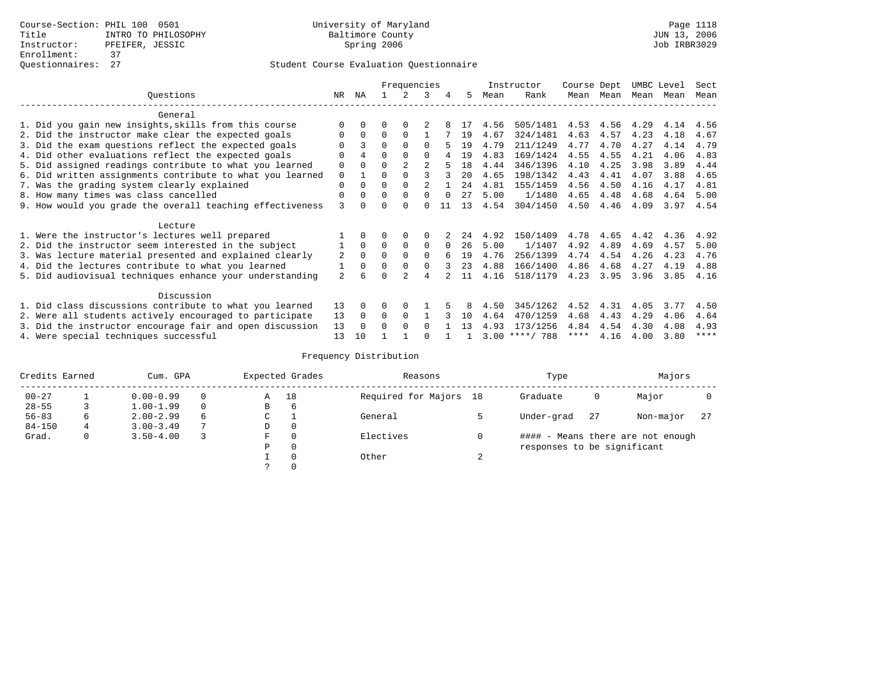Course-Section: PHIL 100 0501
Title: INTRO TO PHILOSOPHY
Instructor: PFEIFER, JESSIC
Enrollment: 37
Questionnaires: 27

University of Maryland
Baltimore County
Spring 2006

Page 1118
JUN 13, 2006
Job IRBR3029

## Student Course Evaluation Questionnaire

| Questions | NR | NA | 1 | 2 | 3 | 4 | 5 | Instructor Mean | Instructor Rank | Course Mean | Dept Mean | UMBC Level Mean | Level Mean | Sect Mean |
|---|---|---|---|---|---|---|---|---|---|---|---|---|---|---|
| **General** | | | | | | | | | | | | | | |
| 1. Did you gain new insights,skills from this course | 0 | 0 | 0 | 0 | 2 | 8 | 17 | 4.56 | 505/1481 | 4.53 | 4.56 | 4.29 | 4.14 | 4.56 |
| 2. Did the instructor make clear the expected goals | 0 | 0 | 0 | 0 | 1 | 7 | 19 | 4.67 | 324/1481 | 4.63 | 4.57 | 4.23 | 4.18 | 4.67 |
| 3. Did the exam questions reflect the expected goals | 0 | 3 | 0 | 0 | 0 | 5 | 19 | 4.79 | 211/1249 | 4.77 | 4.70 | 4.27 | 4.14 | 4.79 |
| 4. Did other evaluations reflect the expected goals | 0 | 4 | 0 | 0 | 0 | 4 | 19 | 4.83 | 169/1424 | 4.55 | 4.55 | 4.21 | 4.06 | 4.83 |
| 5. Did assigned readings contribute to what you learned | 0 | 0 | 0 | 2 | 2 | 5 | 18 | 4.44 | 346/1396 | 4.10 | 4.25 | 3.98 | 3.89 | 4.44 |
| 6. Did written assignments contribute to what you learned | 0 | 1 | 0 | 0 | 3 | 3 | 20 | 4.65 | 198/1342 | 4.43 | 4.41 | 4.07 | 3.88 | 4.65 |
| 7. Was the grading system clearly explained | 0 | 0 | 0 | 0 | 2 | 1 | 24 | 4.81 | 155/1459 | 4.56 | 4.50 | 4.16 | 4.17 | 4.81 |
| 8. How many times was class cancelled | 0 | 0 | 0 | 0 | 0 | 0 | 27 | 5.00 | 1/1480 | 4.65 | 4.48 | 4.68 | 4.64 | 5.00 |
| 9. How would you grade the overall teaching effectiveness | 3 | 0 | 0 | 0 | 0 | 11 | 13 | 4.54 | 304/1450 | 4.50 | 4.46 | 4.09 | 3.97 | 4.54 |
| **Lecture** | | | | | | | | | | | | | | |
| 1. Were the instructor's lectures well prepared | 1 | 0 | 0 | 0 | 0 | 2 | 24 | 4.92 | 150/1409 | 4.78 | 4.65 | 4.42 | 4.36 | 4.92 |
| 2. Did the instructor seem interested in the subject | 1 | 0 | 0 | 0 | 0 | 0 | 26 | 5.00 | 1/1407 | 4.92 | 4.89 | 4.69 | 4.57 | 5.00 |
| 3. Was lecture material presented and explained clearly | 2 | 0 | 0 | 0 | 0 | 6 | 19 | 4.76 | 256/1399 | 4.74 | 4.54 | 4.26 | 4.23 | 4.76 |
| 4. Did the lectures contribute to what you learned | 1 | 0 | 0 | 0 | 0 | 3 | 23 | 4.88 | 166/1400 | 4.86 | 4.68 | 4.27 | 4.19 | 4.88 |
| 5. Did audiovisual techniques enhance your understanding | 2 | 6 | 0 | 2 | 4 | 2 | 11 | 4.16 | 518/1179 | 4.23 | 3.95 | 3.96 | 3.85 | 4.16 |
| **Discussion** | | | | | | | | | | | | | | |
| 1. Did class discussions contribute to what you learned | 13 | 0 | 0 | 0 | 1 | 5 | 8 | 4.50 | 345/1262 | 4.52 | 4.31 | 4.05 | 3.77 | 4.50 |
| 2. Were all students actively encouraged to participate | 13 | 0 | 0 | 0 | 1 | 3 | 10 | 4.64 | 470/1259 | 4.68 | 4.43 | 4.29 | 4.06 | 4.64 |
| 3. Did the instructor encourage fair and open discussion | 13 | 0 | 0 | 0 | 0 | 1 | 13 | 4.93 | 173/1256 | 4.84 | 4.54 | 4.30 | 4.08 | 4.93 |
| 4. Were special techniques successful | 13 | 10 | 1 | 1 | 0 | 1 | 1 | 3.00 | ****/ 788 | **** | 4.16 | 4.00 | 3.80 | **** |

## Frequency Distribution

| Credits Earned | | Cum. GPA | | Expected Grades | | Reasons | | Type | | Majors | |
|---|---|---|---|---|---|---|---|---|---|---|---|
| 00-27 | 1 | 0.00-0.99 | 0 | A | 18 | Required for Majors | 18 | Graduate | 0 | Major | 0 |
| 28-55 | 3 | 1.00-1.99 | 0 | B | 6 | | | | | | |
| 56-83 | 6 | 2.00-2.99 | 6 | C | 1 | General | 5 | Under-grad | 27 | Non-major | 27 |
| 84-150 | 4 | 3.00-3.49 | 7 | D | 0 | | | | | | |
| Grad. | 0 | 3.50-4.00 | 3 | F | 0 | Electives | 0 | | | | |
| | | | | P | 0 | | | | | | |
| | | | | I | 0 | Other | 2 | | | | |
| | | | | ? | 0 | | | | | | |

#### - Means there are not enough responses to be significant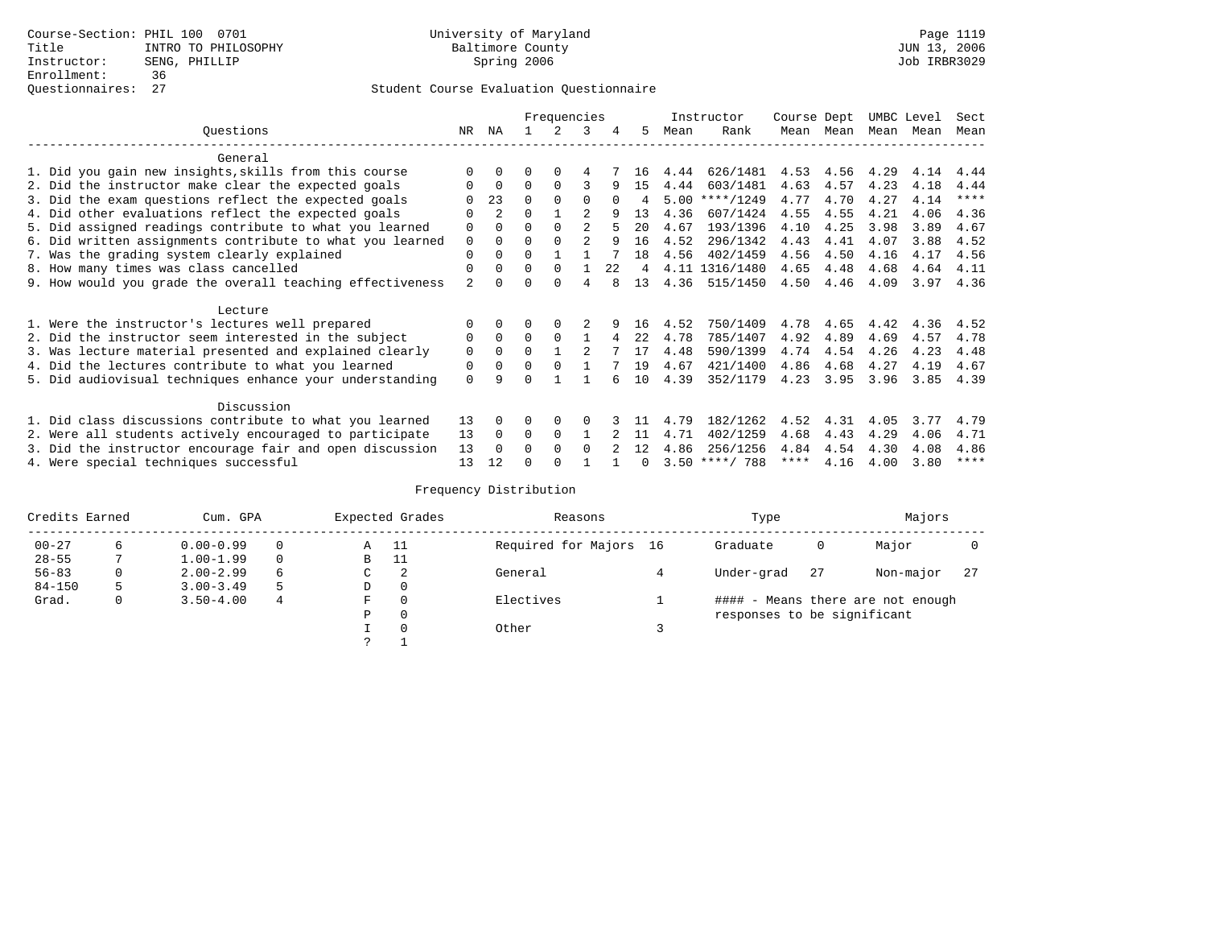Course-Section: PHIL 100 0701
Title: INTRO TO PHILOSOPHY
Instructor: SENG, PHILLIP
Enrollment: 36
Questionnaires: 27

University of Maryland
Baltimore County
Spring 2006

Page 1119
JUN 13, 2006
Job IRBR3029

## Student Course Evaluation Questionnaire

| Questions | NR | NA | 1 | 2 | 3 | 4 | 5 | Instructor Mean | Instructor Rank | Course Mean | Dept Mean | UMBC Level Mean | Level Mean | Sect Mean |
|---|---|---|---|---|---|---|---|---|---|---|---|---|---|---|
| **General** | | | | | | | | | | | | | | |
| 1. Did you gain new insights,skills from this course | 0 | 0 | 0 | 0 | 4 | 7 | 16 | 4.44 | 626/1481 | 4.53 | 4.56 | 4.29 | 4.14 | 4.44 |
| 2. Did the instructor make clear the expected goals | 0 | 0 | 0 | 0 | 3 | 9 | 15 | 4.44 | 603/1481 | 4.63 | 4.57 | 4.23 | 4.18 | 4.44 |
| 3. Did the exam questions reflect the expected goals | 0 | 23 | 0 | 0 | 0 | 0 | 4 | 5.00 | ****/1249 | 4.77 | 4.70 | 4.27 | 4.14 | **** |
| 4. Did other evaluations reflect the expected goals | 0 | 2 | 0 | 1 | 2 | 9 | 13 | 4.36 | 607/1424 | 4.55 | 4.55 | 4.21 | 4.06 | 4.36 |
| 5. Did assigned readings contribute to what you learned | 0 | 0 | 0 | 0 | 2 | 5 | 20 | 4.67 | 193/1396 | 4.10 | 4.25 | 3.98 | 3.89 | 4.67 |
| 6. Did written assignments contribute to what you learned | 0 | 0 | 0 | 0 | 2 | 9 | 16 | 4.52 | 296/1342 | 4.43 | 4.41 | 4.07 | 3.88 | 4.52 |
| 7. Was the grading system clearly explained | 0 | 0 | 0 | 1 | 1 | 7 | 18 | 4.56 | 402/1459 | 4.56 | 4.50 | 4.16 | 4.17 | 4.56 |
| 8. How many times was class cancelled | 0 | 0 | 0 | 0 | 1 | 22 | 4 | 4.11 | 1316/1480 | 4.65 | 4.48 | 4.68 | 4.64 | 4.11 |
| 9. How would you grade the overall teaching effectiveness | 2 | 0 | 0 | 0 | 4 | 8 | 13 | 4.36 | 515/1450 | 4.50 | 4.46 | 4.09 | 3.97 | 4.36 |
| **Lecture** | | | | | | | | | | | | | | |
| 1. Were the instructor's lectures well prepared | 0 | 0 | 0 | 0 | 2 | 9 | 16 | 4.52 | 750/1409 | 4.78 | 4.65 | 4.42 | 4.36 | 4.52 |
| 2. Did the instructor seem interested in the subject | 0 | 0 | 0 | 0 | 1 | 4 | 22 | 4.78 | 785/1407 | 4.92 | 4.89 | 4.69 | 4.57 | 4.78 |
| 3. Was lecture material presented and explained clearly | 0 | 0 | 0 | 1 | 2 | 7 | 17 | 4.48 | 590/1399 | 4.74 | 4.54 | 4.26 | 4.23 | 4.48 |
| 4. Did the lectures contribute to what you learned | 0 | 0 | 0 | 0 | 1 | 7 | 19 | 4.67 | 421/1400 | 4.86 | 4.68 | 4.27 | 4.19 | 4.67 |
| 5. Did audiovisual techniques enhance your understanding | 0 | 9 | 0 | 1 | 1 | 6 | 10 | 4.39 | 352/1179 | 4.23 | 3.95 | 3.96 | 3.85 | 4.39 |
| **Discussion** | | | | | | | | | | | | | | |
| 1. Did class discussions contribute to what you learned | 13 | 0 | 0 | 0 | 0 | 3 | 11 | 4.79 | 182/1262 | 4.52 | 4.31 | 4.05 | 3.77 | 4.79 |
| 2. Were all students actively encouraged to participate | 13 | 0 | 0 | 0 | 1 | 2 | 11 | 4.71 | 402/1259 | 4.68 | 4.43 | 4.29 | 4.06 | 4.71 |
| 3. Did the instructor encourage fair and open discussion | 13 | 0 | 0 | 0 | 0 | 2 | 12 | 4.86 | 256/1256 | 4.84 | 4.54 | 4.30 | 4.08 | 4.86 |
| 4. Were special techniques successful | 13 | 12 | 0 | 0 | 1 | 1 | 0 | 3.50 | ****/ 788 | **** | 4.16 | 4.00 | 3.80 | **** |

### Frequency Distribution

| Credits Earned | | Cum. GPA | | Expected Grades | | Reasons | | Type | | Majors | |
|---|---|---|---|---|---|---|---|---|---|---|---|
| 00-27 | 6 | 0.00-0.99 | 0 | A | 11 | Required for Majors | 16 | Graduate | 0 | Major | 0 |
| 28-55 | 7 | 1.00-1.99 | 0 | B | 11 | | | | | | |
| 56-83 | 0 | 2.00-2.99 | 6 | C | 2 | General | 4 | Under-grad | 27 | Non-major | 27 |
| 84-150 | 5 | 3.00-3.49 | 5 | D | 0 | | | | | | |
| Grad. | 0 | 3.50-4.00 | 4 | F | 0 | Electives | 1 | #### - Means there are not enough responses to be significant | | | |
| | | | | P | 0 | | | | | | |
| | | | | I | 0 | Other | 3 | | | | |
| | | | | ? | 1 | | | | | | |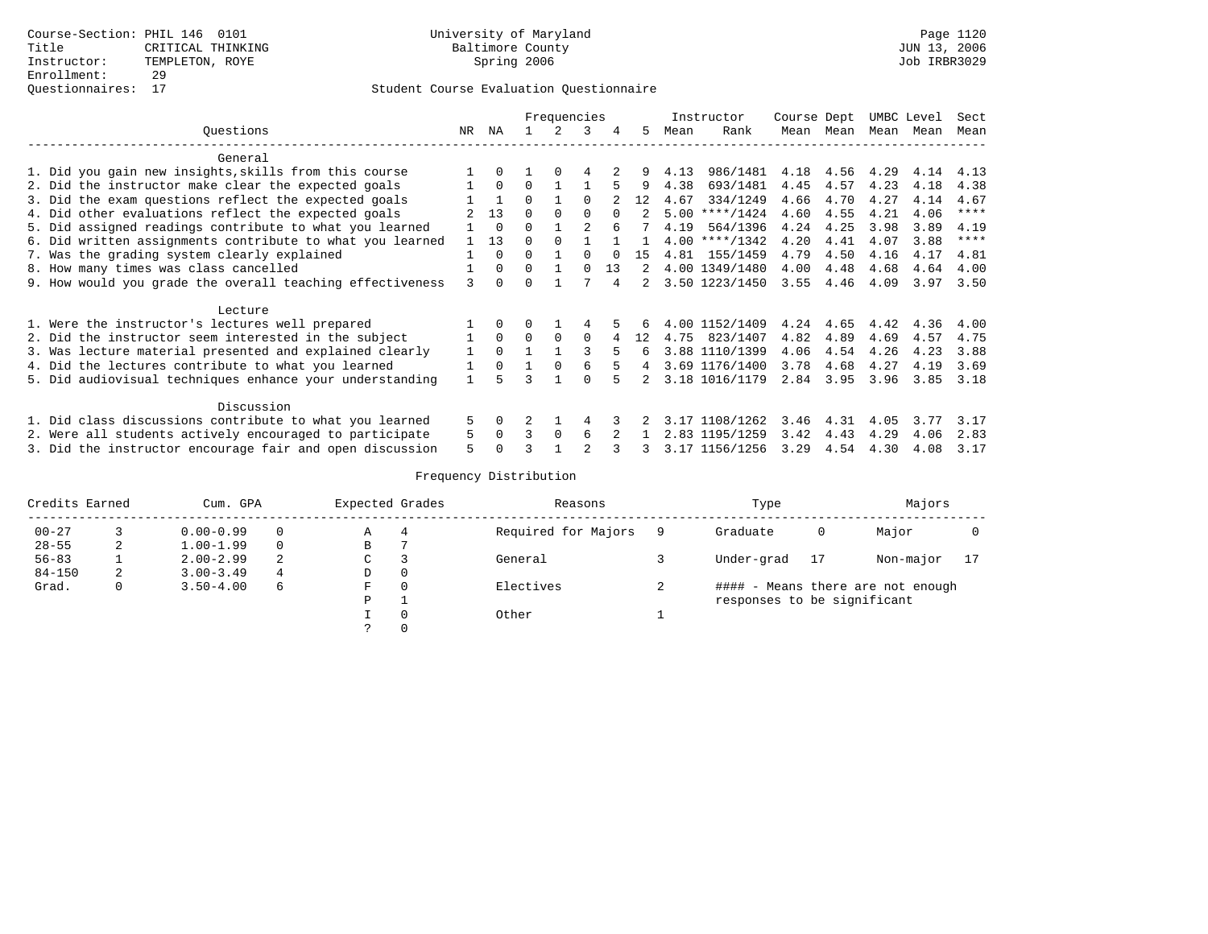Course-Section: PHIL 146 0101
Title: CRITICAL THINKING
Instructor: TEMPLETON, ROYE
Enrollment: 29
Questionnaires: 17

University of Maryland
Baltimore County
Spring 2006

Page 1120
JUN 13, 2006
Job IRBR3029

## Student Course Evaluation Questionnaire

| Questions | NR | NA | 1 | 2 | 3 | 4 | 5 | Instructor Mean | Instructor Rank | Course Mean | Dept Mean | UMBC Mean | Level Mean | Sect Mean |
|---|---|---|---|---|---|---|---|---|---|---|---|---|---|---|
| **General** | | | | | | | | | | | | | | |
| 1. Did you gain new insights,skills from this course | 1 | 0 | 1 | 0 | 4 | 2 | 9 | 4.13 | 986/1481 | 4.18 | 4.56 | 4.29 | 4.14 | 4.13 |
| 2. Did the instructor make clear the expected goals | 1 | 0 | 0 | 1 | 1 | 5 | 9 | 4.38 | 693/1481 | 4.45 | 4.57 | 4.23 | 4.18 | 4.38 |
| 3. Did the exam questions reflect the expected goals | 1 | 1 | 0 | 1 | 0 | 2 | 12 | 4.67 | 334/1249 | 4.66 | 4.70 | 4.27 | 4.14 | 4.67 |
| 4. Did other evaluations reflect the expected goals | 2 | 13 | 0 | 0 | 0 | 0 | 2 | 5.00 | ****/1424 | 4.60 | 4.55 | 4.21 | 4.06 | **** |
| 5. Did assigned readings contribute to what you learned | 1 | 0 | 0 | 1 | 2 | 6 | 7 | 4.19 | 564/1396 | 4.24 | 4.25 | 3.98 | 3.89 | 4.19 |
| 6. Did written assignments contribute to what you learned | 1 | 13 | 0 | 0 | 1 | 1 | 1 | 4.00 | ****/1342 | 4.20 | 4.41 | 4.07 | 3.88 | **** |
| 7. Was the grading system clearly explained | 1 | 0 | 0 | 1 | 0 | 0 | 15 | 4.81 | 155/1459 | 4.79 | 4.50 | 4.16 | 4.17 | 4.81 |
| 8. How many times was class cancelled | 1 | 0 | 0 | 1 | 0 | 13 | 2 | 4.00 | 1349/1480 | 4.00 | 4.48 | 4.68 | 4.64 | 4.00 |
| 9. How would you grade the overall teaching effectiveness | 3 | 0 | 0 | 1 | 7 | 4 | 2 | 3.50 | 1223/1450 | 3.55 | 4.46 | 4.09 | 3.97 | 3.50 |
| **Lecture** | | | | | | | | | | | | | | |
| 1. Were the instructor's lectures well prepared | 1 | 0 | 0 | 1 | 4 | 5 | 6 | 4.00 | 1152/1409 | 4.24 | 4.65 | 4.42 | 4.36 | 4.00 |
| 2. Did the instructor seem interested in the subject | 1 | 0 | 0 | 0 | 0 | 4 | 12 | 4.75 | 823/1407 | 4.82 | 4.89 | 4.69 | 4.57 | 4.75 |
| 3. Was lecture material presented and explained clearly | 1 | 0 | 1 | 1 | 3 | 5 | 6 | 3.88 | 1110/1399 | 4.06 | 4.54 | 4.26 | 4.23 | 3.88 |
| 4. Did the lectures contribute to what you learned | 1 | 0 | 1 | 0 | 6 | 5 | 4 | 3.69 | 1176/1400 | 3.78 | 4.68 | 4.27 | 4.19 | 3.69 |
| 5. Did audiovisual techniques enhance your understanding | 1 | 5 | 3 | 1 | 0 | 5 | 2 | 3.18 | 1016/1179 | 2.84 | 3.95 | 3.96 | 3.85 | 3.18 |
| **Discussion** | | | | | | | | | | | | | | |
| 1. Did class discussions contribute to what you learned | 5 | 0 | 2 | 1 | 4 | 3 | 2 | 3.17 | 1108/1262 | 3.46 | 4.31 | 4.05 | 3.77 | 3.17 |
| 2. Were all students actively encouraged to participate | 5 | 0 | 3 | 0 | 6 | 2 | 1 | 2.83 | 1195/1259 | 3.42 | 4.43 | 4.29 | 4.06 | 2.83 |
| 3. Did the instructor encourage fair and open discussion | 5 | 0 | 3 | 1 | 2 | 3 | 3 | 3.17 | 1156/1256 | 3.29 | 4.54 | 4.30 | 4.08 | 3.17 |

## Frequency Distribution

| Credits Earned | | Cum. GPA | | Expected Grades | | Reasons | | Type | | Majors | |
|---|---|---|---|---|---|---|---|---|---|---|---|
| 00-27 | 3 | 0.00-0.99 | 0 | A | 4 | Required for Majors | 9 | Graduate | 0 | Major | 0 |
| 28-55 | 2 | 1.00-1.99 | 0 | B | 7 | | | | | | |
| 56-83 | 1 | 2.00-2.99 | 2 | C | 3 | General | 3 | Under-grad | 17 | Non-major | 17 |
| 84-150 | 2 | 3.00-3.49 | 4 | D | 0 | | | | | | |
| Grad. | 0 | 3.50-4.00 | 6 | F | 0 | Electives | 2 | #### - Means there are not enough responses to be significant | | | |
| | | | | P | 1 | | | | | | |
| | | | | I | 0 | Other | 1 | | | | |
| | | | | ? | 0 | | | | | | |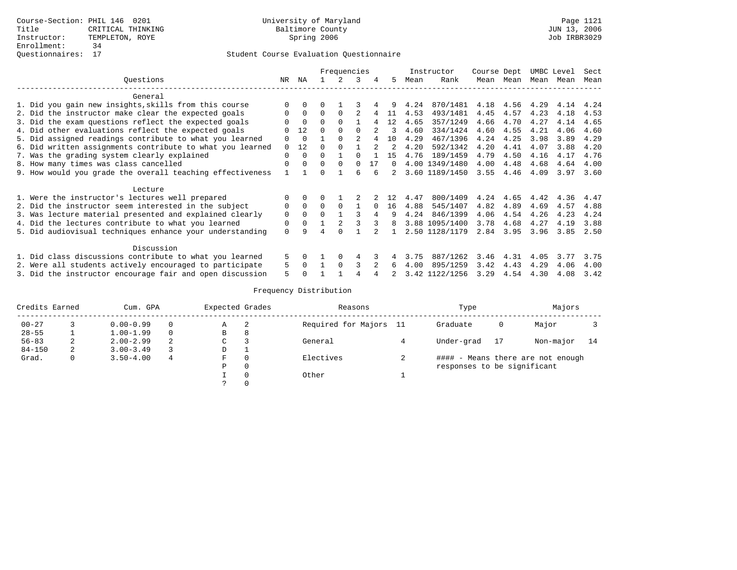Course-Section: PHIL 146 0201
Title: CRITICAL THINKING
Instructor: TEMPLETON, ROYE
Enrollment: 34
Questionnaires: 17

University of Maryland
Baltimore County
Spring 2006

Page 1121
JUN 13, 2006
Job IRBR3029

## Student Course Evaluation Questionnaire

| Questions | NR | NA | 1 | 2 | 3 | 4 | 5 | Instructor Mean | Rank | Course Mean | Dept Mean | UMBC Mean | Level Mean | Sect Mean |
|---|---|---|---|---|---|---|---|---|---|---|---|---|---|---|
| **General** | | | | | | | | | | | | | | |
| 1. Did you gain new insights,skills from this course | 0 | 0 | 0 | 1 | 3 | 4 | 9 | 4.24 | 870/1481 | 4.18 | 4.56 | 4.29 | 4.14 | 4.24 |
| 2. Did the instructor make clear the expected goals | 0 | 0 | 0 | 0 | 2 | 4 | 11 | 4.53 | 493/1481 | 4.45 | 4.57 | 4.23 | 4.18 | 4.53 |
| 3. Did the exam questions reflect the expected goals | 0 | 0 | 0 | 0 | 1 | 4 | 12 | 4.65 | 357/1249 | 4.66 | 4.70 | 4.27 | 4.14 | 4.65 |
| 4. Did other evaluations reflect the expected goals | 0 | 12 | 0 | 0 | 0 | 2 | 3 | 4.60 | 334/1424 | 4.60 | 4.55 | 4.21 | 4.06 | 4.60 |
| 5. Did assigned readings contribute to what you learned | 0 | 0 | 1 | 0 | 2 | 4 | 10 | 4.29 | 467/1396 | 4.24 | 4.25 | 3.98 | 3.89 | 4.29 |
| 6. Did written assignments contribute to what you learned | 0 | 12 | 0 | 0 | 1 | 2 | 2 | 4.20 | 592/1342 | 4.20 | 4.41 | 4.07 | 3.88 | 4.20 |
| 7. Was the grading system clearly explained | 0 | 0 | 0 | 1 | 0 | 1 | 15 | 4.76 | 189/1459 | 4.79 | 4.50 | 4.16 | 4.17 | 4.76 |
| 8. How many times was class cancelled | 0 | 0 | 0 | 0 | 0 | 17 | 0 | 4.00 | 1349/1480 | 4.00 | 4.48 | 4.68 | 4.64 | 4.00 |
| 9. How would you grade the overall teaching effectiveness | 1 | 1 | 0 | 1 | 6 | 6 | 2 | 3.60 | 1189/1450 | 3.55 | 4.46 | 4.09 | 3.97 | 3.60 |
| **Lecture** | | | | | | | | | | | | | | |
| 1. Were the instructor's lectures well prepared | 0 | 0 | 0 | 1 | 2 | 2 | 12 | 4.47 | 800/1409 | 4.24 | 4.65 | 4.42 | 4.36 | 4.47 |
| 2. Did the instructor seem interested in the subject | 0 | 0 | 0 | 0 | 1 | 0 | 16 | 4.88 | 545/1407 | 4.82 | 4.89 | 4.69 | 4.57 | 4.88 |
| 3. Was lecture material presented and explained clearly | 0 | 0 | 0 | 1 | 3 | 4 | 9 | 4.24 | 846/1399 | 4.06 | 4.54 | 4.26 | 4.23 | 4.24 |
| 4. Did the lectures contribute to what you learned | 0 | 0 | 1 | 2 | 3 | 3 | 8 | 3.88 | 1095/1400 | 3.78 | 4.68 | 4.27 | 4.19 | 3.88 |
| 5. Did audiovisual techniques enhance your understanding | 0 | 9 | 4 | 0 | 1 | 2 | 1 | 2.50 | 1128/1179 | 2.84 | 3.95 | 3.96 | 3.85 | 2.50 |
| **Discussion** | | | | | | | | | | | | | | |
| 1. Did class discussions contribute to what you learned | 5 | 0 | 1 | 0 | 4 | 3 | 4 | 3.75 | 887/1262 | 3.46 | 4.31 | 4.05 | 3.77 | 3.75 |
| 2. Were all students actively encouraged to participate | 5 | 0 | 1 | 0 | 3 | 2 | 6 | 4.00 | 895/1259 | 3.42 | 4.43 | 4.29 | 4.06 | 4.00 |
| 3. Did the instructor encourage fair and open discussion | 5 | 0 | 1 | 1 | 4 | 4 | 2 | 3.42 | 1122/1256 | 3.29 | 4.54 | 4.30 | 4.08 | 3.42 |

## Frequency Distribution

| Credits Earned | | Cum. GPA | | Expected Grades | | Reasons | | Type | | Majors | |
|---|---|---|---|---|---|---|---|---|---|---|---|
| 00-27 | 3 | 0.00-0.99 | 0 | A | 2 | Required for Majors | 11 | Graduate | 0 | Major | 3 |
| 28-55 | 1 | 1.00-1.99 | 0 | B | 8 | | | | | | |
| 56-83 | 2 | 2.00-2.99 | 2 | C | 3 | General | 4 | Under-grad | 17 | Non-major | 14 |
| 84-150 | 2 | 3.00-3.49 | 3 | D | 1 | | | | | | |
| Grad. | 0 | 3.50-4.00 | 4 | F | 0 | Electives | 2 | #### - Means there are not enough responses to be significant | | | |
| | | | | P | 0 | | | | | | |
| | | | | I | 0 | Other | 1 | | | | |
| | | | | ? | 0 | | | | | | |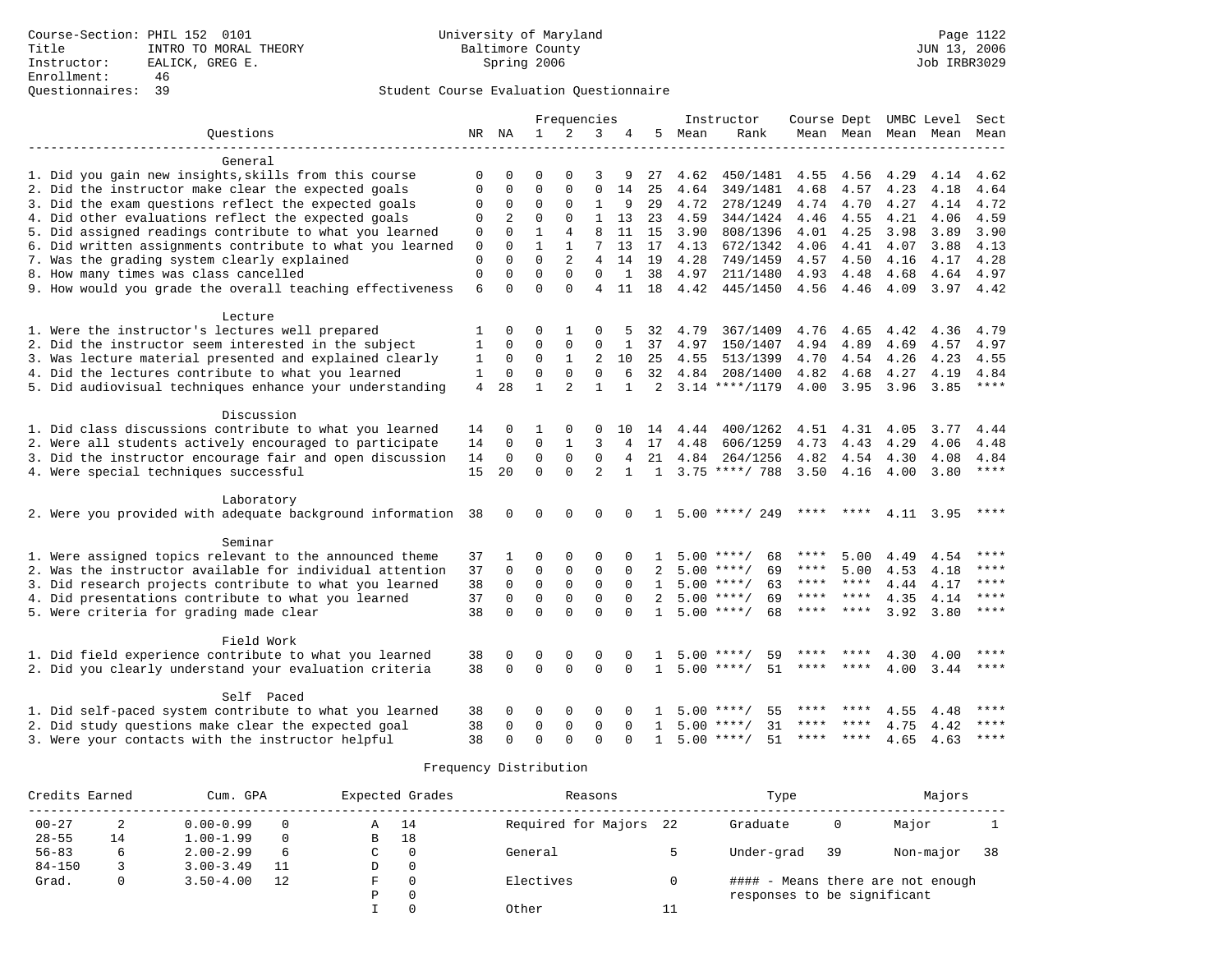Course-Section: PHIL 152 0101
Title: INTRO TO MORAL THEORY
Instructor: EALICK, GREG E.
Enrollment: 46
Questionnaires: 39

University of Maryland
Baltimore County
Spring 2006

JUN 13, 2006
Job IRBR3029

## Student Course Evaluation Questionnaire

| Questions | NR | NA | 1 | 2 | 3 | 4 | 5 | Instructor Mean | Instructor Rank | Course Mean | Dept Mean | UMBC Mean | Level Mean | Sect Mean |
|---|---|---|---|---|---|---|---|---|---|---|---|---|---|---|
| **General** | | | | | | | | | | | | | | |
| 1. Did you gain new insights,skills from this course | 0 | 0 | 0 | 0 | 3 | 9 | 27 | 4.62 | 450/1481 | 4.55 | 4.56 | 4.29 | 4.14 | 4.62 |
| 2. Did the instructor make clear the expected goals | 0 | 0 | 0 | 0 | 0 | 14 | 25 | 4.64 | 349/1481 | 4.68 | 4.57 | 4.23 | 4.18 | 4.64 |
| 3. Did the exam questions reflect the expected goals | 0 | 0 | 0 | 0 | 1 | 9 | 29 | 4.72 | 278/1249 | 4.74 | 4.70 | 4.27 | 4.14 | 4.72 |
| 4. Did other evaluations reflect the expected goals | 0 | 2 | 0 | 0 | 1 | 13 | 23 | 4.59 | 344/1424 | 4.46 | 4.55 | 4.21 | 4.06 | 4.59 |
| 5. Did assigned readings contribute to what you learned | 0 | 0 | 1 | 4 | 8 | 11 | 15 | 3.90 | 808/1396 | 4.01 | 4.25 | 3.98 | 3.89 | 3.90 |
| 6. Did written assignments contribute to what you learned | 0 | 0 | 1 | 1 | 7 | 13 | 17 | 4.13 | 672/1342 | 4.06 | 4.41 | 4.07 | 3.88 | 4.13 |
| 7. Was the grading system clearly explained | 0 | 0 | 0 | 2 | 4 | 14 | 19 | 4.28 | 749/1459 | 4.57 | 4.50 | 4.16 | 4.17 | 4.28 |
| 8. How many times was class cancelled | 0 | 0 | 0 | 0 | 0 | 1 | 38 | 4.97 | 211/1480 | 4.93 | 4.48 | 4.68 | 4.64 | 4.97 |
| 9. How would you grade the overall teaching effectiveness | 6 | 0 | 0 | 0 | 4 | 11 | 18 | 4.42 | 445/1450 | 4.56 | 4.46 | 4.09 | 3.97 | 4.42 |
| **Lecture** | | | | | | | | | | | | | | |
| 1. Were the instructor's lectures well prepared | 1 | 0 | 0 | 1 | 0 | 5 | 32 | 4.79 | 367/1409 | 4.76 | 4.65 | 4.42 | 4.36 | 4.79 |
| 2. Did the instructor seem interested in the subject | 1 | 0 | 0 | 0 | 0 | 1 | 37 | 4.97 | 150/1407 | 4.94 | 4.89 | 4.69 | 4.57 | 4.97 |
| 3. Was lecture material presented and explained clearly | 1 | 0 | 0 | 1 | 2 | 10 | 25 | 4.55 | 513/1399 | 4.70 | 4.54 | 4.26 | 4.23 | 4.55 |
| 4. Did the lectures contribute to what you learned | 1 | 0 | 0 | 0 | 0 | 6 | 32 | 4.84 | 208/1400 | 4.82 | 4.68 | 4.27 | 4.19 | 4.84 |
| 5. Did audiovisual techniques enhance your understanding | 4 | 28 | 1 | 2 | 1 | 1 | 2 | 3.14 | ****/1179 | 4.00 | 3.95 | 3.96 | 3.85 | **** |
| **Discussion** | | | | | | | | | | | | | | |
| 1. Did class discussions contribute to what you learned | 14 | 0 | 1 | 0 | 0 | 10 | 14 | 4.44 | 400/1262 | 4.51 | 4.31 | 4.05 | 3.77 | 4.44 |
| 2. Were all students actively encouraged to participate | 14 | 0 | 0 | 1 | 3 | 4 | 17 | 4.48 | 606/1259 | 4.73 | 4.43 | 4.29 | 4.06 | 4.48 |
| 3. Did the instructor encourage fair and open discussion | 14 | 0 | 0 | 0 | 0 | 4 | 21 | 4.84 | 264/1256 | 4.82 | 4.54 | 4.30 | 4.08 | 4.84 |
| 4. Were special techniques successful | 15 | 20 | 0 | 0 | 2 | 1 | 1 | 3.75 | ****/ 788 | 3.50 | 4.16 | 4.00 | 3.80 | **** |
| **Laboratory** | | | | | | | | | | | | | | |
| 2. Were you provided with adequate background information | 38 | 0 | 0 | 0 | 0 | 0 | 1 | 5.00 | ****/ 249 | **** | **** | 4.11 | 3.95 | **** |
| **Seminar** | | | | | | | | | | | | | | |
| 1. Were assigned topics relevant to the announced theme | 37 | 1 | 0 | 0 | 0 | 0 | 1 | 5.00 | ****/ 68 | **** | 5.00 | 4.49 | 4.54 | **** |
| 2. Was the instructor available for individual attention | 37 | 0 | 0 | 0 | 0 | 0 | 2 | 5.00 | ****/ 69 | **** | 5.00 | 4.53 | 4.18 | **** |
| 3. Did research projects contribute to what you learned | 38 | 0 | 0 | 0 | 0 | 0 | 1 | 5.00 | ****/ 63 | **** | **** | 4.44 | 4.17 | **** |
| 4. Did presentations contribute to what you learned | 37 | 0 | 0 | 0 | 0 | 0 | 2 | 5.00 | ****/ 69 | **** | **** | 4.35 | 4.14 | **** |
| 5. Were criteria for grading made clear | 38 | 0 | 0 | 0 | 0 | 0 | 1 | 5.00 | ****/ 68 | **** | **** | 3.92 | 3.80 | **** |
| **Field Work** | | | | | | | | | | | | | | |
| 1. Did field experience contribute to what you learned | 38 | 0 | 0 | 0 | 0 | 0 | 1 | 5.00 | ****/ 59 | **** | **** | 4.30 | 4.00 | **** |
| 2. Did you clearly understand your evaluation criteria | 38 | 0 | 0 | 0 | 0 | 0 | 1 | 5.00 | ****/ 51 | **** | **** | 4.00 | 3.44 | **** |
| **Self Paced** | | | | | | | | | | | | | | |
| 1. Did self-paced system contribute to what you learned | 38 | 0 | 0 | 0 | 0 | 0 | 1 | 5.00 | ****/ 55 | **** | **** | 4.55 | 4.48 | **** |
| 2. Did study questions make clear the expected goal | 38 | 0 | 0 | 0 | 0 | 0 | 1 | 5.00 | ****/ 31 | **** | **** | 4.75 | 4.42 | **** |
| 3. Were your contacts with the instructor helpful | 38 | 0 | 0 | 0 | 0 | 0 | 1 | 5.00 | ****/ 51 | **** | **** | 4.65 | 4.63 | **** |

## Frequency Distribution

| Credits Earned | | Cum. GPA | | Expected Grades | | Reasons | | Type | | Majors | |
|---|---|---|---|---|---|---|---|---|---|---|---|
| 00-27 | 2 | 0.00-0.99 | 0 | A | 14 | Required for Majors | 22 | Graduate | 0 | Major | 1 |
| 28-55 | 14 | 1.00-1.99 | 0 | B | 18 | | | | | | |
| 56-83 | 6 | 2.00-2.99 | 6 | C | 0 | General | 5 | Under-grad | 39 | Non-major | 38 |
| 84-150 | 3 | 3.00-3.49 | 11 | D | 0 | | | | | | |
| Grad. | 0 | 3.50-4.00 | 12 | F | 0 | Electives | 0 | | | | |
| | | | | P | 0 | | | | | | |
| | | | | I | 0 | Other | 11 | | | | |

#### - Means there are not enough responses to be significant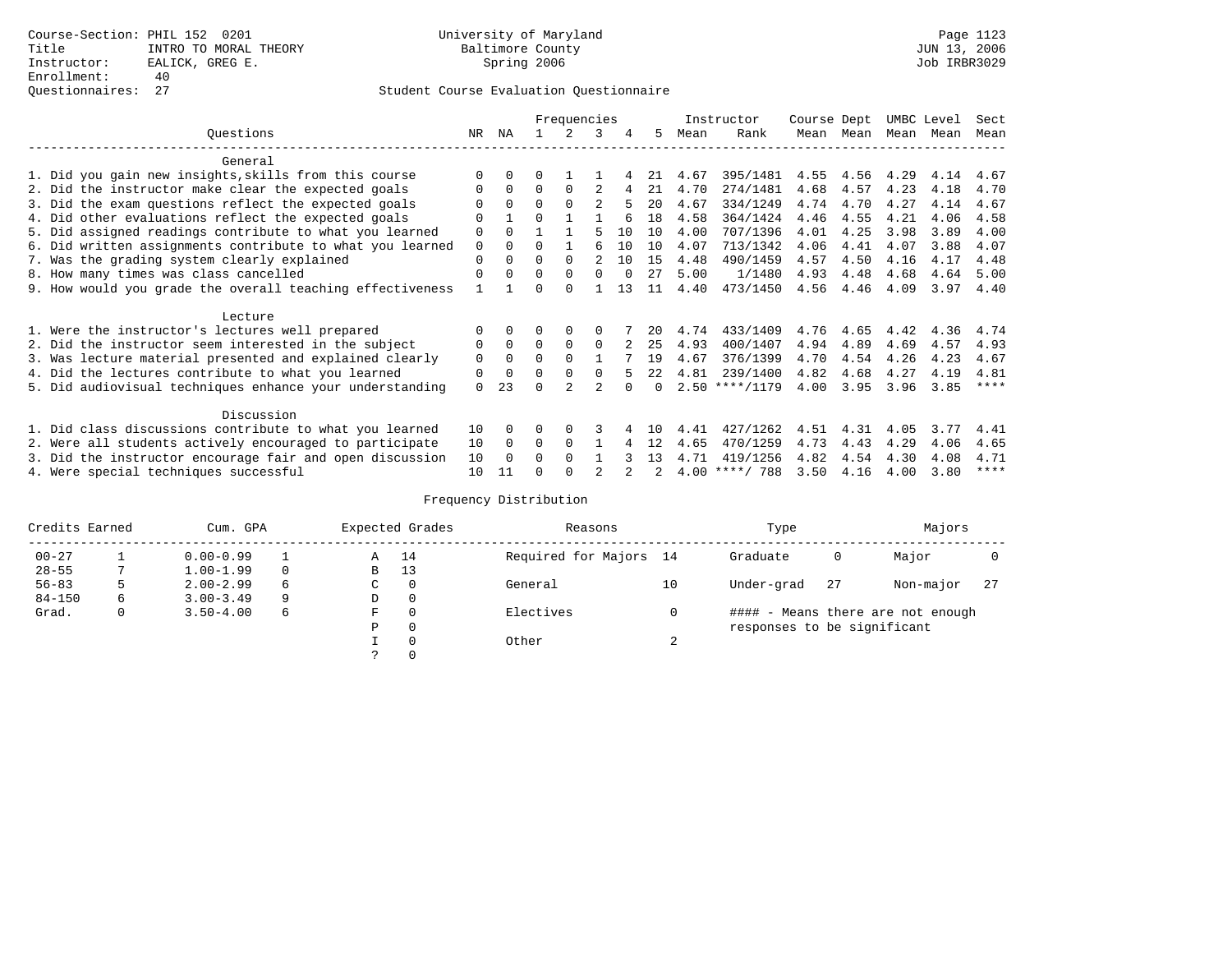Course-Section: PHIL 152 0201
Title: INTRO TO MORAL THEORY
Instructor: EALICK, GREG E.
Enrollment: 40
Questionnaires: 27

University of Maryland
Baltimore County
Spring 2006

JUN 13, 2006
Job IRBR3029

## Student Course Evaluation Questionnaire

| Questions | NR | NA | 1 | 2 | 3 | 4 | 5 | Instructor Mean | Instructor Rank | Course Mean | Dept Mean | UMBC Mean | Level Mean | Sect Mean |
|---|---|---|---|---|---|---|---|---|---|---|---|---|---|---|
| **General** | | | | | | | | | | | | | | |
| 1. Did you gain new insights,skills from this course | 0 | 0 | 0 | 1 | 1 | 4 | 21 | 4.67 | 395/1481 | 4.55 | 4.56 | 4.29 | 4.14 | 4.67 |
| 2. Did the instructor make clear the expected goals | 0 | 0 | 0 | 0 | 2 | 4 | 21 | 4.70 | 274/1481 | 4.68 | 4.57 | 4.23 | 4.18 | 4.70 |
| 3. Did the exam questions reflect the expected goals | 0 | 0 | 0 | 0 | 2 | 5 | 20 | 4.67 | 334/1249 | 4.74 | 4.70 | 4.27 | 4.14 | 4.67 |
| 4. Did other evaluations reflect the expected goals | 0 | 1 | 0 | 1 | 1 | 6 | 18 | 4.58 | 364/1424 | 4.46 | 4.55 | 4.21 | 4.06 | 4.58 |
| 5. Did assigned readings contribute to what you learned | 0 | 0 | 1 | 1 | 5 | 10 | 10 | 4.00 | 707/1396 | 4.01 | 4.25 | 3.98 | 3.89 | 4.00 |
| 6. Did written assignments contribute to what you learned | 0 | 0 | 0 | 1 | 6 | 10 | 10 | 4.07 | 713/1342 | 4.06 | 4.41 | 4.07 | 3.88 | 4.07 |
| 7. Was the grading system clearly explained | 0 | 0 | 0 | 0 | 2 | 10 | 15 | 4.48 | 490/1459 | 4.57 | 4.50 | 4.16 | 4.17 | 4.48 |
| 8. How many times was class cancelled | 0 | 0 | 0 | 0 | 0 | 0 | 27 | 5.00 | 1/1480 | 4.93 | 4.48 | 4.68 | 4.64 | 5.00 |
| 9. How would you grade the overall teaching effectiveness | 1 | 1 | 0 | 0 | 1 | 13 | 11 | 4.40 | 473/1450 | 4.56 | 4.46 | 4.09 | 3.97 | 4.40 |
| **Lecture** | | | | | | | | | | | | | | |
| 1. Were the instructor's lectures well prepared | 0 | 0 | 0 | 0 | 0 | 7 | 20 | 4.74 | 433/1409 | 4.76 | 4.65 | 4.42 | 4.36 | 4.74 |
| 2. Did the instructor seem interested in the subject | 0 | 0 | 0 | 0 | 0 | 2 | 25 | 4.93 | 400/1407 | 4.94 | 4.89 | 4.69 | 4.57 | 4.93 |
| 3. Was lecture material presented and explained clearly | 0 | 0 | 0 | 0 | 1 | 7 | 19 | 4.67 | 376/1399 | 4.70 | 4.54 | 4.26 | 4.23 | 4.67 |
| 4. Did the lectures contribute to what you learned | 0 | 0 | 0 | 0 | 0 | 5 | 22 | 4.81 | 239/1400 | 4.82 | 4.68 | 4.27 | 4.19 | 4.81 |
| 5. Did audiovisual techniques enhance your understanding | 0 | 23 | 0 | 2 | 2 | 0 | 0 | 2.50 | ****/1179 | 4.00 | 3.95 | 3.96 | 3.85 | **** |
| **Discussion** | | | | | | | | | | | | | | |
| 1. Did class discussions contribute to what you learned | 10 | 0 | 0 | 0 | 3 | 4 | 10 | 4.41 | 427/1262 | 4.51 | 4.31 | 4.05 | 3.77 | 4.41 |
| 2. Were all students actively encouraged to participate | 10 | 0 | 0 | 0 | 1 | 4 | 12 | 4.65 | 470/1259 | 4.73 | 4.43 | 4.29 | 4.06 | 4.65 |
| 3. Did the instructor encourage fair and open discussion | 10 | 0 | 0 | 0 | 1 | 3 | 13 | 4.71 | 419/1256 | 4.82 | 4.54 | 4.30 | 4.08 | 4.71 |
| 4. Were special techniques successful | 10 | 11 | 0 | 0 | 2 | 2 | 2 | 4.00 | ****/ 788 | 3.50 | 4.16 | 4.00 | 3.80 | **** |

## Frequency Distribution

| Credits Earned | | Cum. GPA | | Expected Grades | | Reasons | | Type | | Majors | |
|---|---|---|---|---|---|---|---|---|---|---|---|
| 00-27 | 1 | 0.00-0.99 | 1 | A | 14 | Required for Majors | 14 | Graduate | 0 | Major | 0 |
| 28-55 | 7 | 1.00-1.99 | 0 | B | 13 | | | | | | |
| 56-83 | 5 | 2.00-2.99 | 6 | C | 0 | General | 10 | Under-grad | 27 | Non-major | 27 |
| 84-150 | 6 | 3.00-3.49 | 9 | D | 0 | | | | | | |
| Grad. | 0 | 3.50-4.00 | 6 | F | 0 | Electives | 0 | | | | |
| | | | | P | 0 | | | | | | |
| | | | | I | 0 | Other | 2 | | | | |
| | | | | ? | 0 | | | | | | |

#### - Means there are not enough responses to be significant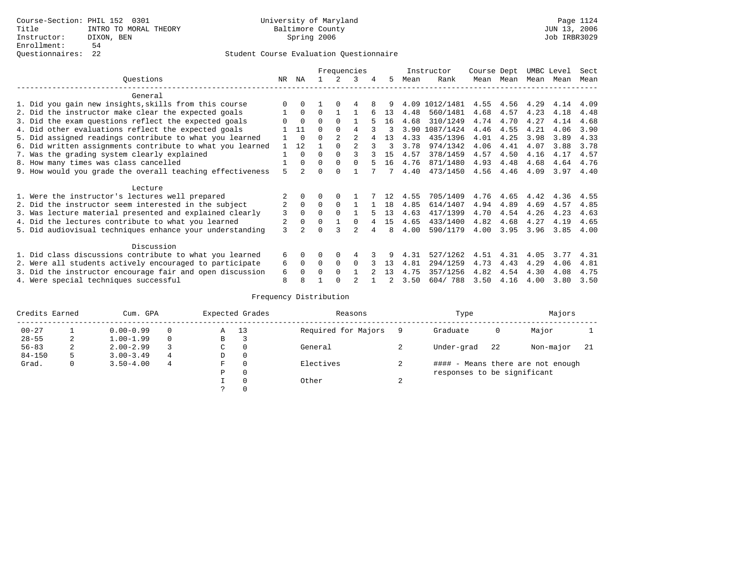Course-Section: PHIL 152 0301
Title: INTRO TO MORAL THEORY
Instructor: DIXON, BEN
Enrollment: 54
Questionnaires: 22

University of Maryland
Baltimore County
Spring 2006

JUN 13, 2006
Job IRBR3029

## Student Course Evaluation Questionnaire

| Questions | NR | NA | 1 | 2 | 3 | 4 | 5 | Instructor Mean | Rank | Course Mean | Dept Mean | UMBC Mean | Level Mean | Sect Mean |
|---|---|---|---|---|---|---|---|---|---|---|---|---|---|---|
| **General** | | | | | | | | | | | | | | |
| 1. Did you gain new insights,skills from this course | 0 | 0 | 1 | 0 | 4 | 8 | 9 | 4.09 | 1012/1481 | 4.55 | 4.56 | 4.29 | 4.14 | 4.09 |
| 2. Did the instructor make clear the expected goals | 1 | 0 | 0 | 1 | 1 | 6 | 13 | 4.48 | 560/1481 | 4.68 | 4.57 | 4.23 | 4.18 | 4.48 |
| 3. Did the exam questions reflect the expected goals | 0 | 0 | 0 | 0 | 1 | 5 | 16 | 4.68 | 310/1249 | 4.74 | 4.70 | 4.27 | 4.14 | 4.68 |
| 4. Did other evaluations reflect the expected goals | 1 | 11 | 0 | 0 | 4 | 3 | 3 | 3.90 | 1087/1424 | 4.46 | 4.55 | 4.21 | 4.06 | 3.90 |
| 5. Did assigned readings contribute to what you learned | 1 | 0 | 0 | 2 | 2 | 4 | 13 | 4.33 | 435/1396 | 4.01 | 4.25 | 3.98 | 3.89 | 4.33 |
| 6. Did written assignments contribute to what you learned | 1 | 12 | 1 | 0 | 2 | 3 | 3 | 3.78 | 974/1342 | 4.06 | 4.41 | 4.07 | 3.88 | 3.78 |
| 7. Was the grading system clearly explained | 1 | 0 | 0 | 0 | 3 | 3 | 15 | 4.57 | 378/1459 | 4.57 | 4.50 | 4.16 | 4.17 | 4.57 |
| 8. How many times was class cancelled | 1 | 0 | 0 | 0 | 0 | 5 | 16 | 4.76 | 871/1480 | 4.93 | 4.48 | 4.68 | 4.64 | 4.76 |
| 9. How would you grade the overall teaching effectiveness | 5 | 2 | 0 | 0 | 1 | 7 | 7 | 4.40 | 473/1450 | 4.56 | 4.46 | 4.09 | 3.97 | 4.40 |
| **Lecture** | | | | | | | | | | | | | | |
| 1. Were the instructor's lectures well prepared | 2 | 0 | 0 | 0 | 1 | 7 | 12 | 4.55 | 705/1409 | 4.76 | 4.65 | 4.42 | 4.36 | 4.55 |
| 2. Did the instructor seem interested in the subject | 2 | 0 | 0 | 0 | 1 | 1 | 18 | 4.85 | 614/1407 | 4.94 | 4.89 | 4.69 | 4.57 | 4.85 |
| 3. Was lecture material presented and explained clearly | 3 | 0 | 0 | 0 | 1 | 5 | 13 | 4.63 | 417/1399 | 4.70 | 4.54 | 4.26 | 4.23 | 4.63 |
| 4. Did the lectures contribute to what you learned | 2 | 0 | 0 | 1 | 0 | 4 | 15 | 4.65 | 433/1400 | 4.82 | 4.68 | 4.27 | 4.19 | 4.65 |
| 5. Did audiovisual techniques enhance your understanding | 3 | 2 | 0 | 3 | 2 | 4 | 8 | 4.00 | 590/1179 | 4.00 | 3.95 | 3.96 | 3.85 | 4.00 |
| **Discussion** | | | | | | | | | | | | | | |
| 1. Did class discussions contribute to what you learned | 6 | 0 | 0 | 0 | 4 | 3 | 9 | 4.31 | 527/1262 | 4.51 | 4.31 | 4.05 | 3.77 | 4.31 |
| 2. Were all students actively encouraged to participate | 6 | 0 | 0 | 0 | 0 | 3 | 13 | 4.81 | 294/1259 | 4.73 | 4.43 | 4.29 | 4.06 | 4.81 |
| 3. Did the instructor encourage fair and open discussion | 6 | 0 | 0 | 0 | 1 | 2 | 13 | 4.75 | 357/1256 | 4.82 | 4.54 | 4.30 | 4.08 | 4.75 |
| 4. Were special techniques successful | 8 | 8 | 1 | 0 | 2 | 1 | 2 | 3.50 | 604/ 788 | 3.50 | 4.16 | 4.00 | 3.80 | 3.50 |

## Frequency Distribution

| Credits Earned | | Cum. GPA | | Expected Grades | | Reasons | | Type | | Majors | |
|---|---|---|---|---|---|---|---|---|---|---|---|
| 00-27 | 1 | 0.00-0.99 | 0 | A | 13 | Required for Majors | 9 | Graduate | 0 | Major | 1 |
| 28-55 | 2 | 1.00-1.99 | 0 | B | 3 | | | | | | |
| 56-83 | 2 | 2.00-2.99 | 3 | C | 0 | General | 2 | Under-grad | 22 | Non-major | 21 |
| 84-150 | 5 | 3.00-3.49 | 4 | D | 0 | | | | | | |
| Grad. | 0 | 3.50-4.00 | 4 | F | 0 | Electives | 2 | | | | |
| | | | | P | 0 | | | | | | |
| | | | | I | 0 | Other | 2 | | | | |
| | | | | ? | 0 | | | | | | |

#### - Means there are not enough responses to be significant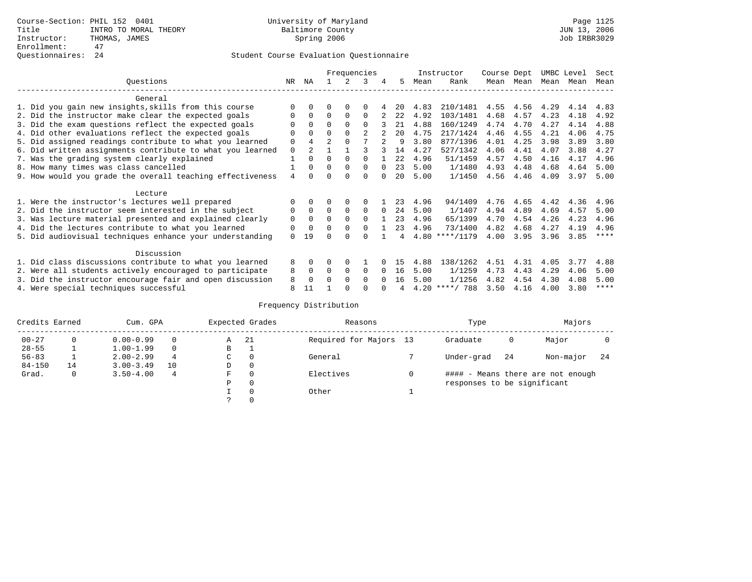Course-Section: PHIL 152 0401
Title: INTRO TO MORAL THEORY
Instructor: THOMAS, JAMES
Enrollment: 47
Questionnaires: 24

University of Maryland
Baltimore County
Spring 2006

JUN 13, 2006
Job IRBR3029

## Student Course Evaluation Questionnaire

| Questions | NR | NA | 1 | 2 | 3 | 4 | 5 | Instructor Mean | Instructor Rank | Course Mean | Dept Mean | UMBC Level Mean | Level Mean | Sect Mean |
|---|---|---|---|---|---|---|---|---|---|---|---|---|---|---|
| **General** | | | | | | | | | | | | | | |
| 1. Did you gain new insights,skills from this course | 0 | 0 | 0 | 0 | 0 | 4 | 20 | 4.83 | 210/1481 | 4.55 | 4.56 | 4.29 | 4.14 | 4.83 |
| 2. Did the instructor make clear the expected goals | 0 | 0 | 0 | 0 | 0 | 2 | 22 | 4.92 | 103/1481 | 4.68 | 4.57 | 4.23 | 4.18 | 4.92 |
| 3. Did the exam questions reflect the expected goals | 0 | 0 | 0 | 0 | 0 | 3 | 21 | 4.88 | 160/1249 | 4.74 | 4.70 | 4.27 | 4.14 | 4.88 |
| 4. Did other evaluations reflect the expected goals | 0 | 0 | 0 | 0 | 2 | 2 | 20 | 4.75 | 217/1424 | 4.46 | 4.55 | 4.21 | 4.06 | 4.75 |
| 5. Did assigned readings contribute to what you learned | 0 | 4 | 2 | 0 | 7 | 2 | 9 | 3.80 | 877/1396 | 4.01 | 4.25 | 3.98 | 3.89 | 3.80 |
| 6. Did written assignments contribute to what you learned | 0 | 2 | 1 | 1 | 3 | 3 | 14 | 4.27 | 527/1342 | 4.06 | 4.41 | 4.07 | 3.88 | 4.27 |
| 7. Was the grading system clearly explained | 1 | 0 | 0 | 0 | 0 | 1 | 22 | 4.96 | 51/1459 | 4.57 | 4.50 | 4.16 | 4.17 | 4.96 |
| 8. How many times was class cancelled | 1 | 0 | 0 | 0 | 0 | 0 | 23 | 5.00 | 1/1480 | 4.93 | 4.48 | 4.68 | 4.64 | 5.00 |
| 9. How would you grade the overall teaching effectiveness | 4 | 0 | 0 | 0 | 0 | 0 | 20 | 5.00 | 1/1450 | 4.56 | 4.46 | 4.09 | 3.97 | 5.00 |
| **Lecture** | | | | | | | | | | | | | | |
| 1. Were the instructor's lectures well prepared | 0 | 0 | 0 | 0 | 0 | 1 | 23 | 4.96 | 94/1409 | 4.76 | 4.65 | 4.42 | 4.36 | 4.96 |
| 2. Did the instructor seem interested in the subject | 0 | 0 | 0 | 0 | 0 | 0 | 24 | 5.00 | 1/1407 | 4.94 | 4.89 | 4.69 | 4.57 | 5.00 |
| 3. Was lecture material presented and explained clearly | 0 | 0 | 0 | 0 | 0 | 1 | 23 | 4.96 | 65/1399 | 4.70 | 4.54 | 4.26 | 4.23 | 4.96 |
| 4. Did the lectures contribute to what you learned | 0 | 0 | 0 | 0 | 0 | 1 | 23 | 4.96 | 73/1400 | 4.82 | 4.68 | 4.27 | 4.19 | 4.96 |
| 5. Did audiovisual techniques enhance your understanding | 0 | 19 | 0 | 0 | 0 | 1 | 4 | 4.80 | ****/1179 | 4.00 | 3.95 | 3.96 | 3.85 | **** |
| **Discussion** | | | | | | | | | | | | | | |
| 1. Did class discussions contribute to what you learned | 8 | 0 | 0 | 0 | 1 | 0 | 15 | 4.88 | 138/1262 | 4.51 | 4.31 | 4.05 | 3.77 | 4.88 |
| 2. Were all students actively encouraged to participate | 8 | 0 | 0 | 0 | 0 | 0 | 16 | 5.00 | 1/1259 | 4.73 | 4.43 | 4.29 | 4.06 | 5.00 |
| 3. Did the instructor encourage fair and open discussion | 8 | 0 | 0 | 0 | 0 | 0 | 16 | 5.00 | 1/1256 | 4.82 | 4.54 | 4.30 | 4.08 | 5.00 |
| 4. Were special techniques successful | 8 | 11 | 1 | 0 | 0 | 0 | 4 | 4.20 | ****/ 788 | 3.50 | 4.16 | 4.00 | 3.80 | **** |

### Frequency Distribution

| Credits Earned | | Cum. GPA | | Expected Grades | | Reasons | | Type | | Majors | |
|---|---|---|---|---|---|---|---|---|---|---|---|
| 00-27 | 0 | 0.00-0.99 | 0 | A | 21 | Required for Majors | 13 | Graduate | 0 | Major | 0 |
| 28-55 | 1 | 1.00-1.99 | 0 | B | 1 | | | | | | |
| 56-83 | 1 | 2.00-2.99 | 4 | C | 0 | General | 7 | Under-grad | 24 | Non-major | 24 |
| 84-150 | 14 | 3.00-3.49 | 10 | D | 0 | | | | | | |
| Grad. | 0 | 3.50-4.00 | 4 | F | 0 | Electives | 0 | | | | |
| | | | | P | 0 | | | | | | |
| | | | | I | 0 | Other | 1 | | | | |
| | | | | ? | 0 | | | | | | |

#### - Means there are not enough responses to be significant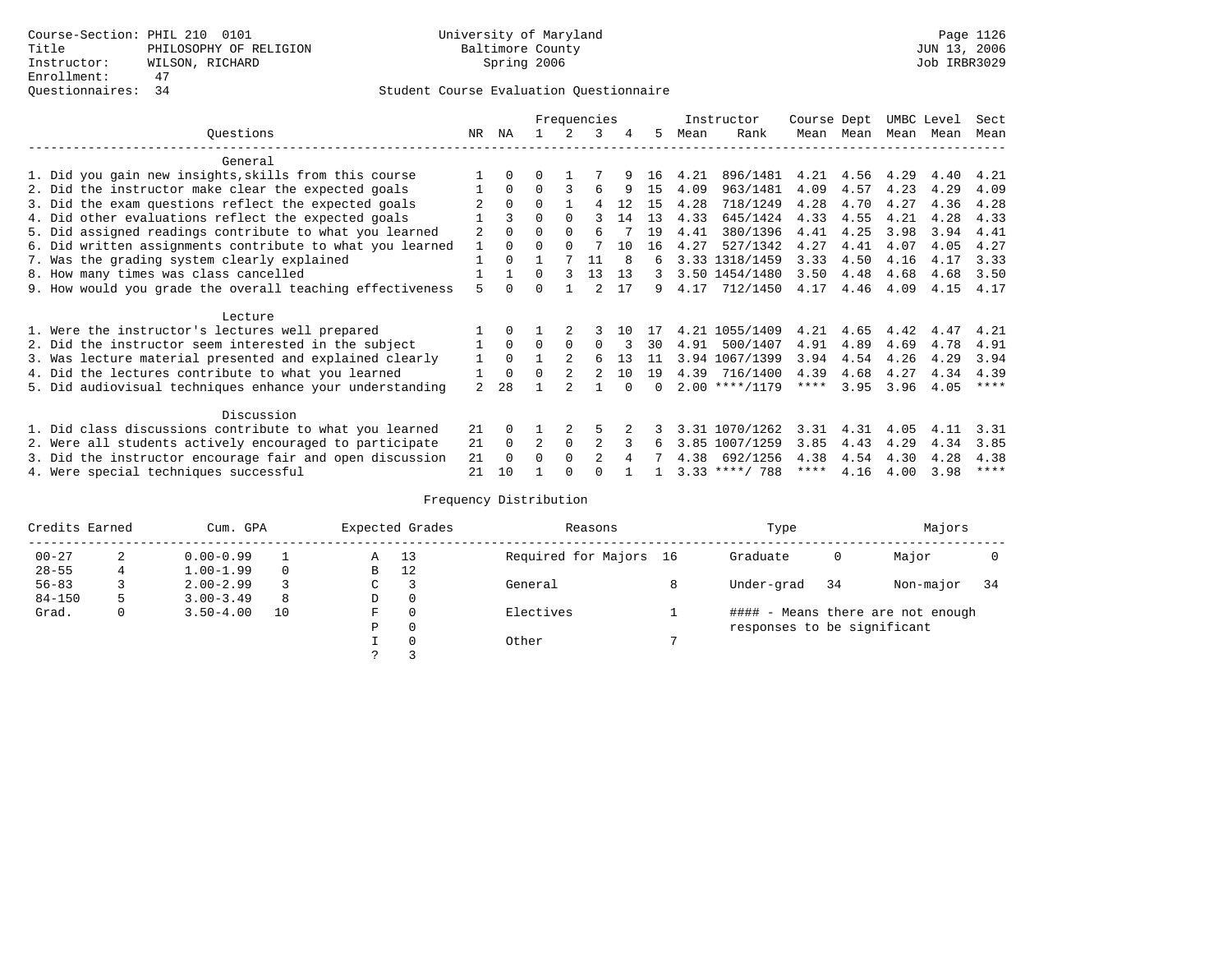Course-Section: PHIL 210 0101
Title: PHILOSOPHY OF RELIGION
Instructor: WILSON, RICHARD
Enrollment: 47
Questionnaires: 34

University of Maryland
Baltimore County
Spring 2006

Page 1126
JUN 13, 2006
Job IRBR3029

## Student Course Evaluation Questionnaire

| Questions | NR | NA | 1 | 2 | 3 | 4 | 5 | Instructor Mean | Instructor Rank | Course Mean | Dept Mean | UMBC Mean | Level Mean | Sect Mean |
|---|---|---|---|---|---|---|---|---|---|---|---|---|---|---|
| **General** | | | | | | | | | | | | | | |
| 1. Did you gain new insights,skills from this course | 1 | 0 | 0 | 1 | 7 | 9 | 16 | 4.21 | 896/1481 | 4.21 | 4.56 | 4.29 | 4.40 | 4.21 |
| 2. Did the instructor make clear the expected goals | 1 | 0 | 0 | 3 | 6 | 9 | 15 | 4.09 | 963/1481 | 4.09 | 4.57 | 4.23 | 4.29 | 4.09 |
| 3. Did the exam questions reflect the expected goals | 2 | 0 | 0 | 1 | 4 | 12 | 15 | 4.28 | 718/1249 | 4.28 | 4.70 | 4.27 | 4.36 | 4.28 |
| 4. Did other evaluations reflect the expected goals | 1 | 3 | 0 | 0 | 3 | 14 | 13 | 4.33 | 645/1424 | 4.33 | 4.55 | 4.21 | 4.28 | 4.33 |
| 5. Did assigned readings contribute to what you learned | 2 | 0 | 0 | 0 | 6 | 7 | 19 | 4.41 | 380/1396 | 4.41 | 4.25 | 3.98 | 3.94 | 4.41 |
| 6. Did written assignments contribute to what you learned | 1 | 0 | 0 | 0 | 7 | 10 | 16 | 4.27 | 527/1342 | 4.27 | 4.41 | 4.07 | 4.05 | 4.27 |
| 7. Was the grading system clearly explained | 1 | 0 | 1 | 7 | 11 | 8 | 6 | 3.33 | 1318/1459 | 3.33 | 4.50 | 4.16 | 4.17 | 3.33 |
| 8. How many times was class cancelled | 1 | 1 | 0 | 3 | 13 | 13 | 3 | 3.50 | 1454/1480 | 3.50 | 4.48 | 4.68 | 4.68 | 3.50 |
| 9. How would you grade the overall teaching effectiveness | 5 | 0 | 0 | 1 | 2 | 17 | 9 | 4.17 | 712/1450 | 4.17 | 4.46 | 4.09 | 4.15 | 4.17 |
| **Lecture** | | | | | | | | | | | | | | |
| 1. Were the instructor's lectures well prepared | 1 | 0 | 1 | 2 | 3 | 10 | 17 | 4.21 | 1055/1409 | 4.21 | 4.65 | 4.42 | 4.47 | 4.21 |
| 2. Did the instructor seem interested in the subject | 1 | 0 | 0 | 0 | 0 | 3 | 30 | 4.91 | 500/1407 | 4.91 | 4.89 | 4.69 | 4.78 | 4.91 |
| 3. Was lecture material presented and explained clearly | 1 | 0 | 1 | 2 | 6 | 13 | 11 | 3.94 | 1067/1399 | 3.94 | 4.54 | 4.26 | 4.29 | 3.94 |
| 4. Did the lectures contribute to what you learned | 1 | 0 | 0 | 2 | 2 | 10 | 19 | 4.39 | 716/1400 | 4.39 | 4.68 | 4.27 | 4.34 | 4.39 |
| 5. Did audiovisual techniques enhance your understanding | 2 | 28 | 1 | 2 | 1 | 0 | 0 | 2.00 | ****/1179 | **** | 3.95 | 3.96 | 4.05 | **** |
| **Discussion** | | | | | | | | | | | | | | |
| 1. Did class discussions contribute to what you learned | 21 | 0 | 1 | 2 | 5 | 2 | 3 | 3.31 | 1070/1262 | 3.31 | 4.31 | 4.05 | 4.11 | 3.31 |
| 2. Were all students actively encouraged to participate | 21 | 0 | 2 | 0 | 2 | 3 | 6 | 3.85 | 1007/1259 | 3.85 | 4.43 | 4.29 | 4.34 | 3.85 |
| 3. Did the instructor encourage fair and open discussion | 21 | 0 | 0 | 0 | 2 | 4 | 7 | 4.38 | 692/1256 | 4.38 | 4.54 | 4.30 | 4.28 | 4.38 |
| 4. Were special techniques successful | 21 | 10 | 1 | 0 | 0 | 1 | 1 | 3.33 | ****/ 788 | **** | 4.16 | 4.00 | 3.98 | **** |

## Frequency Distribution

| Credits Earned | | Cum. GPA | | Expected Grades | | Reasons | | Type | | Majors | |
|---|---|---|---|---|---|---|---|---|---|---|---|
| 00-27 | 2 | 0.00-0.99 | 1 | A | 13 | Required for Majors | 16 | Graduate | 0 | Major | 0 |
| 28-55 | 4 | 1.00-1.99 | 0 | B | 12 | | | | | | |
| 56-83 | 3 | 2.00-2.99 | 3 | C | 3 | General | 8 | Under-grad | 34 | Non-major | 34 |
| 84-150 | 5 | 3.00-3.49 | 8 | D | 0 | | | | | | |
| Grad. | 0 | 3.50-4.00 | 10 | F | 0 | Electives | 1 | #### - Means there are not enough responses to be significant | | | |
| | | | | P | 0 | | | | | | |
| | | | | I | 0 | Other | 7 | | | | |
| | | | | ? | 3 | | | | | | |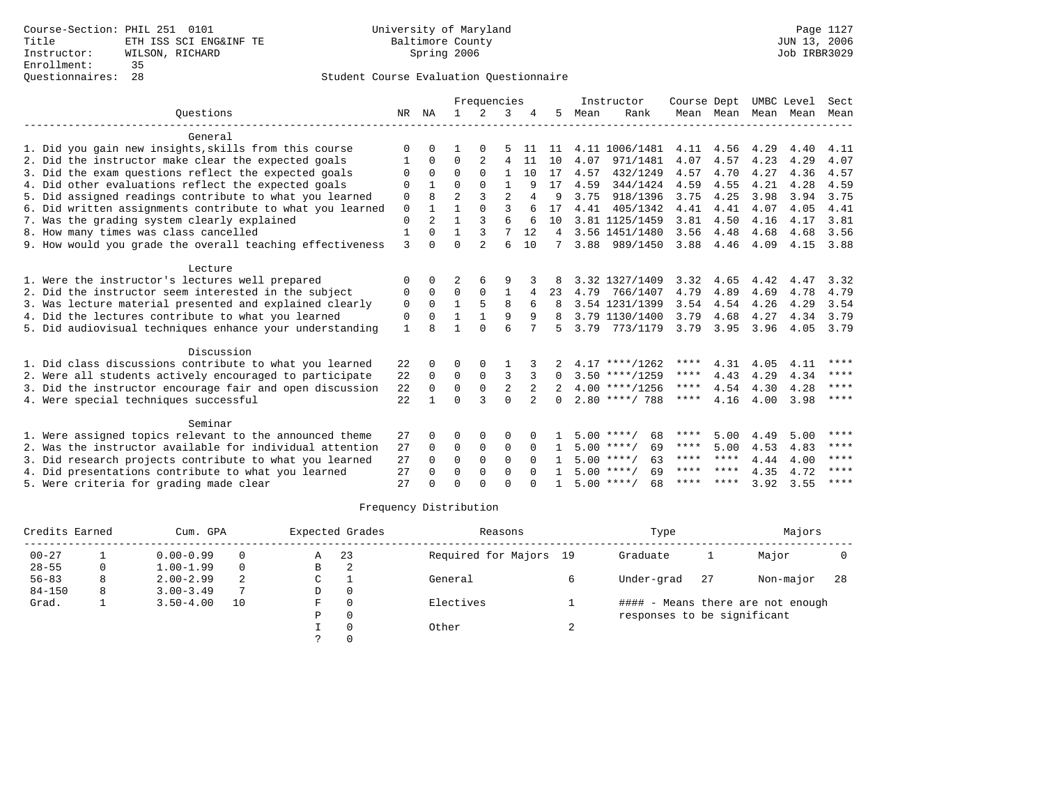Course-Section: PHIL 251 0101
Title: ETH ISS SCI ENG&INF TE
Instructor: WILSON, RICHARD
Enrollment: 35
Questionnaires: 28

University of Maryland
Baltimore County
Spring 2006

JUN 13, 2006
Job IRBR3029

## Student Course Evaluation Questionnaire

| Questions | NR | NA | 1 | 2 | 3 | 4 | 5 | Instructor Mean | Instructor Rank | Course Mean | Dept Mean | UMBC Level Mean | Level Mean | Sect Mean |
|---|---|---|---|---|---|---|---|---|---|---|---|---|---|---|
| **General** | | | | | | | | | | | | | | |
| 1. Did you gain new insights,skills from this course | 0 | 0 | 1 | 0 | 5 | 11 | 11 | 4.11 | 1006/1481 | 4.11 | 4.56 | 4.29 | 4.40 | 4.11 |
| 2. Did the instructor make clear the expected goals | 1 | 0 | 0 | 2 | 4 | 11 | 10 | 4.07 | 971/1481 | 4.07 | 4.57 | 4.23 | 4.29 | 4.07 |
| 3. Did the exam questions reflect the expected goals | 0 | 0 | 0 | 0 | 1 | 10 | 17 | 4.57 | 432/1249 | 4.57 | 4.70 | 4.27 | 4.36 | 4.57 |
| 4. Did other evaluations reflect the expected goals | 0 | 1 | 0 | 0 | 1 | 9 | 17 | 4.59 | 344/1424 | 4.59 | 4.55 | 4.21 | 4.28 | 4.59 |
| 5. Did assigned readings contribute to what you learned | 0 | 8 | 2 | 3 | 2 | 4 | 9 | 3.75 | 918/1396 | 3.75 | 4.25 | 3.98 | 3.94 | 3.75 |
| 6. Did written assignments contribute to what you learned | 0 | 1 | 1 | 0 | 3 | 6 | 17 | 4.41 | 405/1342 | 4.41 | 4.41 | 4.07 | 4.05 | 4.41 |
| 7. Was the grading system clearly explained | 0 | 2 | 1 | 3 | 6 | 6 | 10 | 3.81 | 1125/1459 | 3.81 | 4.50 | 4.16 | 4.17 | 3.81 |
| 8. How many times was class cancelled | 1 | 0 | 1 | 3 | 7 | 12 | 4 | 3.56 | 1451/1480 | 3.56 | 4.48 | 4.68 | 4.68 | 3.56 |
| 9. How would you grade the overall teaching effectiveness | 3 | 0 | 0 | 2 | 6 | 10 | 7 | 3.88 | 989/1450 | 3.88 | 4.46 | 4.09 | 4.15 | 3.88 |
| **Lecture** | | | | | | | | | | | | | | |
| 1. Were the instructor's lectures well prepared | 0 | 0 | 2 | 6 | 9 | 3 | 8 | 3.32 | 1327/1409 | 3.32 | 4.65 | 4.42 | 4.47 | 3.32 |
| 2. Did the instructor seem interested in the subject | 0 | 0 | 0 | 0 | 1 | 4 | 23 | 4.79 | 766/1407 | 4.79 | 4.89 | 4.69 | 4.78 | 4.79 |
| 3. Was lecture material presented and explained clearly | 0 | 0 | 1 | 5 | 8 | 6 | 8 | 3.54 | 1231/1399 | 3.54 | 4.54 | 4.26 | 4.29 | 3.54 |
| 4. Did the lectures contribute to what you learned | 0 | 0 | 1 | 1 | 9 | 9 | 8 | 3.79 | 1130/1400 | 3.79 | 4.68 | 4.27 | 4.34 | 3.79 |
| 5. Did audiovisual techniques enhance your understanding | 1 | 8 | 1 | 0 | 6 | 7 | 5 | 3.79 | 773/1179 | 3.79 | 3.95 | 3.96 | 4.05 | 3.79 |
| **Discussion** | | | | | | | | | | | | | | |
| 1. Did class discussions contribute to what you learned | 22 | 0 | 0 | 0 | 1 | 3 | 2 | 4.17 | ****/1262 | **** | 4.31 | 4.05 | 4.11 | **** |
| 2. Were all students actively encouraged to participate | 22 | 0 | 0 | 0 | 3 | 3 | 0 | 3.50 | ****/1259 | **** | 4.43 | 4.29 | 4.34 | **** |
| 3. Did the instructor encourage fair and open discussion | 22 | 0 | 0 | 0 | 2 | 2 | 2 | 4.00 | ****/1256 | **** | 4.54 | 4.30 | 4.28 | **** |
| 4. Were special techniques successful | 22 | 1 | 0 | 3 | 0 | 2 | 0 | 2.80 | ****/ 788 | **** | 4.16 | 4.00 | 3.98 | **** |
| **Seminar** | | | | | | | | | | | | | | |
| 1. Were assigned topics relevant to the announced theme | 27 | 0 | 0 | 0 | 0 | 0 | 1 | 5.00 | ****/ 68 | **** | 5.00 | 4.49 | 5.00 | **** |
| 2. Was the instructor available for individual attention | 27 | 0 | 0 | 0 | 0 | 0 | 1 | 5.00 | ****/ 69 | **** | 5.00 | 4.53 | 4.83 | **** |
| 3. Did research projects contribute to what you learned | 27 | 0 | 0 | 0 | 0 | 0 | 1 | 5.00 | ****/ 63 | **** | **** | 4.44 | 4.00 | **** |
| 4. Did presentations contribute to what you learned | 27 | 0 | 0 | 0 | 0 | 0 | 1 | 5.00 | ****/ 69 | **** | **** | 4.35 | 4.72 | **** |
| 5. Were criteria for grading made clear | 27 | 0 | 0 | 0 | 0 | 0 | 1 | 5.00 | ****/ 68 | **** | **** | 3.92 | 3.55 | **** |

## Frequency Distribution

| Credits Earned | | Cum. GPA | | Expected Grades | | Reasons | | Type | | Majors | |
|---|---|---|---|---|---|---|---|---|---|---|---|
| 00-27 | 1 | 0.00-0.99 | 0 | A | 23 | Required for Majors | 19 | Graduate | 1 | Major | 0 |
| 28-55 | 0 | 1.00-1.99 | 0 | B | 2 | | | | | | |
| 56-83 | 8 | 2.00-2.99 | 2 | C | 1 | General | 6 | Under-grad | 27 | Non-major | 28 |
| 84-150 | 8 | 3.00-3.49 | 7 | D | 0 | | | | | | |
| Grad. | 1 | 3.50-4.00 | 10 | F | 0 | Electives | 1 | #### - Means there are not enough responses to be significant | | | |
| | | | | P | 0 | | | | | | |
| | | | | I | 0 | Other | 2 | | | | |
| | | | | ? | 0 | | | | | | |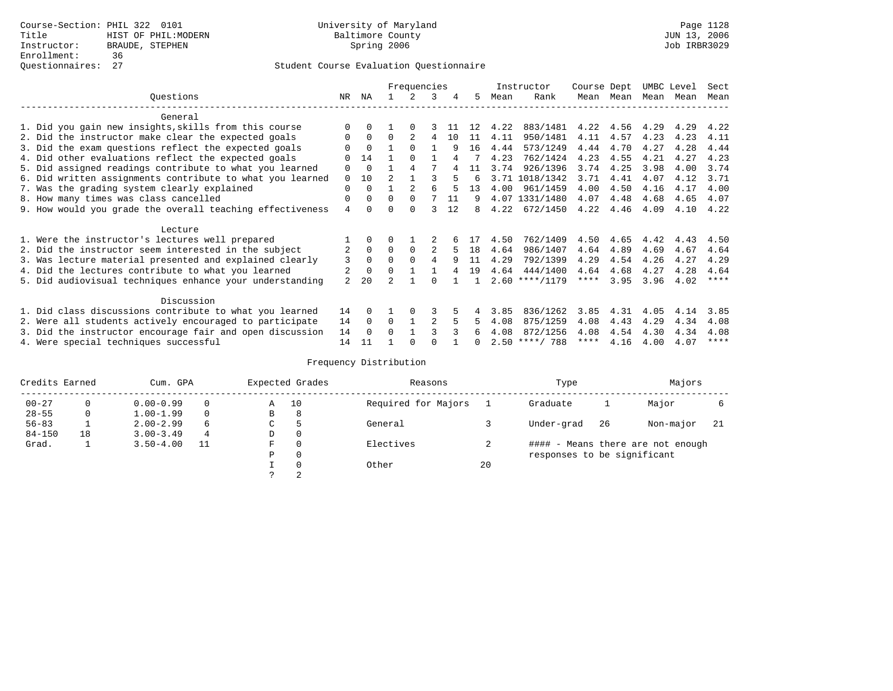Course-Section: PHIL 322 0101
Title: HIST OF PHIL:MODERN
Instructor: BRAUDE, STEPHEN
Enrollment: 36
Questionnaires: 27

University of Maryland
Baltimore County
Spring 2006

JUN 13, 2006
Job IRBR3029

## Student Course Evaluation Questionnaire

| Questions | NR | NA | 1 | 2 | 3 | 4 | 5 | Instructor Mean | Instructor Rank | Course Mean | Dept Mean | UMBC Mean | Level Mean | Sect Mean |
|---|---|---|---|---|---|---|---|---|---|---|---|---|---|---|
| **General** | | | | | | | | | | | | | | |
| 1. Did you gain new insights,skills from this course | 0 | 0 | 1 | 0 | 3 | 11 | 12 | 4.22 | 883/1481 | 4.22 | 4.56 | 4.29 | 4.29 | 4.22 |
| 2. Did the instructor make clear the expected goals | 0 | 0 | 0 | 2 | 4 | 10 | 11 | 4.11 | 950/1481 | 4.11 | 4.57 | 4.23 | 4.23 | 4.11 |
| 3. Did the exam questions reflect the expected goals | 0 | 0 | 1 | 0 | 1 | 9 | 16 | 4.44 | 573/1249 | 4.44 | 4.70 | 4.27 | 4.28 | 4.44 |
| 4. Did other evaluations reflect the expected goals | 0 | 14 | 1 | 0 | 1 | 4 | 7 | 4.23 | 762/1424 | 4.23 | 4.55 | 4.21 | 4.27 | 4.23 |
| 5. Did assigned readings contribute to what you learned | 0 | 0 | 1 | 4 | 7 | 4 | 11 | 3.74 | 926/1396 | 3.74 | 4.25 | 3.98 | 4.00 | 3.74 |
| 6. Did written assignments contribute to what you learned | 0 | 10 | 2 | 1 | 3 | 5 | 6 | 3.71 | 1018/1342 | 3.71 | 4.41 | 4.07 | 4.12 | 3.71 |
| 7. Was the grading system clearly explained | 0 | 0 | 1 | 2 | 6 | 5 | 13 | 4.00 | 961/1459 | 4.00 | 4.50 | 4.16 | 4.17 | 4.00 |
| 8. How many times was class cancelled | 0 | 0 | 0 | 0 | 7 | 11 | 9 | 4.07 | 1331/1480 | 4.07 | 4.48 | 4.68 | 4.65 | 4.07 |
| 9. How would you grade the overall teaching effectiveness | 4 | 0 | 0 | 0 | 3 | 12 | 8 | 4.22 | 672/1450 | 4.22 | 4.46 | 4.09 | 4.10 | 4.22 |
| **Lecture** | | | | | | | | | | | | | | |
| 1. Were the instructor's lectures well prepared | 1 | 0 | 0 | 1 | 2 | 6 | 17 | 4.50 | 762/1409 | 4.50 | 4.65 | 4.42 | 4.43 | 4.50 |
| 2. Did the instructor seem interested in the subject | 2 | 0 | 0 | 0 | 2 | 5 | 18 | 4.64 | 986/1407 | 4.64 | 4.89 | 4.69 | 4.67 | 4.64 |
| 3. Was lecture material presented and explained clearly | 3 | 0 | 0 | 0 | 4 | 9 | 11 | 4.29 | 792/1399 | 4.29 | 4.54 | 4.26 | 4.27 | 4.29 |
| 4. Did the lectures contribute to what you learned | 2 | 0 | 0 | 1 | 1 | 4 | 19 | 4.64 | 444/1400 | 4.64 | 4.68 | 4.27 | 4.28 | 4.64 |
| 5. Did audiovisual techniques enhance your understanding | 2 | 20 | 2 | 1 | 0 | 1 | 1 | 2.60 | ****/1179 | **** | 3.95 | 3.96 | 4.02 | **** |
| **Discussion** | | | | | | | | | | | | | | |
| 1. Did class discussions contribute to what you learned | 14 | 0 | 1 | 0 | 3 | 5 | 4 | 3.85 | 836/1262 | 3.85 | 4.31 | 4.05 | 4.14 | 3.85 |
| 2. Were all students actively encouraged to participate | 14 | 0 | 0 | 1 | 2 | 5 | 5 | 4.08 | 875/1259 | 4.08 | 4.43 | 4.29 | 4.34 | 4.08 |
| 3. Did the instructor encourage fair and open discussion | 14 | 0 | 0 | 1 | 3 | 3 | 6 | 4.08 | 872/1256 | 4.08 | 4.54 | 4.30 | 4.34 | 4.08 |
| 4. Were special techniques successful | 14 | 11 | 1 | 0 | 0 | 1 | 0 | 2.50 | ****/ 788 | **** | 4.16 | 4.00 | 4.07 | **** |

## Frequency Distribution

| Credits Earned | | Cum. GPA | | Expected Grades | | Reasons | | Type | | Majors | |
|---|---|---|---|---|---|---|---|---|---|---|---|
| 00-27 | 0 | 0.00-0.99 | 0 | A | 10 | Required for Majors | 1 | Graduate | 1 | Major | 6 |
| 28-55 | 0 | 1.00-1.99 | 0 | B | 8 | | | | | | |
| 56-83 | 1 | 2.00-2.99 | 6 | C | 5 | General | 3 | Under-grad | 26 | Non-major | 21 |
| 84-150 | 18 | 3.00-3.49 | 4 | D | 0 | | | | | | |
| Grad. | 1 | 3.50-4.00 | 11 | F | 0 | Electives | 2 | | | | |
| | | | | P | 0 | | | | | | |
| | | | | I | 0 | Other | 20 | | | | |
| | | | | ? | 2 | | | | | | |

#### - Means there are not enough responses to be significant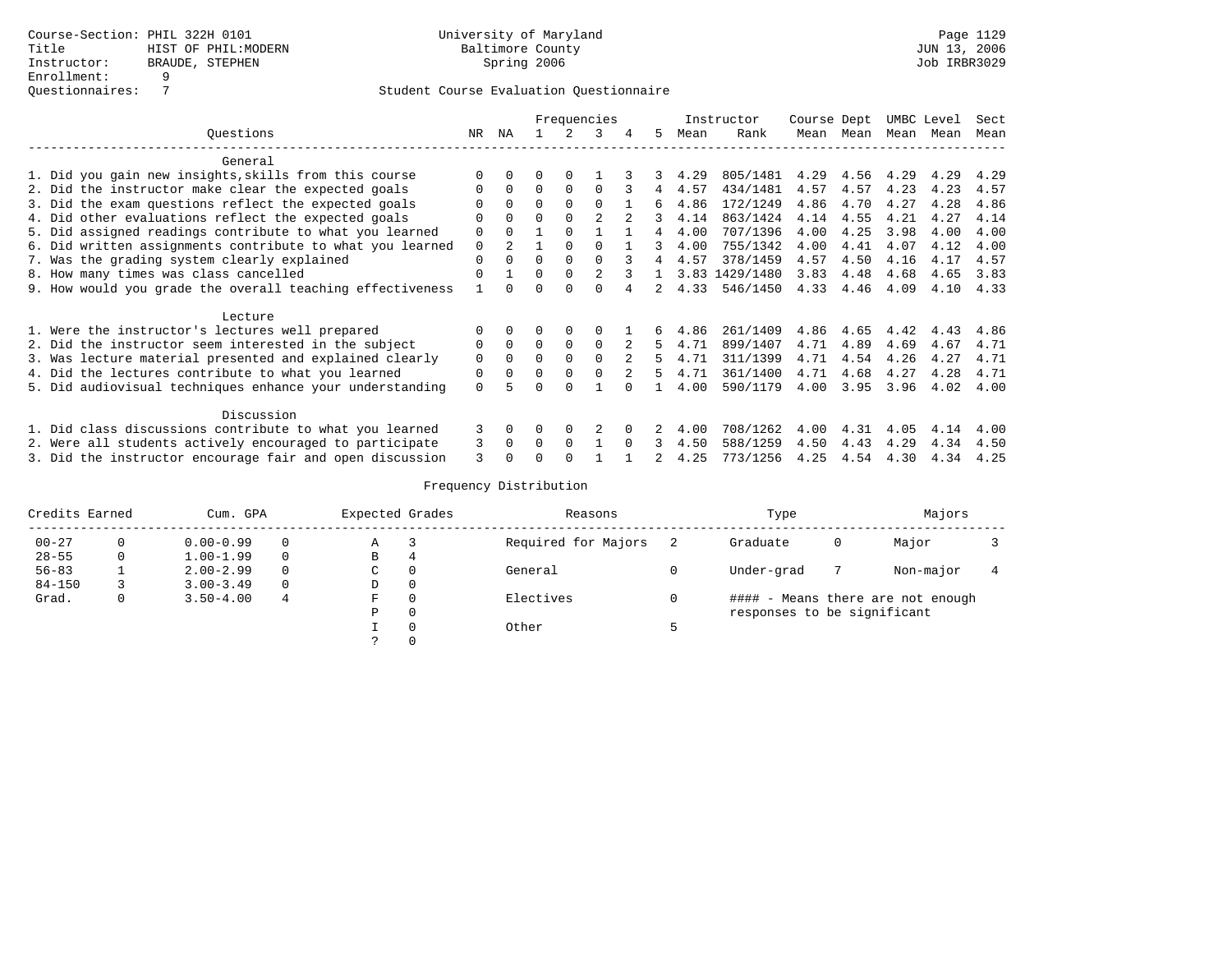Course-Section: PHIL 322H 0101
Title: HIST OF PHIL:MODERN
Instructor: BRAUDE, STEPHEN
Enrollment: 9
Questionnaires: 7

University of Maryland
Baltimore County
Spring 2006

JUN 13, 2006
Job IRBR3029

## Student Course Evaluation Questionnaire

| Questions | NR | NA | 1 | 2 | 3 | 4 | 5 | Instructor Mean | Instructor Rank | Course Mean | Dept Mean | UMBC Mean | Level Mean | Sect Mean |
|---|---|---|---|---|---|---|---|---|---|---|---|---|---|---|
| **General** | | | | | | | | | | | | | | |
| 1. Did you gain new insights,skills from this course | 0 | 0 | 0 | 0 | 1 | 3 | 3 | 4.29 | 805/1481 | 4.29 | 4.56 | 4.29 | 4.29 | 4.29 |
| 2. Did the instructor make clear the expected goals | 0 | 0 | 0 | 0 | 0 | 3 | 4 | 4.57 | 434/1481 | 4.57 | 4.57 | 4.23 | 4.23 | 4.57 |
| 3. Did the exam questions reflect the expected goals | 0 | 0 | 0 | 0 | 0 | 1 | 6 | 4.86 | 172/1249 | 4.86 | 4.70 | 4.27 | 4.28 | 4.86 |
| 4. Did other evaluations reflect the expected goals | 0 | 0 | 0 | 0 | 2 | 2 | 3 | 4.14 | 863/1424 | 4.14 | 4.55 | 4.21 | 4.27 | 4.14 |
| 5. Did assigned readings contribute to what you learned | 0 | 0 | 1 | 0 | 1 | 1 | 4 | 4.00 | 707/1396 | 4.00 | 4.25 | 3.98 | 4.00 | 4.00 |
| 6. Did written assignments contribute to what you learned | 0 | 2 | 1 | 0 | 0 | 1 | 3 | 4.00 | 755/1342 | 4.00 | 4.41 | 4.07 | 4.12 | 4.00 |
| 7. Was the grading system clearly explained | 0 | 0 | 0 | 0 | 0 | 3 | 4 | 4.57 | 378/1459 | 4.57 | 4.50 | 4.16 | 4.17 | 4.57 |
| 8. How many times was class cancelled | 0 | 1 | 0 | 0 | 2 | 3 | 1 | 3.83 | 1429/1480 | 3.83 | 4.48 | 4.68 | 4.65 | 3.83 |
| 9. How would you grade the overall teaching effectiveness | 1 | 0 | 0 | 0 | 0 | 4 | 2 | 4.33 | 546/1450 | 4.33 | 4.46 | 4.09 | 4.10 | 4.33 |
| **Lecture** | | | | | | | | | | | | | | |
| 1. Were the instructor's lectures well prepared | 0 | 0 | 0 | 0 | 0 | 1 | 6 | 4.86 | 261/1409 | 4.86 | 4.65 | 4.42 | 4.43 | 4.86 |
| 2. Did the instructor seem interested in the subject | 0 | 0 | 0 | 0 | 0 | 2 | 5 | 4.71 | 899/1407 | 4.71 | 4.89 | 4.69 | 4.67 | 4.71 |
| 3. Was lecture material presented and explained clearly | 0 | 0 | 0 | 0 | 0 | 2 | 5 | 4.71 | 311/1399 | 4.71 | 4.54 | 4.26 | 4.27 | 4.71 |
| 4. Did the lectures contribute to what you learned | 0 | 0 | 0 | 0 | 0 | 2 | 5 | 4.71 | 361/1400 | 4.71 | 4.68 | 4.27 | 4.28 | 4.71 |
| 5. Did audiovisual techniques enhance your understanding | 0 | 5 | 0 | 0 | 1 | 0 | 1 | 4.00 | 590/1179 | 4.00 | 3.95 | 3.96 | 4.02 | 4.00 |
| **Discussion** | | | | | | | | | | | | | | |
| 1. Did class discussions contribute to what you learned | 3 | 0 | 0 | 0 | 2 | 0 | 2 | 4.00 | 708/1262 | 4.00 | 4.31 | 4.05 | 4.14 | 4.00 |
| 2. Were all students actively encouraged to participate | 3 | 0 | 0 | 0 | 1 | 0 | 3 | 4.50 | 588/1259 | 4.50 | 4.43 | 4.29 | 4.34 | 4.50 |
| 3. Did the instructor encourage fair and open discussion | 3 | 0 | 0 | 0 | 1 | 1 | 2 | 4.25 | 773/1256 | 4.25 | 4.54 | 4.30 | 4.34 | 4.25 |

## Frequency Distribution

| Credits Earned | | Cum. GPA | | Expected Grades | | Reasons | | Type | | Majors | |
|---|---|---|---|---|---|---|---|---|---|---|---|
| 00-27 | 0 | 0.00-0.99 | 0 | A | 3 | Required for Majors | 2 | Graduate | 0 | Major | 3 |
| 28-55 | 0 | 1.00-1.99 | 0 | B | 4 | | | | | | |
| 56-83 | 1 | 2.00-2.99 | 0 | C | 0 | General | 0 | Under-grad | 7 | Non-major | 4 |
| 84-150 | 3 | 3.00-3.49 | 0 | D | 0 | | | | | | |
| Grad. | 0 | 3.50-4.00 | 4 | F | 0 | Electives | 0 | | | | |
| | | | | P | 0 | | | | | | |
| | | | | I | 0 | Other | 5 | | | | |
| | | | | ? | 0 | | | | | | |

#### - Means there are not enough responses to be significant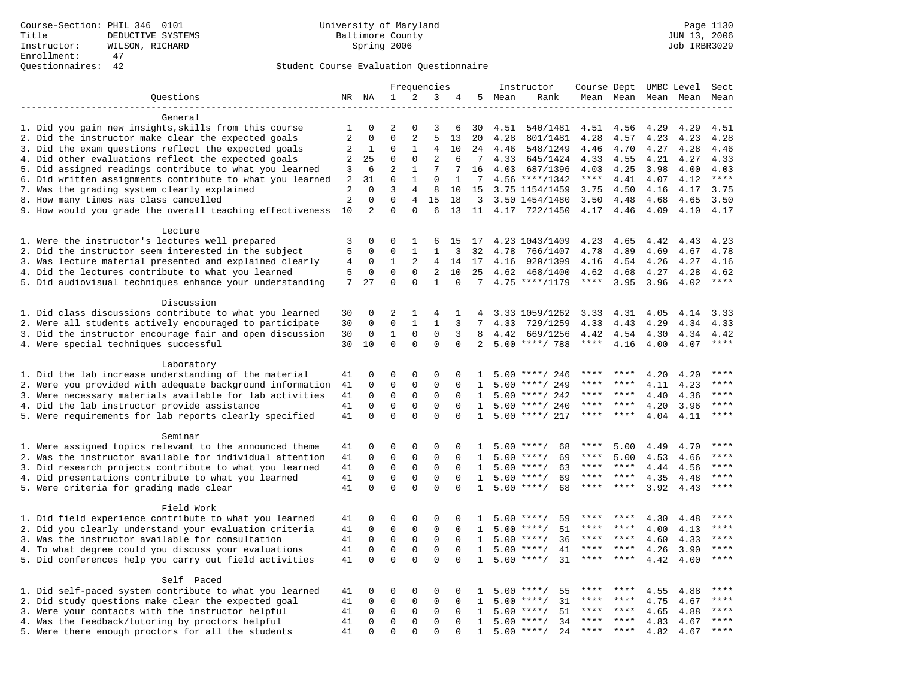Course-Section: PHIL 346 0101
Title: DEDUCTIVE SYSTEMS
Instructor: WILSON, RICHARD
Enrollment: 47
Questionnaires: 42

University of Maryland
Baltimore County
Spring 2006

Page 1130
JUN 13, 2006
Job IRBR3029

## Student Course Evaluation Questionnaire

| Questions | NR | NA | 1 | 2 | 3 | 4 | 5 | Instructor Mean | Instructor Rank | Course Mean | Dept Mean | UMBC Mean | Level Mean | Sect Mean |
|---|---|---|---|---|---|---|---|---|---|---|---|---|---|---|
| **General** | | | | | | | | | | | | | | |
| 1. Did you gain new insights,skills from this course | 1 | 0 | 2 | 0 | 3 | 6 | 30 | 4.51 | 540/1481 | 4.51 | 4.56 | 4.29 | 4.29 | 4.51 |
| 2. Did the instructor make clear the expected goals | 2 | 0 | 0 | 2 | 5 | 13 | 20 | 4.28 | 801/1481 | 4.28 | 4.57 | 4.23 | 4.23 | 4.28 |
| 3. Did the exam questions reflect the expected goals | 2 | 1 | 0 | 1 | 4 | 10 | 24 | 4.46 | 548/1249 | 4.46 | 4.70 | 4.27 | 4.28 | 4.46 |
| 4. Did other evaluations reflect the expected goals | 2 | 25 | 0 | 0 | 2 | 6 | 7 | 4.33 | 645/1424 | 4.33 | 4.55 | 4.21 | 4.27 | 4.33 |
| 5. Did assigned readings contribute to what you learned | 3 | 6 | 2 | 1 | 7 | 7 | 16 | 4.03 | 687/1396 | 4.03 | 4.25 | 3.98 | 4.00 | 4.03 |
| 6. Did written assignments contribute to what you learned | 2 | 31 | 0 | 1 | 0 | 1 | 7 | 4.56 | ****/1342 | **** | 4.41 | 4.07 | 4.12 | **** |
| 7. Was the grading system clearly explained | 2 | 0 | 3 | 4 | 8 | 10 | 15 | 3.75 | 1154/1459 | 3.75 | 4.50 | 4.16 | 4.17 | 3.75 |
| 8. How many times was class cancelled | 2 | 0 | 0 | 4 | 15 | 18 | 3 | 3.50 | 1454/1480 | 3.50 | 4.48 | 4.68 | 4.65 | 3.50 |
| 9. How would you grade the overall teaching effectiveness | 10 | 2 | 0 | 0 | 6 | 13 | 11 | 4.17 | 722/1450 | 4.17 | 4.46 | 4.09 | 4.10 | 4.17 |
| **Lecture** | | | | | | | | | | | | | | |
| 1. Were the instructor's lectures well prepared | 3 | 0 | 0 | 1 | 6 | 15 | 17 | 4.23 | 1043/1409 | 4.23 | 4.65 | 4.42 | 4.43 | 4.23 |
| 2. Did the instructor seem interested in the subject | 5 | 0 | 0 | 1 | 1 | 3 | 32 | 4.78 | 766/1407 | 4.78 | 4.89 | 4.69 | 4.67 | 4.78 |
| 3. Was lecture material presented and explained clearly | 4 | 0 | 1 | 2 | 4 | 14 | 17 | 4.16 | 920/1399 | 4.16 | 4.54 | 4.26 | 4.27 | 4.16 |
| 4. Did the lectures contribute to what you learned | 5 | 0 | 0 | 0 | 2 | 10 | 25 | 4.62 | 468/1400 | 4.62 | 4.68 | 4.27 | 4.28 | 4.62 |
| 5. Did audiovisual techniques enhance your understanding | 7 | 27 | 0 | 0 | 1 | 0 | 7 | 4.75 | ****/1179 | **** | 3.95 | 3.96 | 4.02 | **** |
| **Discussion** | | | | | | | | | | | | | | |
| 1. Did class discussions contribute to what you learned | 30 | 0 | 2 | 1 | 4 | 1 | 4 | 3.33 | 1059/1262 | 3.33 | 4.31 | 4.05 | 4.14 | 3.33 |
| 2. Were all students actively encouraged to participate | 30 | 0 | 0 | 1 | 1 | 3 | 7 | 4.33 | 729/1259 | 4.33 | 4.43 | 4.29 | 4.34 | 4.33 |
| 3. Did the instructor encourage fair and open discussion | 30 | 0 | 1 | 0 | 0 | 3 | 8 | 4.42 | 669/1256 | 4.42 | 4.54 | 4.30 | 4.34 | 4.42 |
| 4. Were special techniques successful | 30 | 10 | 0 | 0 | 0 | 0 | 2 | 5.00 | ****/ 788 | **** | 4.16 | 4.00 | 4.07 | **** |
| **Laboratory** | | | | | | | | | | | | | | |
| 1. Did the lab increase understanding of the material | 41 | 0 | 0 | 0 | 0 | 0 | 1 | 5.00 | ****/ 246 | **** | **** | 4.20 | 4.20 | **** |
| 2. Were you provided with adequate background information | 41 | 0 | 0 | 0 | 0 | 0 | 1 | 5.00 | ****/ 249 | **** | **** | 4.11 | 4.23 | **** |
| 3. Were necessary materials available for lab activities | 41 | 0 | 0 | 0 | 0 | 0 | 1 | 5.00 | ****/ 242 | **** | **** | 4.40 | 4.36 | **** |
| 4. Did the lab instructor provide assistance | 41 | 0 | 0 | 0 | 0 | 0 | 1 | 5.00 | ****/ 240 | **** | **** | 4.20 | 3.96 | **** |
| 5. Were requirements for lab reports clearly specified | 41 | 0 | 0 | 0 | 0 | 0 | 1 | 5.00 | ****/ 217 | **** | **** | 4.04 | 4.11 | **** |
| **Seminar** | | | | | | | | | | | | | | |
| 1. Were assigned topics relevant to the announced theme | 41 | 0 | 0 | 0 | 0 | 0 | 1 | 5.00 | ****/ 68 | **** | 5.00 | 4.49 | 4.70 | **** |
| 2. Was the instructor available for individual attention | 41 | 0 | 0 | 0 | 0 | 0 | 1 | 5.00 | ****/ 69 | **** | 5.00 | 4.53 | 4.66 | **** |
| 3. Did research projects contribute to what you learned | 41 | 0 | 0 | 0 | 0 | 0 | 1 | 5.00 | ****/ 63 | **** | **** | 4.44 | 4.56 | **** |
| 4. Did presentations contribute to what you learned | 41 | 0 | 0 | 0 | 0 | 0 | 1 | 5.00 | ****/ 69 | **** | **** | 4.35 | 4.48 | **** |
| 5. Were criteria for grading made clear | 41 | 0 | 0 | 0 | 0 | 0 | 1 | 5.00 | ****/ 68 | **** | **** | 3.92 | 4.43 | **** |
| **Field Work** | | | | | | | | | | | | | | |
| 1. Did field experience contribute to what you learned | 41 | 0 | 0 | 0 | 0 | 0 | 1 | 5.00 | ****/ 59 | **** | **** | 4.30 | 4.48 | **** |
| 2. Did you clearly understand your evaluation criteria | 41 | 0 | 0 | 0 | 0 | 0 | 1 | 5.00 | ****/ 51 | **** | **** | 4.00 | 4.13 | **** |
| 3. Was the instructor available for consultation | 41 | 0 | 0 | 0 | 0 | 0 | 1 | 5.00 | ****/ 36 | **** | **** | 4.60 | 4.33 | **** |
| 4. To what degree could you discuss your evaluations | 41 | 0 | 0 | 0 | 0 | 0 | 1 | 5.00 | ****/ 41 | **** | **** | 4.26 | 3.90 | **** |
| 5. Did conferences help you carry out field activities | 41 | 0 | 0 | 0 | 0 | 0 | 1 | 5.00 | ****/ 31 | **** | **** | 4.42 | 4.00 | **** |
| **Self Paced** | | | | | | | | | | | | | | |
| 1. Did self-paced system contribute to what you learned | 41 | 0 | 0 | 0 | 0 | 0 | 1 | 5.00 | ****/ 55 | **** | **** | 4.55 | 4.88 | **** |
| 2. Did study questions make clear the expected goal | 41 | 0 | 0 | 0 | 0 | 0 | 1 | 5.00 | ****/ 31 | **** | **** | 4.75 | 4.67 | **** |
| 3. Were your contacts with the instructor helpful | 41 | 0 | 0 | 0 | 0 | 0 | 1 | 5.00 | ****/ 51 | **** | **** | 4.65 | 4.88 | **** |
| 4. Was the feedback/tutoring by proctors helpful | 41 | 0 | 0 | 0 | 0 | 0 | 1 | 5.00 | ****/ 34 | **** | **** | 4.83 | 4.67 | **** |
| 5. Were there enough proctors for all the students | 41 | 0 | 0 | 0 | 0 | 0 | 1 | 5.00 | ****/ 24 | **** | **** | 4.82 | 4.67 | **** |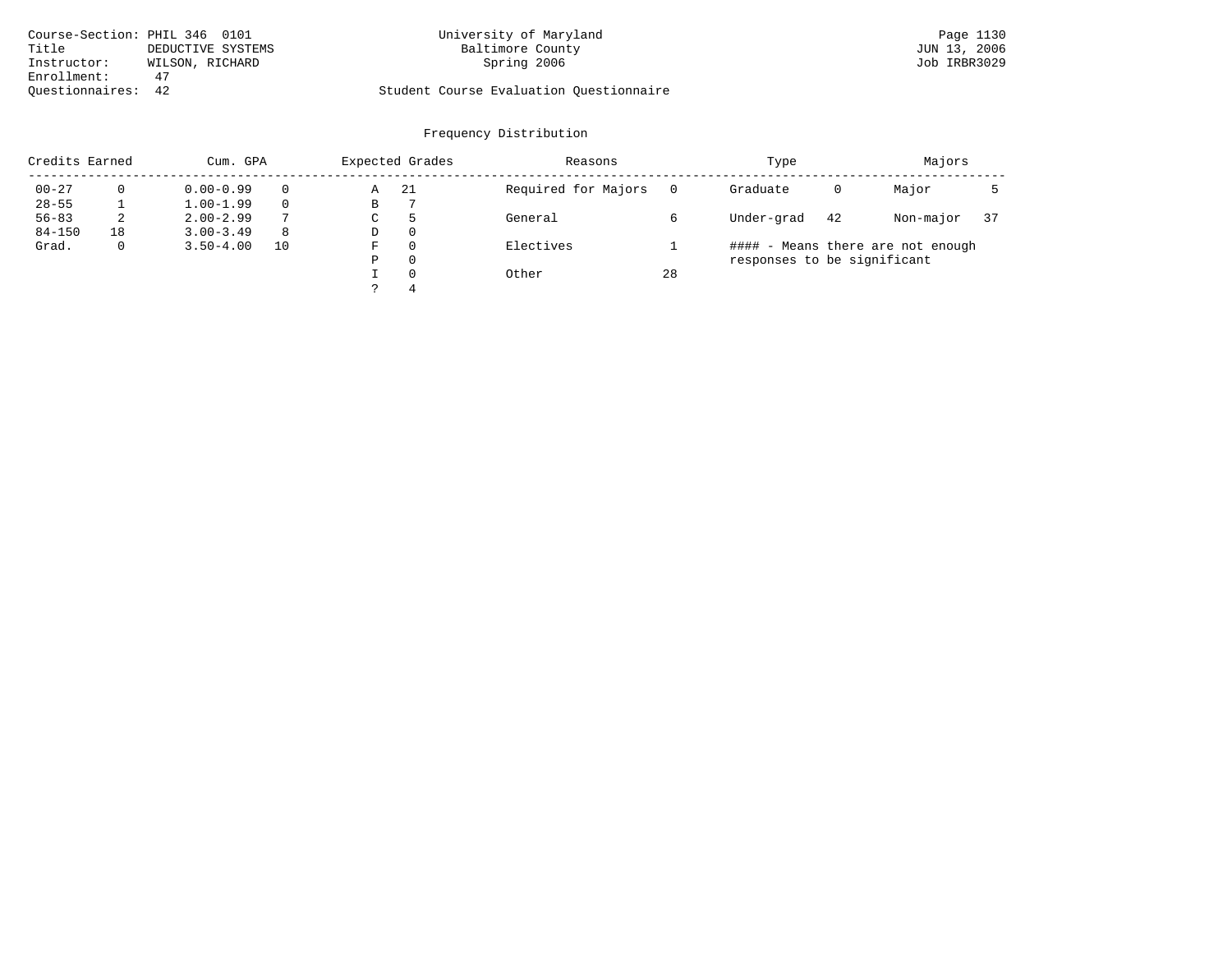Course-Section: PHIL 346 0101
Title: DEDUCTIVE SYSTEMS
Instructor: WILSON, RICHARD
Enrollment: 47
Questionnaires: 42

University of Maryland
Baltimore County
Spring 2006

Student Course Evaluation Questionnaire

JUN 13, 2006
Job IRBR3029

## Frequency Distribution

| Credits Earned | | Cum. GPA | | Expected Grades | | Reasons | | Type | | Majors | |
|---|---|---|---|---|---|---|---|---|---|---|---|
| 00-27 | 0 | 0.00-0.99 | 0 | A | 21 | Required for Majors | 0 | Graduate | 0 | Major | 5 |
| 28-55 | 1 | 1.00-1.99 | 0 | B | 7 | | | | | | |
| 56-83 | 2 | 2.00-2.99 | 7 | C | 5 | General | 6 | Under-grad | 42 | Non-major | 37 |
| 84-150 | 18 | 3.00-3.49 | 8 | D | 0 | | | | | | |
| Grad. | 0 | 3.50-4.00 | 10 | F | 0 | Electives | 1 | | | | |
| | | | | P | 0 | | | | | | |
| | | | | I | 0 | Other | 28 | | | | |
| | | | | ? | 4 | | | | | | |

#### - Means there are not enough responses to be significant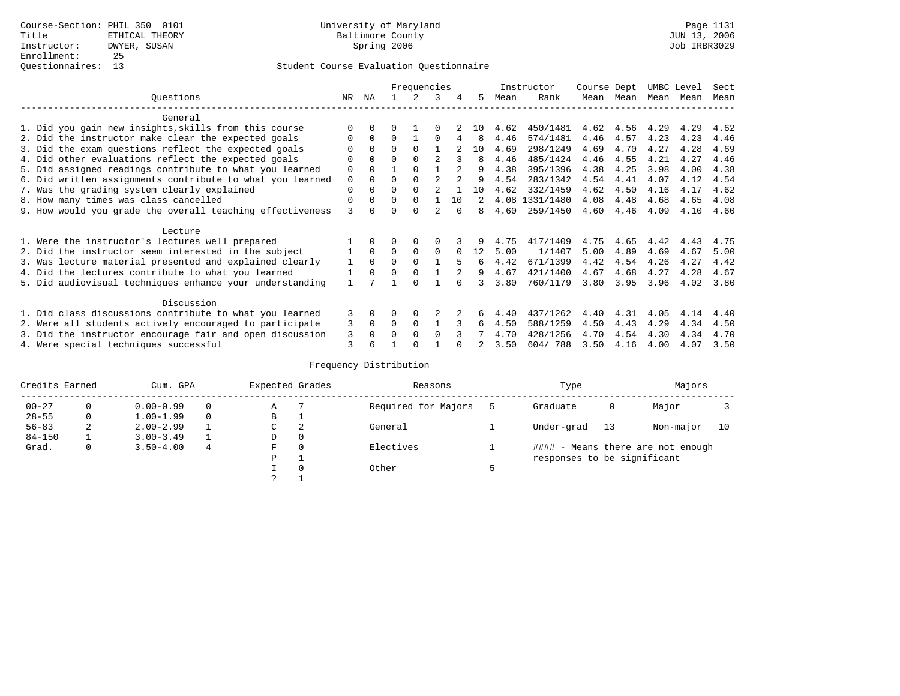Course-Section: PHIL 350 0101
Title: ETHICAL THEORY
Instructor: DWYER, SUSAN
Enrollment: 25
Questionnaires: 13

University of Maryland
Baltimore County
Spring 2006

Page 1131
JUN 13, 2006
Job IRBR3029

## Student Course Evaluation Questionnaire

| Questions | NR | NA | 1 | 2 | 3 | 4 | 5 | Instructor Mean | Instructor Rank | Course Mean | Dept Mean | UMBC Mean | Level Mean | Sect Mean |
|---|---|---|---|---|---|---|---|---|---|---|---|---|---|---|
| **General** | | | | | | | | | | | | | | |
| 1. Did you gain new insights,skills from this course | 0 | 0 | 0 | 1 | 0 | 2 | 10 | 4.62 | 450/1481 | 4.62 | 4.56 | 4.29 | 4.29 | 4.62 |
| 2. Did the instructor make clear the expected goals | 0 | 0 | 0 | 1 | 0 | 4 | 8 | 4.46 | 574/1481 | 4.46 | 4.57 | 4.23 | 4.23 | 4.46 |
| 3. Did the exam questions reflect the expected goals | 0 | 0 | 0 | 0 | 1 | 2 | 10 | 4.69 | 298/1249 | 4.69 | 4.70 | 4.27 | 4.28 | 4.69 |
| 4. Did other evaluations reflect the expected goals | 0 | 0 | 0 | 0 | 2 | 3 | 8 | 4.46 | 485/1424 | 4.46 | 4.55 | 4.21 | 4.27 | 4.46 |
| 5. Did assigned readings contribute to what you learned | 0 | 0 | 1 | 0 | 1 | 2 | 9 | 4.38 | 395/1396 | 4.38 | 4.25 | 3.98 | 4.00 | 4.38 |
| 6. Did written assignments contribute to what you learned | 0 | 0 | 0 | 0 | 2 | 2 | 9 | 4.54 | 283/1342 | 4.54 | 4.41 | 4.07 | 4.12 | 4.54 |
| 7. Was the grading system clearly explained | 0 | 0 | 0 | 0 | 2 | 1 | 10 | 4.62 | 332/1459 | 4.62 | 4.50 | 4.16 | 4.17 | 4.62 |
| 8. How many times was class cancelled | 0 | 0 | 0 | 0 | 1 | 10 | 2 | 4.08 | 1331/1480 | 4.08 | 4.48 | 4.68 | 4.65 | 4.08 |
| 9. How would you grade the overall teaching effectiveness | 3 | 0 | 0 | 0 | 2 | 0 | 8 | 4.60 | 259/1450 | 4.60 | 4.46 | 4.09 | 4.10 | 4.60 |
| **Lecture** | | | | | | | | | | | | | | |
| 1. Were the instructor's lectures well prepared | 1 | 0 | 0 | 0 | 0 | 3 | 9 | 4.75 | 417/1409 | 4.75 | 4.65 | 4.42 | 4.43 | 4.75 |
| 2. Did the instructor seem interested in the subject | 1 | 0 | 0 | 0 | 0 | 0 | 12 | 5.00 | 1/1407 | 5.00 | 4.89 | 4.69 | 4.67 | 5.00 |
| 3. Was lecture material presented and explained clearly | 1 | 0 | 0 | 0 | 1 | 5 | 6 | 4.42 | 671/1399 | 4.42 | 4.54 | 4.26 | 4.27 | 4.42 |
| 4. Did the lectures contribute to what you learned | 1 | 0 | 0 | 0 | 1 | 2 | 9 | 4.67 | 421/1400 | 4.67 | 4.68 | 4.27 | 4.28 | 4.67 |
| 5. Did audiovisual techniques enhance your understanding | 1 | 7 | 1 | 0 | 1 | 0 | 3 | 3.80 | 760/1179 | 3.80 | 3.95 | 3.96 | 4.02 | 3.80 |
| **Discussion** | | | | | | | | | | | | | | |
| 1. Did class discussions contribute to what you learned | 3 | 0 | 0 | 0 | 2 | 2 | 6 | 4.40 | 437/1262 | 4.40 | 4.31 | 4.05 | 4.14 | 4.40 |
| 2. Were all students actively encouraged to participate | 3 | 0 | 0 | 0 | 1 | 3 | 6 | 4.50 | 588/1259 | 4.50 | 4.43 | 4.29 | 4.34 | 4.50 |
| 3. Did the instructor encourage fair and open discussion | 3 | 0 | 0 | 0 | 0 | 3 | 7 | 4.70 | 428/1256 | 4.70 | 4.54 | 4.30 | 4.34 | 4.70 |
| 4. Were special techniques successful | 3 | 6 | 1 | 0 | 1 | 0 | 2 | 3.50 | 604/ 788 | 3.50 | 4.16 | 4.00 | 4.07 | 3.50 |

## Frequency Distribution

| Credits Earned | | Cum. GPA | | Expected Grades | | Reasons | | Type | | Majors | |
|---|---|---|---|---|---|---|---|---|---|---|---|
| 00-27 | 0 | 0.00-0.99 | 0 | A | 7 | Required for Majors | 5 | Graduate | 0 | Major | 3 |
| 28-55 | 0 | 1.00-1.99 | 0 | B | 1 | | | | | | |
| 56-83 | 2 | 2.00-2.99 | 1 | C | 2 | General | 1 | Under-grad | 13 | Non-major | 10 |
| 84-150 | 1 | 3.00-3.49 | 1 | D | 0 | | | | | | |
| Grad. | 0 | 3.50-4.00 | 4 | F | 0 | Electives | 1 | #### - Means there are not enough responses to be significant | | | |
| | | | | P | 1 | | | | | | |
| | | | | I | 0 | Other | 5 | | | | |
| | | | | ? | 1 | | | | | | |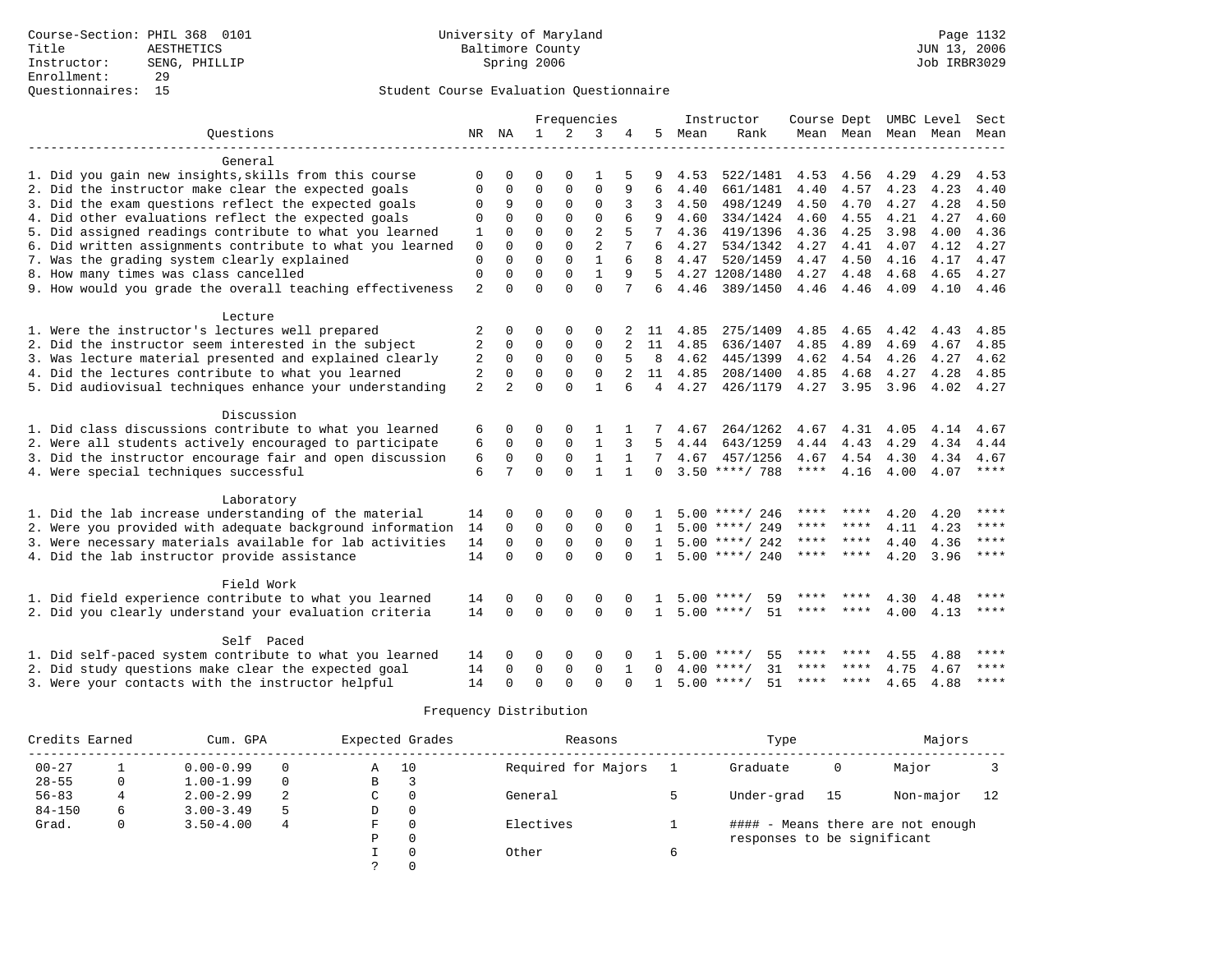Course-Section: PHIL 368 0101
Title: AESTHETICS
Instructor: SENG, PHILLIP
Enrollment: 29
Questionnaires: 15

University of Maryland
Baltimore County
Spring 2006

Page 1132
JUN 13, 2006
Job IRBR3029

## Student Course Evaluation Questionnaire

| Questions | NR | NA | 1 | 2 | 3 | 4 | 5 | Instructor Mean | Instructor Rank | Course Mean | Dept Mean | UMBC Mean | Level Mean | Sect Mean |
|---|---|---|---|---|---|---|---|---|---|---|---|---|---|---|
| **General** | | | | | | | | | | | | | | |
| 1. Did you gain new insights,skills from this course | 0 | 0 | 0 | 0 | 1 | 5 | 9 | 4.53 | 522/1481 | 4.53 | 4.56 | 4.29 | 4.29 | 4.53 |
| 2. Did the instructor make clear the expected goals | 0 | 0 | 0 | 0 | 0 | 9 | 6 | 4.40 | 661/1481 | 4.40 | 4.57 | 4.23 | 4.23 | 4.40 |
| 3. Did the exam questions reflect the expected goals | 0 | 9 | 0 | 0 | 0 | 3 | 3 | 4.50 | 498/1249 | 4.50 | 4.70 | 4.27 | 4.28 | 4.50 |
| 4. Did other evaluations reflect the expected goals | 0 | 0 | 0 | 0 | 0 | 6 | 9 | 4.60 | 334/1424 | 4.60 | 4.55 | 4.21 | 4.27 | 4.60 |
| 5. Did assigned readings contribute to what you learned | 1 | 0 | 0 | 0 | 2 | 5 | 7 | 4.36 | 419/1396 | 4.36 | 4.25 | 3.98 | 4.00 | 4.36 |
| 6. Did written assignments contribute to what you learned | 0 | 0 | 0 | 0 | 2 | 7 | 6 | 4.27 | 534/1342 | 4.27 | 4.41 | 4.07 | 4.12 | 4.27 |
| 7. Was the grading system clearly explained | 0 | 0 | 0 | 0 | 1 | 6 | 8 | 4.47 | 520/1459 | 4.47 | 4.50 | 4.16 | 4.17 | 4.47 |
| 8. How many times was class cancelled | 0 | 0 | 0 | 0 | 1 | 9 | 5 | 4.27 | 1208/1480 | 4.27 | 4.48 | 4.68 | 4.65 | 4.27 |
| 9. How would you grade the overall teaching effectiveness | 2 | 0 | 0 | 0 | 0 | 7 | 6 | 4.46 | 389/1450 | 4.46 | 4.46 | 4.09 | 4.10 | 4.46 |
| **Lecture** | | | | | | | | | | | | | | |
| 1. Were the instructor's lectures well prepared | 2 | 0 | 0 | 0 | 0 | 2 | 11 | 4.85 | 275/1409 | 4.85 | 4.65 | 4.42 | 4.43 | 4.85 |
| 2. Did the instructor seem interested in the subject | 2 | 0 | 0 | 0 | 0 | 2 | 11 | 4.85 | 636/1407 | 4.85 | 4.89 | 4.69 | 4.67 | 4.85 |
| 3. Was lecture material presented and explained clearly | 2 | 0 | 0 | 0 | 0 | 5 | 8 | 4.62 | 445/1399 | 4.62 | 4.54 | 4.26 | 4.27 | 4.62 |
| 4. Did the lectures contribute to what you learned | 2 | 0 | 0 | 0 | 0 | 2 | 11 | 4.85 | 208/1400 | 4.85 | 4.68 | 4.27 | 4.28 | 4.85 |
| 5. Did audiovisual techniques enhance your understanding | 2 | 2 | 0 | 0 | 1 | 6 | 4 | 4.27 | 426/1179 | 4.27 | 3.95 | 3.96 | 4.02 | 4.27 |
| **Discussion** | | | | | | | | | | | | | | |
| 1. Did class discussions contribute to what you learned | 6 | 0 | 0 | 0 | 1 | 1 | 7 | 4.67 | 264/1262 | 4.67 | 4.31 | 4.05 | 4.14 | 4.67 |
| 2. Were all students actively encouraged to participate | 6 | 0 | 0 | 0 | 1 | 3 | 5 | 4.44 | 643/1259 | 4.44 | 4.43 | 4.29 | 4.34 | 4.44 |
| 3. Did the instructor encourage fair and open discussion | 6 | 0 | 0 | 0 | 1 | 1 | 7 | 4.67 | 457/1256 | 4.67 | 4.54 | 4.30 | 4.34 | 4.67 |
| 4. Were special techniques successful | 6 | 7 | 0 | 0 | 1 | 1 | 0 | 3.50 | ****/ 788 | **** | 4.16 | 4.00 | 4.07 | **** |
| **Laboratory** | | | | | | | | | | | | | | |
| 1. Did the lab increase understanding of the material | 14 | 0 | 0 | 0 | 0 | 0 | 1 | 5.00 | ****/ 246 | **** | **** | 4.20 | 4.20 | **** |
| 2. Were you provided with adequate background information | 14 | 0 | 0 | 0 | 0 | 0 | 1 | 5.00 | ****/ 249 | **** | **** | 4.11 | 4.23 | **** |
| 3. Were necessary materials available for lab activities | 14 | 0 | 0 | 0 | 0 | 0 | 1 | 5.00 | ****/ 242 | **** | **** | 4.40 | 4.36 | **** |
| 4. Did the lab instructor provide assistance | 14 | 0 | 0 | 0 | 0 | 0 | 1 | 5.00 | ****/ 240 | **** | **** | 4.20 | 3.96 | **** |
| **Field Work** | | | | | | | | | | | | | | |
| 1. Did field experience contribute to what you learned | 14 | 0 | 0 | 0 | 0 | 0 | 1 | 5.00 | ****/ 59 | **** | **** | 4.30 | 4.48 | **** |
| 2. Did you clearly understand your evaluation criteria | 14 | 0 | 0 | 0 | 0 | 0 | 1 | 5.00 | ****/ 51 | **** | **** | 4.00 | 4.13 | **** |
| **Self Paced** | | | | | | | | | | | | | | |
| 1. Did self-paced system contribute to what you learned | 14 | 0 | 0 | 0 | 0 | 0 | 1 | 5.00 | ****/ 55 | **** | **** | 4.55 | 4.88 | **** |
| 2. Did study questions make clear the expected goal | 14 | 0 | 0 | 0 | 0 | 1 | 0 | 4.00 | ****/ 31 | **** | **** | 4.75 | 4.67 | **** |
| 3. Were your contacts with the instructor helpful | 14 | 0 | 0 | 0 | 0 | 0 | 1 | 5.00 | ****/ 51 | **** | **** | 4.65 | 4.88 | **** |

### Frequency Distribution

| Credits Earned | | Cum. GPA | | Expected Grades | | Reasons | | Type | | Majors | |
|---|---|---|---|---|---|---|---|---|---|---|---|
| 00-27 | 1 | 0.00-0.99 | 0 | A | 10 | Required for Majors | 1 | Graduate | 0 | Major | 3 |
| 28-55 | 0 | 1.00-1.99 | 0 | B | 3 | | | | | | |
| 56-83 | 4 | 2.00-2.99 | 2 | C | 0 | General | 5 | Under-grad | 15 | Non-major | 12 |
| 84-150 | 6 | 3.00-3.49 | 5 | D | 0 | | | | | | |
| Grad. | 0 | 3.50-4.00 | 4 | F | 0 | Electives | 1 | #### - Means there are not enough responses to be significant | | | |
| | | | | P | 0 | | | | | | |
| | | | | I | 0 | Other | 6 | | | | |
| | | | | ? | 0 | | | | | | |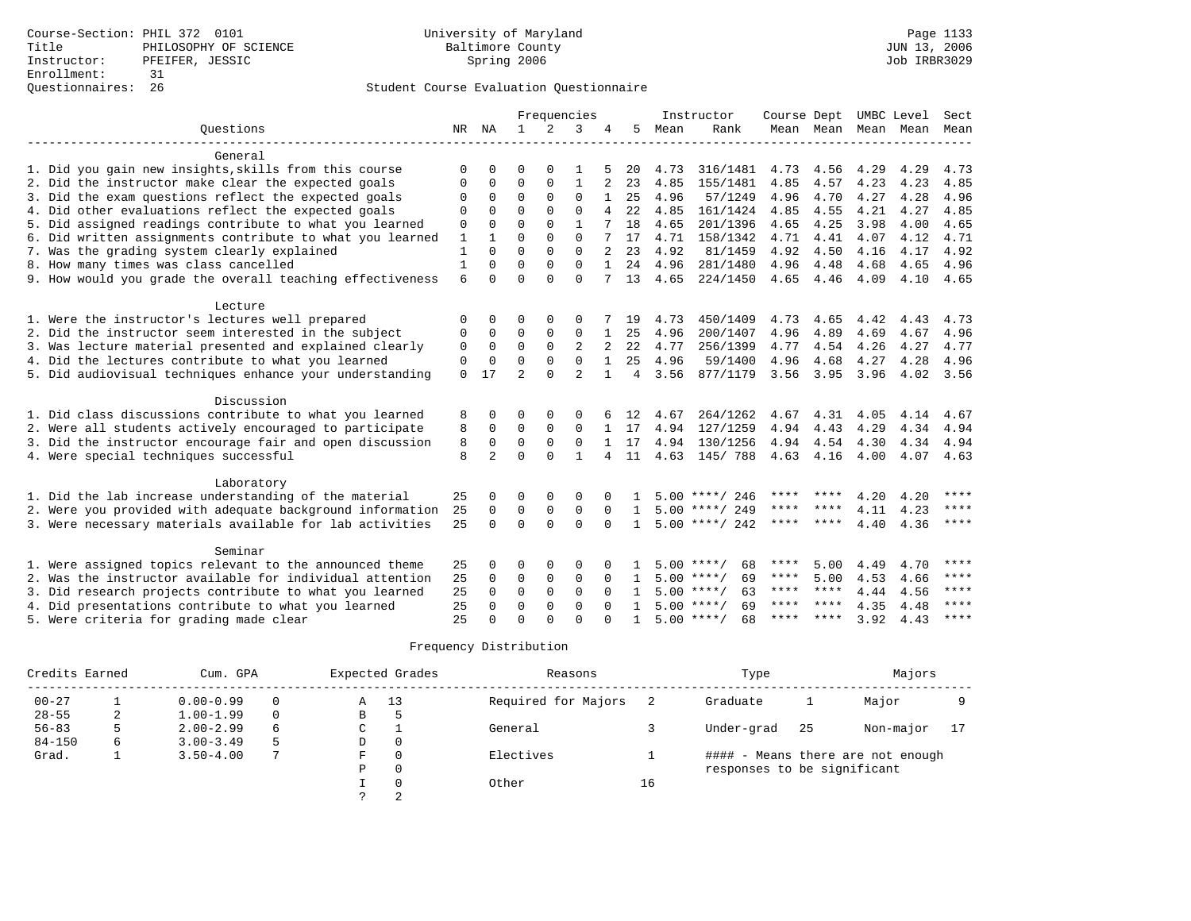Course-Section: PHIL 372 0101
Title: PHILOSOPHY OF SCIENCE
Instructor: PFEIFER, JESSIC
Enrollment: 31
Questionnaires: 26

University of Maryland
Baltimore County
Spring 2006

Page 1133
JUN 13, 2006
Job IRBR3029

## Student Course Evaluation Questionnaire

| Questions | NR | NA | 1 | 2 | 3 | 4 | 5 | Instructor Mean | Instructor Rank | Course Mean | Dept Mean | UMBC Mean | Level Mean | Sect Mean |
|---|---|---|---|---|---|---|---|---|---|---|---|---|---|---|
| **General** | | | | | | | | | | | | | | |
| 1. Did you gain new insights,skills from this course | 0 | 0 | 0 | 0 | 1 | 5 | 20 | 4.73 | 316/1481 | 4.73 | 4.56 | 4.29 | 4.29 | 4.73 |
| 2. Did the instructor make clear the expected goals | 0 | 0 | 0 | 0 | 1 | 2 | 23 | 4.85 | 155/1481 | 4.85 | 4.57 | 4.23 | 4.23 | 4.85 |
| 3. Did the exam questions reflect the expected goals | 0 | 0 | 0 | 0 | 0 | 1 | 25 | 4.96 | 57/1249 | 4.96 | 4.70 | 4.27 | 4.28 | 4.96 |
| 4. Did other evaluations reflect the expected goals | 0 | 0 | 0 | 0 | 0 | 4 | 22 | 4.85 | 161/1424 | 4.85 | 4.55 | 4.21 | 4.27 | 4.85 |
| 5. Did assigned readings contribute to what you learned | 0 | 0 | 0 | 0 | 1 | 7 | 18 | 4.65 | 201/1396 | 4.65 | 4.25 | 3.98 | 4.00 | 4.65 |
| 6. Did written assignments contribute to what you learned | 1 | 1 | 0 | 0 | 0 | 7 | 17 | 4.71 | 158/1342 | 4.71 | 4.41 | 4.07 | 4.12 | 4.71 |
| 7. Was the grading system clearly explained | 1 | 0 | 0 | 0 | 0 | 2 | 23 | 4.92 | 81/1459 | 4.92 | 4.50 | 4.16 | 4.17 | 4.92 |
| 8. How many times was class cancelled | 1 | 0 | 0 | 0 | 0 | 1 | 24 | 4.96 | 281/1480 | 4.96 | 4.48 | 4.68 | 4.65 | 4.96 |
| 9. How would you grade the overall teaching effectiveness | 6 | 0 | 0 | 0 | 0 | 7 | 13 | 4.65 | 224/1450 | 4.65 | 4.46 | 4.09 | 4.10 | 4.65 |
| **Lecture** | | | | | | | | | | | | | | |
| 1. Were the instructor's lectures well prepared | 0 | 0 | 0 | 0 | 0 | 7 | 19 | 4.73 | 450/1409 | 4.73 | 4.65 | 4.42 | 4.43 | 4.73 |
| 2. Did the instructor seem interested in the subject | 0 | 0 | 0 | 0 | 0 | 1 | 25 | 4.96 | 200/1407 | 4.96 | 4.89 | 4.69 | 4.67 | 4.96 |
| 3. Was lecture material presented and explained clearly | 0 | 0 | 0 | 0 | 2 | 2 | 22 | 4.77 | 256/1399 | 4.77 | 4.54 | 4.26 | 4.27 | 4.77 |
| 4. Did the lectures contribute to what you learned | 0 | 0 | 0 | 0 | 0 | 1 | 25 | 4.96 | 59/1400 | 4.96 | 4.68 | 4.27 | 4.28 | 4.96 |
| 5. Did audiovisual techniques enhance your understanding | 0 | 17 | 2 | 0 | 2 | 1 | 4 | 3.56 | 877/1179 | 3.56 | 3.95 | 3.96 | 4.02 | 3.56 |
| **Discussion** | | | | | | | | | | | | | | |
| 1. Did class discussions contribute to what you learned | 8 | 0 | 0 | 0 | 0 | 6 | 12 | 4.67 | 264/1262 | 4.67 | 4.31 | 4.05 | 4.14 | 4.67 |
| 2. Were all students actively encouraged to participate | 8 | 0 | 0 | 0 | 0 | 1 | 17 | 4.94 | 127/1259 | 4.94 | 4.43 | 4.29 | 4.34 | 4.94 |
| 3. Did the instructor encourage fair and open discussion | 8 | 0 | 0 | 0 | 0 | 1 | 17 | 4.94 | 130/1256 | 4.94 | 4.54 | 4.30 | 4.34 | 4.94 |
| 4. Were special techniques successful | 8 | 2 | 0 | 0 | 1 | 4 | 11 | 4.63 | 145/ 788 | 4.63 | 4.16 | 4.00 | 4.07 | 4.63 |
| **Laboratory** | | | | | | | | | | | | | | |
| 1. Did the lab increase understanding of the material | 25 | 0 | 0 | 0 | 0 | 0 | 1 | 5.00 | ****/ 246 | **** | **** | 4.20 | 4.20 | **** |
| 2. Were you provided with adequate background information | 25 | 0 | 0 | 0 | 0 | 0 | 1 | 5.00 | ****/ 249 | **** | **** | 4.11 | 4.23 | **** |
| 3. Were necessary materials available for lab activities | 25 | 0 | 0 | 0 | 0 | 0 | 1 | 5.00 | ****/ 242 | **** | **** | 4.40 | 4.36 | **** |
| **Seminar** | | | | | | | | | | | | | | |
| 1. Were assigned topics relevant to the announced theme | 25 | 0 | 0 | 0 | 0 | 0 | 1 | 5.00 | ****/ 68 | **** | 5.00 | 4.49 | 4.70 | **** |
| 2. Was the instructor available for individual attention | 25 | 0 | 0 | 0 | 0 | 0 | 1 | 5.00 | ****/ 69 | **** | 5.00 | 4.53 | 4.66 | **** |
| 3. Did research projects contribute to what you learned | 25 | 0 | 0 | 0 | 0 | 0 | 1 | 5.00 | ****/ 63 | **** | **** | 4.44 | 4.56 | **** |
| 4. Did presentations contribute to what you learned | 25 | 0 | 0 | 0 | 0 | 0 | 1 | 5.00 | ****/ 69 | **** | **** | 4.35 | 4.48 | **** |
| 5. Were criteria for grading made clear | 25 | 0 | 0 | 0 | 0 | 0 | 1 | 5.00 | ****/ 68 | **** | **** | 3.92 | 4.43 | **** |

## Frequency Distribution

| Credits Earned | | Cum. GPA | | Expected Grades | | Reasons | | Type | | Majors | |
|---|---|---|---|---|---|---|---|---|---|---|---|
| 00-27 | 1 | 0.00-0.99 | 0 | A | 13 | Required for Majors | 2 | Graduate | 1 | Major | 9 |
| 28-55 | 2 | 1.00-1.99 | 0 | B | 5 | | | | | | |
| 56-83 | 5 | 2.00-2.99 | 6 | C | 1 | General | 3 | Under-grad | 25 | Non-major | 17 |
| 84-150 | 6 | 3.00-3.49 | 5 | D | 0 | | | | | | |
| Grad. | 1 | 3.50-4.00 | 7 | F | 0 | Electives | 1 | | | | |
| | | | | P | 0 | | | | | | |
| | | | | I | 0 | Other | 16 | | | | |
| | | | | ? | 2 | | | | | | |

#### - Means there are not enough responses to be significant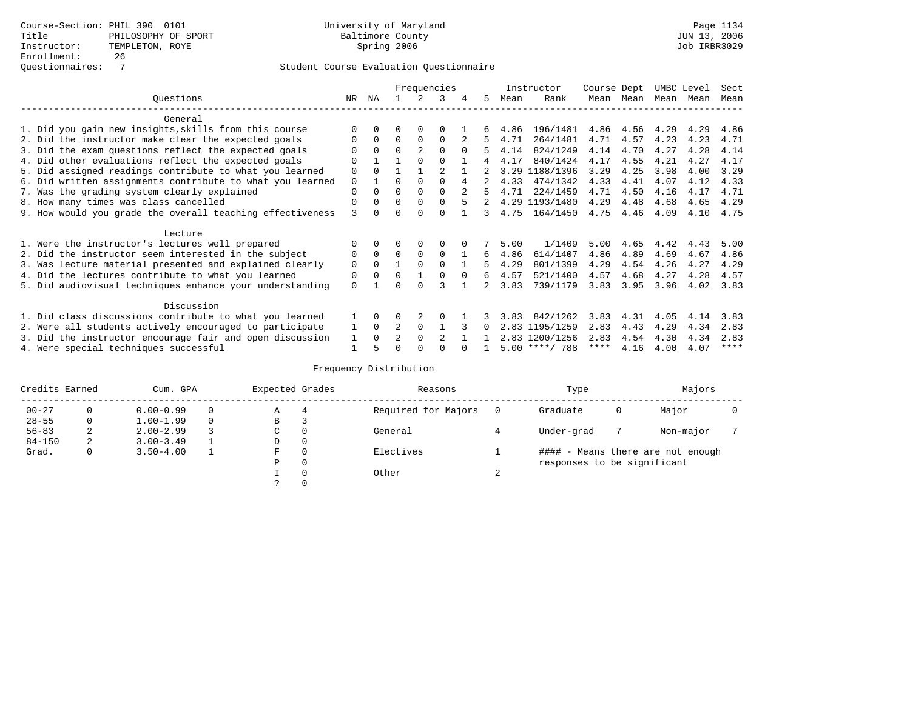Course-Section: PHIL 390 0101
Title: PHILOSOPHY OF SPORT
Instructor: TEMPLETON, ROYE
Enrollment: 26
Questionnaires: 7

University of Maryland
Baltimore County
Spring 2006

Student Course Evaluation Questionnaire

| Questions | NR | NA | 1 | 2 | 3 | 4 | 5 | Instructor Mean | Rank | Course Mean | Dept Mean | UMBC Mean | Level Mean | Sect Mean |
|---|---|---|---|---|---|---|---|---|---|---|---|---|---|---|
| **General** | | | | | | | | | | | | | | |
| 1. Did you gain new insights,skills from this course | 0 | 0 | 0 | 0 | 0 | 1 | 6 | 4.86 | 196/1481 | 4.86 | 4.56 | 4.29 | 4.29 | 4.86 |
| 2. Did the instructor make clear the expected goals | 0 | 0 | 0 | 0 | 0 | 2 | 5 | 4.71 | 264/1481 | 4.71 | 4.57 | 4.23 | 4.23 | 4.71 |
| 3. Did the exam questions reflect the expected goals | 0 | 0 | 0 | 2 | 0 | 0 | 5 | 4.14 | 824/1249 | 4.14 | 4.70 | 4.27 | 4.28 | 4.14 |
| 4. Did other evaluations reflect the expected goals | 0 | 1 | 1 | 0 | 0 | 1 | 4 | 4.17 | 840/1424 | 4.17 | 4.55 | 4.21 | 4.27 | 4.17 |
| 5. Did assigned readings contribute to what you learned | 0 | 0 | 1 | 1 | 2 | 1 | 2 | 3.29 | 1188/1396 | 3.29 | 4.25 | 3.98 | 4.00 | 3.29 |
| 6. Did written assignments contribute to what you learned | 0 | 1 | 0 | 0 | 0 | 4 | 2 | 4.33 | 474/1342 | 4.33 | 4.41 | 4.07 | 4.12 | 4.33 |
| 7. Was the grading system clearly explained | 0 | 0 | 0 | 0 | 0 | 2 | 5 | 4.71 | 224/1459 | 4.71 | 4.50 | 4.16 | 4.17 | 4.71 |
| 8. How many times was class cancelled | 0 | 0 | 0 | 0 | 0 | 5 | 2 | 4.29 | 1193/1480 | 4.29 | 4.48 | 4.68 | 4.65 | 4.29 |
| 9. How would you grade the overall teaching effectiveness | 3 | 0 | 0 | 0 | 0 | 1 | 3 | 4.75 | 164/1450 | 4.75 | 4.46 | 4.09 | 4.10 | 4.75 |
| **Lecture** | | | | | | | | | | | | | | |
| 1. Were the instructor's lectures well prepared | 0 | 0 | 0 | 0 | 0 | 0 | 7 | 5.00 | 1/1409 | 5.00 | 4.65 | 4.42 | 4.43 | 5.00 |
| 2. Did the instructor seem interested in the subject | 0 | 0 | 0 | 0 | 0 | 1 | 6 | 4.86 | 614/1407 | 4.86 | 4.89 | 4.69 | 4.67 | 4.86 |
| 3. Was lecture material presented and explained clearly | 0 | 0 | 1 | 0 | 0 | 1 | 5 | 4.29 | 801/1399 | 4.29 | 4.54 | 4.26 | 4.27 | 4.29 |
| 4. Did the lectures contribute to what you learned | 0 | 0 | 0 | 1 | 0 | 0 | 6 | 4.57 | 521/1400 | 4.57 | 4.68 | 4.27 | 4.28 | 4.57 |
| 5. Did audiovisual techniques enhance your understanding | 0 | 1 | 0 | 0 | 3 | 1 | 2 | 3.83 | 739/1179 | 3.83 | 3.95 | 3.96 | 4.02 | 3.83 |
| **Discussion** | | | | | | | | | | | | | | |
| 1. Did class discussions contribute to what you learned | 1 | 0 | 0 | 2 | 0 | 1 | 3 | 3.83 | 842/1262 | 3.83 | 4.31 | 4.05 | 4.14 | 3.83 |
| 2. Were all students actively encouraged to participate | 1 | 0 | 2 | 0 | 1 | 3 | 0 | 2.83 | 1195/1259 | 2.83 | 4.43 | 4.29 | 4.34 | 2.83 |
| 3. Did the instructor encourage fair and open discussion | 1 | 0 | 2 | 0 | 2 | 1 | 1 | 2.83 | 1200/1256 | 2.83 | 4.54 | 4.30 | 4.34 | 2.83 |
| 4. Were special techniques successful | 1 | 5 | 0 | 0 | 0 | 0 | 1 | 5.00 | ****/ 788 | **** | 4.16 | 4.00 | 4.07 | **** |

## Frequency Distribution

| Credits Earned | | Cum. GPA | | Expected Grades | | Reasons | | Type | | Majors | |
|---|---|---|---|---|---|---|---|---|---|---|---|
| 00-27 | 0 | 0.00-0.99 | 0 | A | 4 | Required for Majors | 0 | Graduate | 0 | Major | 0 |
| 28-55 | 0 | 1.00-1.99 | 0 | B | 3 | | | | | | |
| 56-83 | 2 | 2.00-2.99 | 3 | C | 0 | General | 4 | Under-grad | 7 | Non-major | 7 |
| 84-150 | 2 | 3.00-3.49 | 1 | D | 0 | | | | | | |
| Grad. | 0 | 3.50-4.00 | 1 | F | 0 | Electives | 1 | #### - Means there are not enough responses to be significant | | | |
| | | | | P | 0 | | | | | | |
| | | | | I | 0 | Other | 2 | | | | |
| | | | | ? | 0 | | | | | | |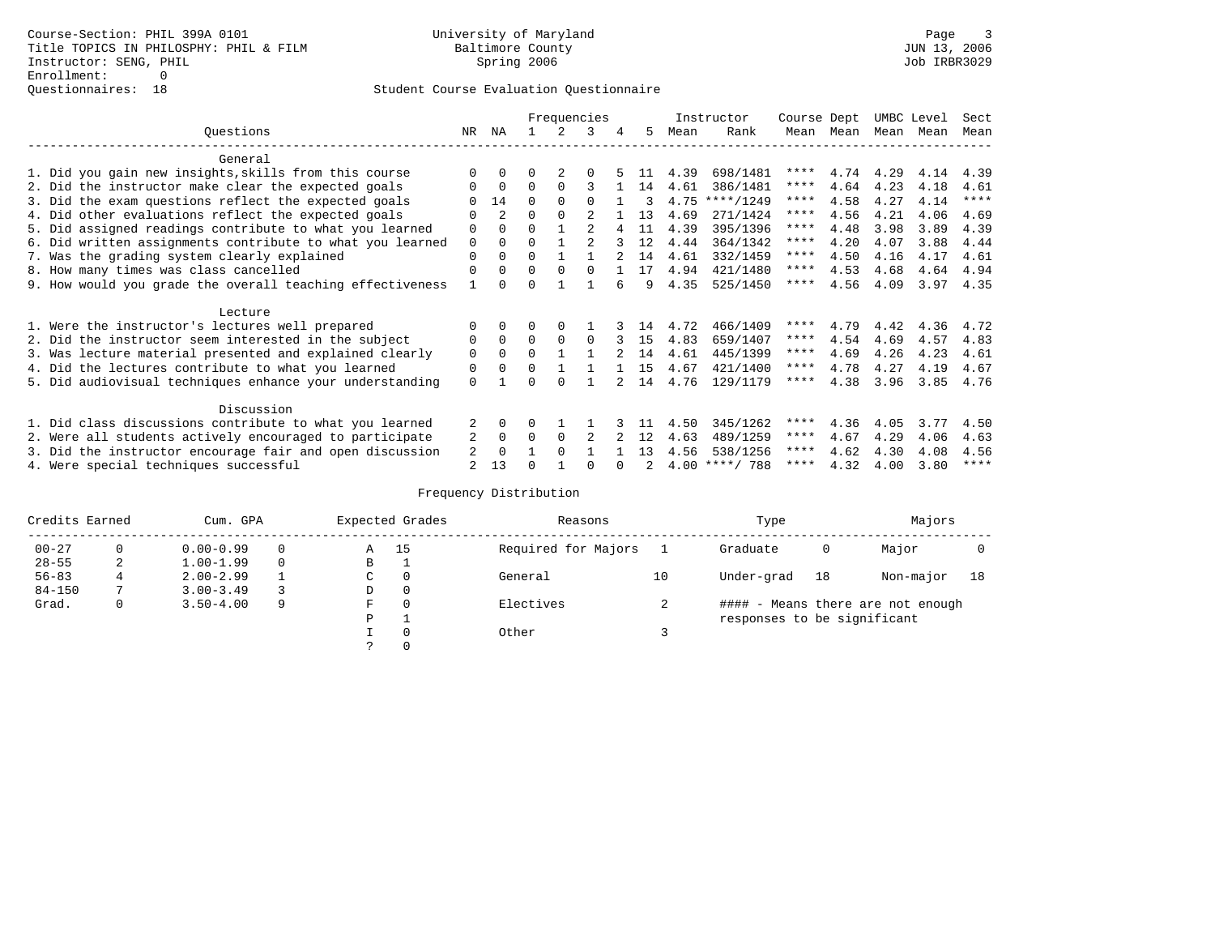Course-Section: PHIL 399A 0101
Title TOPICS IN PHILOSOPHY: PHIL & FILM
Instructor: SENG, PHIL
Enrollment: 0
Questionnaires: 18

University of Maryland
Baltimore County
Spring 2006

JUN 13, 2006
Job IRBR3029

## Student Course Evaluation Questionnaire

| Questions | NR | NA | 1 | 2 | 3 | 4 | 5 | Instructor Mean | Instructor Rank | Course Mean | Dept Mean | UMBC Level Mean | Level Mean | Sect Mean |
|---|---|---|---|---|---|---|---|---|---|---|---|---|---|---|
| **General** | | | | | | | | | | | | | | |
| 1. Did you gain new insights,skills from this course | 0 | 0 | 0 | 2 | 0 | 5 | 11 | 4.39 | 698/1481 | **** | 4.74 | 4.29 | 4.14 | 4.39 |
| 2. Did the instructor make clear the expected goals | 0 | 0 | 0 | 0 | 3 | 1 | 14 | 4.61 | 386/1481 | **** | 4.64 | 4.23 | 4.18 | 4.61 |
| 3. Did the exam questions reflect the expected goals | 0 | 14 | 0 | 0 | 0 | 1 | 3 | 4.75 | ****/1249 | **** | 4.58 | 4.27 | 4.14 | **** |
| 4. Did other evaluations reflect the expected goals | 0 | 2 | 0 | 0 | 2 | 1 | 13 | 4.69 | 271/1424 | **** | 4.56 | 4.21 | 4.06 | 4.69 |
| 5. Did assigned readings contribute to what you learned | 0 | 0 | 0 | 1 | 2 | 4 | 11 | 4.39 | 395/1396 | **** | 4.48 | 3.98 | 3.89 | 4.39 |
| 6. Did written assignments contribute to what you learned | 0 | 0 | 0 | 1 | 2 | 3 | 12 | 4.44 | 364/1342 | **** | 4.20 | 4.07 | 3.88 | 4.44 |
| 7. Was the grading system clearly explained | 0 | 0 | 0 | 1 | 1 | 2 | 14 | 4.61 | 332/1459 | **** | 4.50 | 4.16 | 4.17 | 4.61 |
| 8. How many times was class cancelled | 0 | 0 | 0 | 0 | 0 | 1 | 17 | 4.94 | 421/1480 | **** | 4.53 | 4.68 | 4.64 | 4.94 |
| 9. How would you grade the overall teaching effectiveness | 1 | 0 | 0 | 1 | 1 | 6 | 9 | 4.35 | 525/1450 | **** | 4.56 | 4.09 | 3.97 | 4.35 |
| **Lecture** | | | | | | | | | | | | | | |
| 1. Were the instructor's lectures well prepared | 0 | 0 | 0 | 0 | 1 | 3 | 14 | 4.72 | 466/1409 | **** | 4.79 | 4.42 | 4.36 | 4.72 |
| 2. Did the instructor seem interested in the subject | 0 | 0 | 0 | 0 | 0 | 3 | 15 | 4.83 | 659/1407 | **** | 4.54 | 4.69 | 4.57 | 4.83 |
| 3. Was lecture material presented and explained clearly | 0 | 0 | 0 | 1 | 1 | 2 | 14 | 4.61 | 445/1399 | **** | 4.69 | 4.26 | 4.23 | 4.61 |
| 4. Did the lectures contribute to what you learned | 0 | 0 | 0 | 1 | 1 | 1 | 15 | 4.67 | 421/1400 | **** | 4.78 | 4.27 | 4.19 | 4.67 |
| 5. Did audiovisual techniques enhance your understanding | 0 | 1 | 0 | 0 | 1 | 2 | 14 | 4.76 | 129/1179 | **** | 4.38 | 3.96 | 3.85 | 4.76 |
| **Discussion** | | | | | | | | | | | | | | |
| 1. Did class discussions contribute to what you learned | 2 | 0 | 0 | 1 | 1 | 3 | 11 | 4.50 | 345/1262 | **** | 4.36 | 4.05 | 3.77 | 4.50 |
| 2. Were all students actively encouraged to participate | 2 | 0 | 0 | 0 | 2 | 2 | 12 | 4.63 | 489/1259 | **** | 4.67 | 4.29 | 4.06 | 4.63 |
| 3. Did the instructor encourage fair and open discussion | 2 | 0 | 1 | 0 | 1 | 1 | 13 | 4.56 | 538/1256 | **** | 4.62 | 4.30 | 4.08 | 4.56 |
| 4. Were special techniques successful | 2 | 13 | 0 | 1 | 0 | 0 | 2 | 4.00 | ****/ 788 | **** | 4.32 | 4.00 | 3.80 | **** |

## Frequency Distribution

| Credits Earned | | Cum. GPA | | Expected Grades | | Reasons | | Type | | Majors | |
|---|---|---|---|---|---|---|---|---|---|---|---|
| 00-27 | 0 | 0.00-0.99 | 0 | A | 15 | Required for Majors | 1 | Graduate | 0 | Major | 0 |
| 28-55 | 2 | 1.00-1.99 | 0 | B | 1 | | | | | | |
| 56-83 | 4 | 2.00-2.99 | 1 | C | 0 | General | 10 | Under-grad | 18 | Non-major | 18 |
| 84-150 | 7 | 3.00-3.49 | 3 | D | 0 | | | | | | |
| Grad. | 0 | 3.50-4.00 | 9 | F | 0 | Electives | 2 | | | | |
| | | | | P | 1 | | | | | | |
| | | | | I | 0 | Other | 3 | | | | |
| | | | | ? | 0 | | | | | | |

#### - Means there are not enough responses to be significant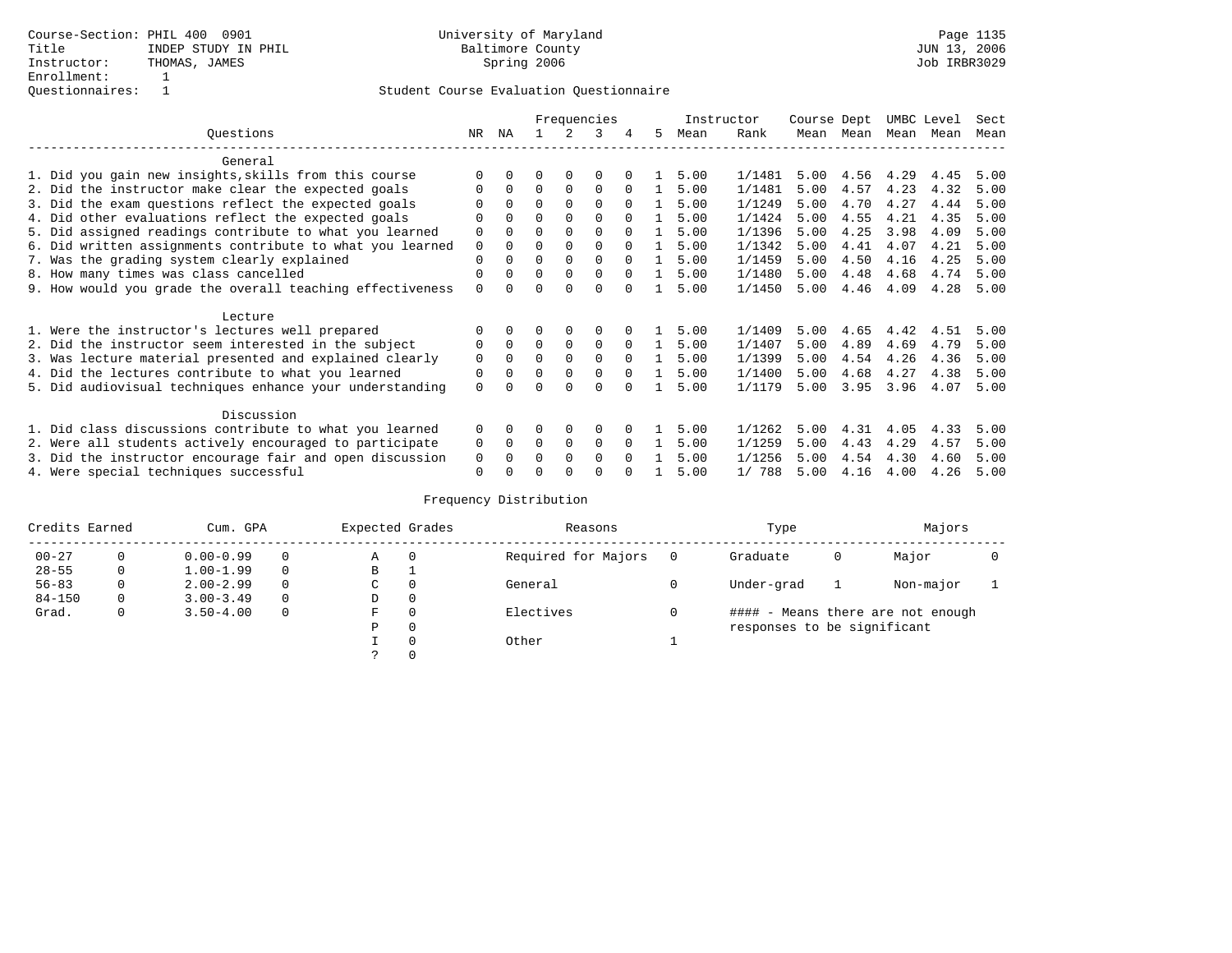Course-Section: PHIL 400 0901
Title: INDEP STUDY IN PHIL
Instructor: THOMAS, JAMES
Enrollment: 1
Questionnaires: 1

University of Maryland
Baltimore County
Spring 2006

Page 1135
JUN 13, 2006
Job IRBR3029

## Student Course Evaluation Questionnaire

| Questions | NR | NA | 1 | 2 | 3 | 4 | 5 | Instructor Mean | Rank | Course Mean | Dept Mean | UMBC Mean | Level Mean | Sect Mean |
|---|---|---|---|---|---|---|---|---|---|---|---|---|---|---|
| **General** | | | | | | | | | | | | | | |
| 1. Did you gain new insights,skills from this course | 0 | 0 | 0 | 0 | 0 | 0 | 1 | 5.00 | 1/1481 | 5.00 | 4.56 | 4.29 | 4.45 | 5.00 |
| 2. Did the instructor make clear the expected goals | 0 | 0 | 0 | 0 | 0 | 0 | 1 | 5.00 | 1/1481 | 5.00 | 4.57 | 4.23 | 4.32 | 5.00 |
| 3. Did the exam questions reflect the expected goals | 0 | 0 | 0 | 0 | 0 | 0 | 1 | 5.00 | 1/1249 | 5.00 | 4.70 | 4.27 | 4.44 | 5.00 |
| 4. Did other evaluations reflect the expected goals | 0 | 0 | 0 | 0 | 0 | 0 | 1 | 5.00 | 1/1424 | 5.00 | 4.55 | 4.21 | 4.35 | 5.00 |
| 5. Did assigned readings contribute to what you learned | 0 | 0 | 0 | 0 | 0 | 0 | 1 | 5.00 | 1/1396 | 5.00 | 4.25 | 3.98 | 4.09 | 5.00 |
| 6. Did written assignments contribute to what you learned | 0 | 0 | 0 | 0 | 0 | 0 | 1 | 5.00 | 1/1342 | 5.00 | 4.41 | 4.07 | 4.21 | 5.00 |
| 7. Was the grading system clearly explained | 0 | 0 | 0 | 0 | 0 | 0 | 1 | 5.00 | 1/1459 | 5.00 | 4.50 | 4.16 | 4.25 | 5.00 |
| 8. How many times was class cancelled | 0 | 0 | 0 | 0 | 0 | 0 | 1 | 5.00 | 1/1480 | 5.00 | 4.48 | 4.68 | 4.74 | 5.00 |
| 9. How would you grade the overall teaching effectiveness | 0 | 0 | 0 | 0 | 0 | 0 | 1 | 5.00 | 1/1450 | 5.00 | 4.46 | 4.09 | 4.28 | 5.00 |
| **Lecture** | | | | | | | | | | | | | | |
| 1. Were the instructor's lectures well prepared | 0 | 0 | 0 | 0 | 0 | 0 | 1 | 5.00 | 1/1409 | 5.00 | 4.65 | 4.42 | 4.51 | 5.00 |
| 2. Did the instructor seem interested in the subject | 0 | 0 | 0 | 0 | 0 | 0 | 1 | 5.00 | 1/1407 | 5.00 | 4.89 | 4.69 | 4.79 | 5.00 |
| 3. Was lecture material presented and explained clearly | 0 | 0 | 0 | 0 | 0 | 0 | 1 | 5.00 | 1/1399 | 5.00 | 4.54 | 4.26 | 4.36 | 5.00 |
| 4. Did the lectures contribute to what you learned | 0 | 0 | 0 | 0 | 0 | 0 | 1 | 5.00 | 1/1400 | 5.00 | 4.68 | 4.27 | 4.38 | 5.00 |
| 5. Did audiovisual techniques enhance your understanding | 0 | 0 | 0 | 0 | 0 | 0 | 1 | 5.00 | 1/1179 | 5.00 | 3.95 | 3.96 | 4.07 | 5.00 |
| **Discussion** | | | | | | | | | | | | | | |
| 1. Did class discussions contribute to what you learned | 0 | 0 | 0 | 0 | 0 | 0 | 1 | 5.00 | 1/1262 | 5.00 | 4.31 | 4.05 | 4.33 | 5.00 |
| 2. Were all students actively encouraged to participate | 0 | 0 | 0 | 0 | 0 | 0 | 1 | 5.00 | 1/1259 | 5.00 | 4.43 | 4.29 | 4.57 | 5.00 |
| 3. Did the instructor encourage fair and open discussion | 0 | 0 | 0 | 0 | 0 | 0 | 1 | 5.00 | 1/1256 | 5.00 | 4.54 | 4.30 | 4.60 | 5.00 |
| 4. Were special techniques successful | 0 | 0 | 0 | 0 | 0 | 0 | 1 | 5.00 | 1/ 788 | 5.00 | 4.16 | 4.00 | 4.26 | 5.00 |

## Frequency Distribution

| Credits Earned | | Cum. GPA | | Expected Grades | | Reasons | | Type | | Majors | |
|---|---|---|---|---|---|---|---|---|---|---|---|
| 00-27 | 0 | 0.00-0.99 | 0 | A | 0 | Required for Majors | 0 | Graduate | 0 | Major | 0 |
| 28-55 | 0 | 1.00-1.99 | 0 | B | 1 | | | | | | |
| 56-83 | 0 | 2.00-2.99 | 0 | C | 0 | General | 0 | Under-grad | 1 | Non-major | 1 |
| 84-150 | 0 | 3.00-3.49 | 0 | D | 0 | | | | | | |
| Grad. | 0 | 3.50-4.00 | 0 | F | 0 | Electives | 0 | | | | |
| | | | | P | 0 | | | | | | |
| | | | | I | 0 | Other | 1 | | | | |
| | | | | ? | 0 | | | | | | |

#### - Means there are not enough responses to be significant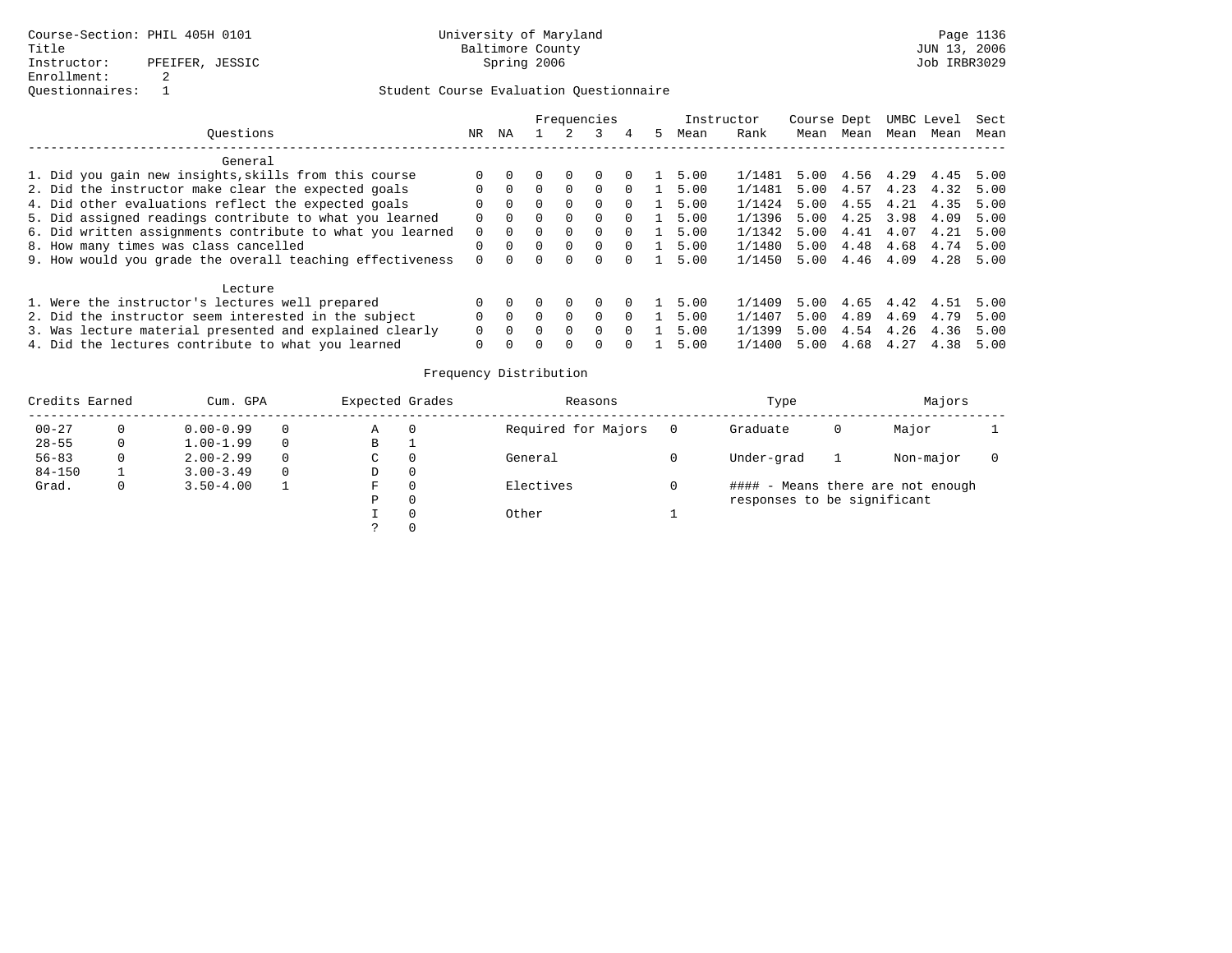Course-Section: PHIL 405H 0101
Title
Instructor: PFEIFER, JESSIC
Enrollment: 2
Questionnaires: 1

University of Maryland
Baltimore County
Spring 2006

Page 1136
JUN 13, 2006
Job IRBR3029

## Student Course Evaluation Questionnaire

| Questions | NR | NA | 1 | 2 | 3 | 4 | 5 | Instructor Mean | Rank | Course Mean | Dept Mean | UMBC Mean | Level Mean | Sect Mean |
|---|---|---|---|---|---|---|---|---|---|---|---|---|---|---|
| **General** | | | | | | | | | | | | | | |
| 1. Did you gain new insights,skills from this course | 0 | 0 | 0 | 0 | 0 | 0 | 1 | 5.00 | 1/1481 | 5.00 | 4.56 | 4.29 | 4.45 | 5.00 |
| 2. Did the instructor make clear the expected goals | 0 | 0 | 0 | 0 | 0 | 0 | 1 | 5.00 | 1/1481 | 5.00 | 4.57 | 4.23 | 4.32 | 5.00 |
| 4. Did other evaluations reflect the expected goals | 0 | 0 | 0 | 0 | 0 | 0 | 1 | 5.00 | 1/1424 | 5.00 | 4.55 | 4.21 | 4.35 | 5.00 |
| 5. Did assigned readings contribute to what you learned | 0 | 0 | 0 | 0 | 0 | 0 | 1 | 5.00 | 1/1396 | 5.00 | 4.25 | 3.98 | 4.09 | 5.00 |
| 6. Did written assignments contribute to what you learned | 0 | 0 | 0 | 0 | 0 | 0 | 1 | 5.00 | 1/1342 | 5.00 | 4.41 | 4.07 | 4.21 | 5.00 |
| 8. How many times was class cancelled | 0 | 0 | 0 | 0 | 0 | 0 | 1 | 5.00 | 1/1480 | 5.00 | 4.48 | 4.68 | 4.74 | 5.00 |
| 9. How would you grade the overall teaching effectiveness | 0 | 0 | 0 | 0 | 0 | 0 | 1 | 5.00 | 1/1450 | 5.00 | 4.46 | 4.09 | 4.28 | 5.00 |
| **Lecture** | | | | | | | | | | | | | | |
| 1. Were the instructor's lectures well prepared | 0 | 0 | 0 | 0 | 0 | 0 | 1 | 5.00 | 1/1409 | 5.00 | 4.65 | 4.42 | 4.51 | 5.00 |
| 2. Did the instructor seem interested in the subject | 0 | 0 | 0 | 0 | 0 | 0 | 1 | 5.00 | 1/1407 | 5.00 | 4.89 | 4.69 | 4.79 | 5.00 |
| 3. Was lecture material presented and explained clearly | 0 | 0 | 0 | 0 | 0 | 0 | 1 | 5.00 | 1/1399 | 5.00 | 4.54 | 4.26 | 4.36 | 5.00 |
| 4. Did the lectures contribute to what you learned | 0 | 0 | 0 | 0 | 0 | 0 | 1 | 5.00 | 1/1400 | 5.00 | 4.68 | 4.27 | 4.38 | 5.00 |

### Frequency Distribution

| Credits Earned | | Cum. GPA | | Expected Grades | | Reasons | | Type | | Majors | |
|---|---|---|---|---|---|---|---|---|---|---|---|
| 00-27 | 0 | 0.00-0.99 | 0 | A | 0 | Required for Majors | 0 | Graduate | 0 | Major | 1 |
| 28-55 | 0 | 1.00-1.99 | 0 | B | 1 | | | | | | |
| 56-83 | 0 | 2.00-2.99 | 0 | C | 0 | General | 0 | Under-grad | 1 | Non-major | 0 |
| 84-150 | 1 | 3.00-3.49 | 0 | D | 0 | | | | | | |
| Grad. | 0 | 3.50-4.00 | 1 | F | 0 | Electives | 0 | | | | |
| | | | | P | 0 | | | | | | |
| | | | | I | 0 | Other | 1 | | | | |
| | | | | ? | 0 | | | | | | |

#### - Means there are not enough responses to be significant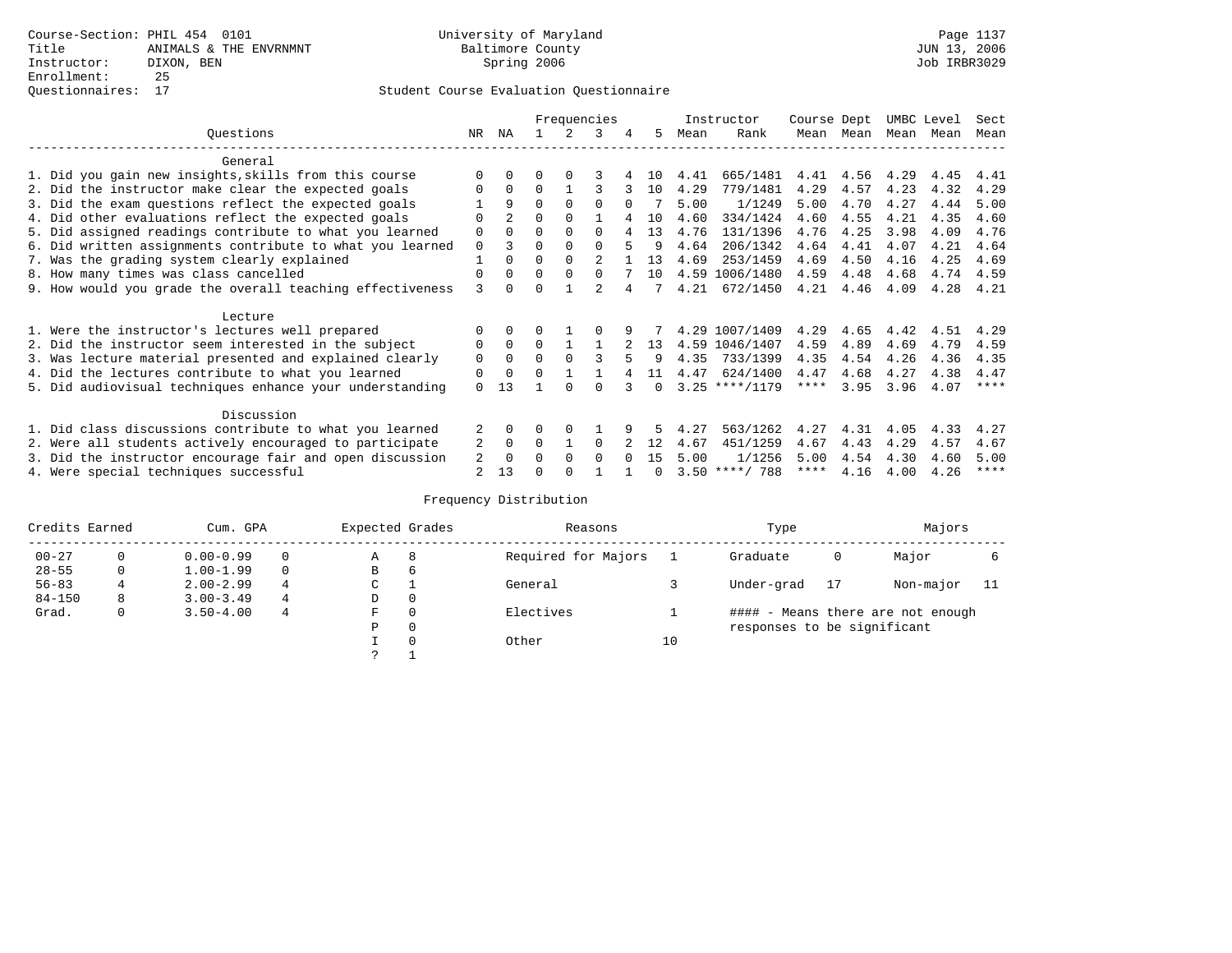Course-Section: PHIL 454 0101
Title: ANIMALS & THE ENVRNMNT
Instructor: DIXON, BEN
Enrollment: 25
Questionnaires: 17

University of Maryland
Baltimore County
Spring 2006

Page 1137
JUN 13, 2006
Job IRBR3029

## Student Course Evaluation Questionnaire

| Questions | NR | NA | 1 | 2 | 3 | 4 | 5 | Instructor Mean | Instructor Rank | Course Mean | Dept Mean | UMBC Mean | Level Mean | Sect Mean |
|---|---|---|---|---|---|---|---|---|---|---|---|---|---|---|
| **General** | | | | | | | | | | | | | | |
| 1. Did you gain new insights,skills from this course | 0 | 0 | 0 | 0 | 3 | 4 | 10 | 4.41 | 665/1481 | 4.41 | 4.56 | 4.29 | 4.45 | 4.41 |
| 2. Did the instructor make clear the expected goals | 0 | 0 | 0 | 1 | 3 | 3 | 10 | 4.29 | 779/1481 | 4.29 | 4.57 | 4.23 | 4.32 | 4.29 |
| 3. Did the exam questions reflect the expected goals | 1 | 9 | 0 | 0 | 0 | 0 | 7 | 5.00 | 1/1249 | 5.00 | 4.70 | 4.27 | 4.44 | 5.00 |
| 4. Did other evaluations reflect the expected goals | 0 | 2 | 0 | 0 | 1 | 4 | 10 | 4.60 | 334/1424 | 4.60 | 4.55 | 4.21 | 4.35 | 4.60 |
| 5. Did assigned readings contribute to what you learned | 0 | 0 | 0 | 0 | 0 | 4 | 13 | 4.76 | 131/1396 | 4.76 | 4.25 | 3.98 | 4.09 | 4.76 |
| 6. Did written assignments contribute to what you learned | 0 | 3 | 0 | 0 | 0 | 5 | 9 | 4.64 | 206/1342 | 4.64 | 4.41 | 4.07 | 4.21 | 4.64 |
| 7. Was the grading system clearly explained | 1 | 0 | 0 | 0 | 2 | 1 | 13 | 4.69 | 253/1459 | 4.69 | 4.50 | 4.16 | 4.25 | 4.69 |
| 8. How many times was class cancelled | 0 | 0 | 0 | 0 | 0 | 7 | 10 | 4.59 | 1006/1480 | 4.59 | 4.48 | 4.68 | 4.74 | 4.59 |
| 9. How would you grade the overall teaching effectiveness | 3 | 0 | 0 | 1 | 2 | 4 | 7 | 4.21 | 672/1450 | 4.21 | 4.46 | 4.09 | 4.28 | 4.21 |
| **Lecture** | | | | | | | | | | | | | | |
| 1. Were the instructor's lectures well prepared | 0 | 0 | 0 | 1 | 0 | 9 | 7 | 4.29 | 1007/1409 | 4.29 | 4.65 | 4.42 | 4.51 | 4.29 |
| 2. Did the instructor seem interested in the subject | 0 | 0 | 0 | 1 | 1 | 2 | 13 | 4.59 | 1046/1407 | 4.59 | 4.89 | 4.69 | 4.79 | 4.59 |
| 3. Was lecture material presented and explained clearly | 0 | 0 | 0 | 0 | 3 | 5 | 9 | 4.35 | 733/1399 | 4.35 | 4.54 | 4.26 | 4.36 | 4.35 |
| 4. Did the lectures contribute to what you learned | 0 | 0 | 0 | 1 | 1 | 4 | 11 | 4.47 | 624/1400 | 4.47 | 4.68 | 4.27 | 4.38 | 4.47 |
| 5. Did audiovisual techniques enhance your understanding | 0 | 13 | 1 | 0 | 0 | 3 | 0 | 3.25 | ****/1179 | **** | 3.95 | 3.96 | 4.07 | **** |
| **Discussion** | | | | | | | | | | | | | | |
| 1. Did class discussions contribute to what you learned | 2 | 0 | 0 | 0 | 1 | 9 | 5 | 4.27 | 563/1262 | 4.27 | 4.31 | 4.05 | 4.33 | 4.27 |
| 2. Were all students actively encouraged to participate | 2 | 0 | 0 | 1 | 0 | 2 | 12 | 4.67 | 451/1259 | 4.67 | 4.43 | 4.29 | 4.57 | 4.67 |
| 3. Did the instructor encourage fair and open discussion | 2 | 0 | 0 | 0 | 0 | 0 | 15 | 5.00 | 1/1256 | 5.00 | 4.54 | 4.30 | 4.60 | 5.00 |
| 4. Were special techniques successful | 2 | 13 | 0 | 0 | 1 | 1 | 0 | 3.50 | ****/ 788 | **** | 4.16 | 4.00 | 4.26 | **** |

## Frequency Distribution

| Credits Earned | | Cum. GPA | | Expected Grades | | Reasons | | Type | | Majors | |
|---|---|---|---|---|---|---|---|---|---|---|---|
| 00-27 | 0 | 0.00-0.99 | 0 | A | 8 | Required for Majors | 1 | Graduate | 0 | Major | 6 |
| 28-55 | 0 | 1.00-1.99 | 0 | B | 6 | | | | | | |
| 56-83 | 4 | 2.00-2.99 | 4 | C | 1 | General | 3 | Under-grad | 17 | Non-major | 11 |
| 84-150 | 8 | 3.00-3.49 | 4 | D | 0 | | | | | | |
| Grad. | 0 | 3.50-4.00 | 4 | F | 0 | Electives | 1 | | | | |
| | | | | P | 0 | | | | | | |
| | | | | I | 0 | Other | 10 | | | | |
| | | | | ? | 1 | | | | | | |

#### - Means there are not enough responses to be significant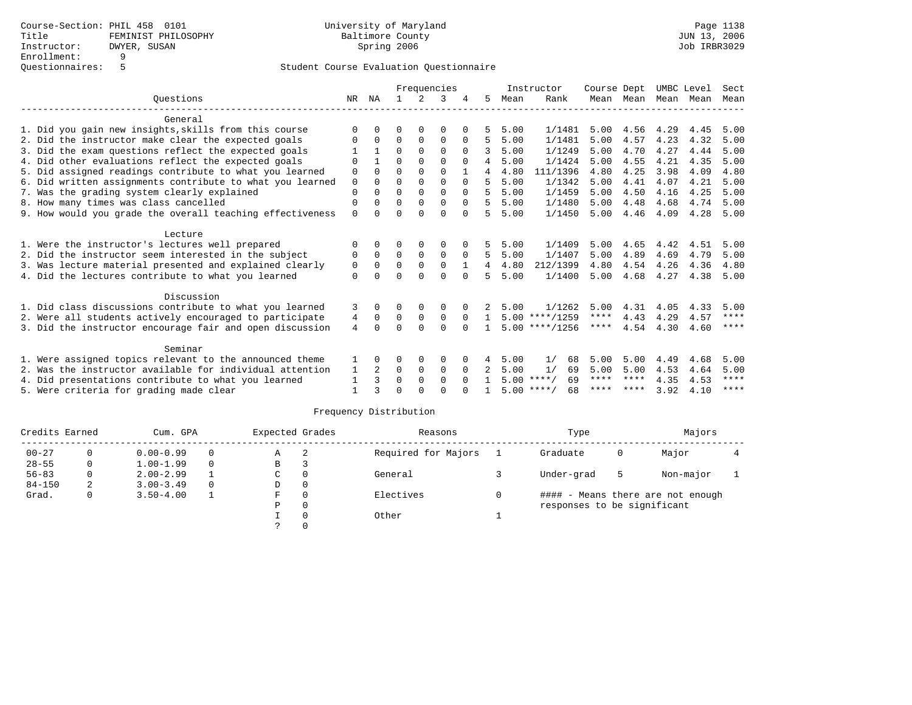Course-Section: PHIL 458 0101
Title: FEMINIST PHILOSOPHY
Instructor: DWYER, SUSAN
Enrollment: 9
Questionnaires: 5

University of Maryland
Baltimore County
Spring 2006

Page 1138
JUN 13, 2006
Job IRBR3029

## Student Course Evaluation Questionnaire

| Questions | NR | NA | 1 | 2 | 3 | 4 | 5 | Instructor Mean | Instructor Rank | Course Mean | Dept Mean | UMBC Mean | Level Mean | Sect Mean |
|---|---|---|---|---|---|---|---|---|---|---|---|---|---|---|
| **General** | | | | | | | | | | | | | | |
| 1. Did you gain new insights,skills from this course | 0 | 0 | 0 | 0 | 0 | 0 | 5 | 5.00 | 1/1481 | 5.00 | 4.56 | 4.29 | 4.45 | 5.00 |
| 2. Did the instructor make clear the expected goals | 0 | 0 | 0 | 0 | 0 | 0 | 5 | 5.00 | 1/1481 | 5.00 | 4.57 | 4.23 | 4.32 | 5.00 |
| 3. Did the exam questions reflect the expected goals | 1 | 1 | 0 | 0 | 0 | 0 | 3 | 5.00 | 1/1249 | 5.00 | 4.70 | 4.27 | 4.44 | 5.00 |
| 4. Did other evaluations reflect the expected goals | 0 | 1 | 0 | 0 | 0 | 0 | 4 | 5.00 | 1/1424 | 5.00 | 4.55 | 4.21 | 4.35 | 5.00 |
| 5. Did assigned readings contribute to what you learned | 0 | 0 | 0 | 0 | 0 | 1 | 4 | 4.80 | 111/1396 | 4.80 | 4.25 | 3.98 | 4.09 | 4.80 |
| 6. Did written assignments contribute to what you learned | 0 | 0 | 0 | 0 | 0 | 0 | 5 | 5.00 | 1/1342 | 5.00 | 4.41 | 4.07 | 4.21 | 5.00 |
| 7. Was the grading system clearly explained | 0 | 0 | 0 | 0 | 0 | 0 | 5 | 5.00 | 1/1459 | 5.00 | 4.50 | 4.16 | 4.25 | 5.00 |
| 8. How many times was class cancelled | 0 | 0 | 0 | 0 | 0 | 0 | 5 | 5.00 | 1/1480 | 5.00 | 4.48 | 4.68 | 4.74 | 5.00 |
| 9. How would you grade the overall teaching effectiveness | 0 | 0 | 0 | 0 | 0 | 0 | 5 | 5.00 | 1/1450 | 5.00 | 4.46 | 4.09 | 4.28 | 5.00 |
| **Lecture** | | | | | | | | | | | | | | |
| 1. Were the instructor's lectures well prepared | 0 | 0 | 0 | 0 | 0 | 0 | 5 | 5.00 | 1/1409 | 5.00 | 4.65 | 4.42 | 4.51 | 5.00 |
| 2. Did the instructor seem interested in the subject | 0 | 0 | 0 | 0 | 0 | 0 | 5 | 5.00 | 1/1407 | 5.00 | 4.89 | 4.69 | 4.79 | 5.00 |
| 3. Was lecture material presented and explained clearly | 0 | 0 | 0 | 0 | 0 | 1 | 4 | 4.80 | 212/1399 | 4.80 | 4.54 | 4.26 | 4.36 | 4.80 |
| 4. Did the lectures contribute to what you learned | 0 | 0 | 0 | 0 | 0 | 0 | 5 | 5.00 | 1/1400 | 5.00 | 4.68 | 4.27 | 4.38 | 5.00 |
| **Discussion** | | | | | | | | | | | | | | |
| 1. Did class discussions contribute to what you learned | 3 | 0 | 0 | 0 | 0 | 0 | 2 | 5.00 | 1/1262 | 5.00 | 4.31 | 4.05 | 4.33 | 5.00 |
| 2. Were all students actively encouraged to participate | 4 | 0 | 0 | 0 | 0 | 0 | 1 | 5.00 | ****/1259 | **** | 4.43 | 4.29 | 4.57 | **** |
| 3. Did the instructor encourage fair and open discussion | 4 | 0 | 0 | 0 | 0 | 0 | 1 | 5.00 | ****/1256 | **** | 4.54 | 4.30 | 4.60 | **** |
| **Seminar** | | | | | | | | | | | | | | |
| 1. Were assigned topics relevant to the announced theme | 1 | 0 | 0 | 0 | 0 | 0 | 4 | 5.00 | 1/ 68 | 5.00 | 5.00 | 4.49 | 4.68 | 5.00 |
| 2. Was the instructor available for individual attention | 1 | 2 | 0 | 0 | 0 | 0 | 2 | 5.00 | 1/ 69 | 5.00 | 5.00 | 4.53 | 4.64 | 5.00 |
| 4. Did presentations contribute to what you learned | 1 | 3 | 0 | 0 | 0 | 0 | 1 | 5.00 | ****/ 69 | **** | **** | 4.35 | 4.53 | **** |
| 5. Were criteria for grading made clear | 1 | 3 | 0 | 0 | 0 | 0 | 1 | 5.00 | ****/ 68 | **** | **** | 3.92 | 4.10 | **** |

### Frequency Distribution

| Credits Earned | | Cum. GPA | | Expected Grades | | Reasons | | Type | | Majors | |
|---|---|---|---|---|---|---|---|---|---|---|---|
| 00-27 | 0 | 0.00-0.99 | 0 | A | 2 | Required for Majors | 1 | Graduate | 0 | Major | 4 |
| 28-55 | 0 | 1.00-1.99 | 0 | B | 3 | | | | | | |
| 56-83 | 0 | 2.00-2.99 | 1 | C | 0 | General | 3 | Under-grad | 5 | Non-major | 1 |
| 84-150 | 2 | 3.00-3.49 | 0 | D | 0 | | | | | | |
| Grad. | 0 | 3.50-4.00 | 1 | F | 0 | Electives | 0 | | | | |
| | | | | P | 0 | | | | | | |
| | | | | I | 0 | Other | 1 | | | | |
| | | | | ? | 0 | | | | | | |

#### - Means there are not enough responses to be significant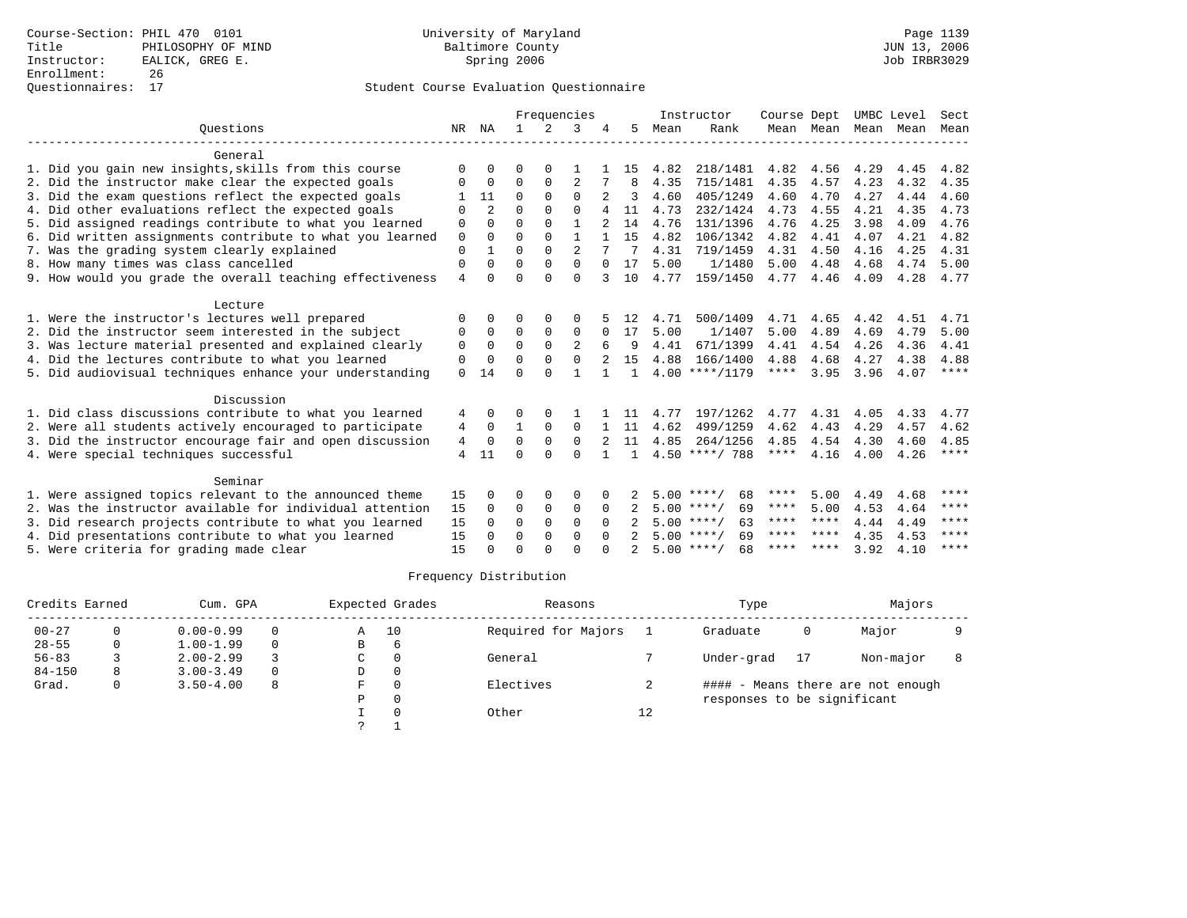Course-Section: PHIL 470 0101
Title: PHILOSOPHY OF MIND
Instructor: EALICK, GREG E.
Enrollment: 26
Questionnaires: 17

University of Maryland
Baltimore County
Spring 2006

JUN 13, 2006
Job IRBR3029

## Student Course Evaluation Questionnaire

| Questions | NR | NA | 1 | 2 | 3 | 4 | 5 | Instructor Mean | Instructor Rank | Course Mean | Dept Mean | UMBC Level Mean | Level Mean | Sect Mean |
|---|---|---|---|---|---|---|---|---|---|---|---|---|---|---|
| **General** | | | | | | | | | | | | | | |
| 1. Did you gain new insights,skills from this course | 0 | 0 | 0 | 0 | 1 | 1 | 15 | 4.82 | 218/1481 | 4.82 | 4.56 | 4.29 | 4.45 | 4.82 |
| 2. Did the instructor make clear the expected goals | 0 | 0 | 0 | 0 | 2 | 7 | 8 | 4.35 | 715/1481 | 4.35 | 4.57 | 4.23 | 4.32 | 4.35 |
| 3. Did the exam questions reflect the expected goals | 1 | 11 | 0 | 0 | 0 | 2 | 3 | 4.60 | 405/1249 | 4.60 | 4.70 | 4.27 | 4.44 | 4.60 |
| 4. Did other evaluations reflect the expected goals | 0 | 2 | 0 | 0 | 0 | 4 | 11 | 4.73 | 232/1424 | 4.73 | 4.55 | 4.21 | 4.35 | 4.73 |
| 5. Did assigned readings contribute to what you learned | 0 | 0 | 0 | 0 | 1 | 2 | 14 | 4.76 | 131/1396 | 4.76 | 4.25 | 3.98 | 4.09 | 4.76 |
| 6. Did written assignments contribute to what you learned | 0 | 0 | 0 | 0 | 1 | 1 | 15 | 4.82 | 106/1342 | 4.82 | 4.41 | 4.07 | 4.21 | 4.82 |
| 7. Was the grading system clearly explained | 0 | 1 | 0 | 0 | 2 | 7 | 7 | 4.31 | 719/1459 | 4.31 | 4.50 | 4.16 | 4.25 | 4.31 |
| 8. How many times was class cancelled | 0 | 0 | 0 | 0 | 0 | 0 | 17 | 5.00 | 1/1480 | 5.00 | 4.48 | 4.68 | 4.74 | 5.00 |
| 9. How would you grade the overall teaching effectiveness | 4 | 0 | 0 | 0 | 0 | 3 | 10 | 4.77 | 159/1450 | 4.77 | 4.46 | 4.09 | 4.28 | 4.77 |
| **Lecture** | | | | | | | | | | | | | | |
| 1. Were the instructor's lectures well prepared | 0 | 0 | 0 | 0 | 0 | 5 | 12 | 4.71 | 500/1409 | 4.71 | 4.65 | 4.42 | 4.51 | 4.71 |
| 2. Did the instructor seem interested in the subject | 0 | 0 | 0 | 0 | 0 | 0 | 17 | 5.00 | 1/1407 | 5.00 | 4.89 | 4.69 | 4.79 | 5.00 |
| 3. Was lecture material presented and explained clearly | 0 | 0 | 0 | 0 | 2 | 6 | 9 | 4.41 | 671/1399 | 4.41 | 4.54 | 4.26 | 4.36 | 4.41 |
| 4. Did the lectures contribute to what you learned | 0 | 0 | 0 | 0 | 0 | 2 | 15 | 4.88 | 166/1400 | 4.88 | 4.68 | 4.27 | 4.38 | 4.88 |
| 5. Did audiovisual techniques enhance your understanding | 0 | 14 | 0 | 0 | 1 | 1 | 1 | 4.00 | ****/1179 | **** | 3.95 | 3.96 | 4.07 | **** |
| **Discussion** | | | | | | | | | | | | | | |
| 1. Did class discussions contribute to what you learned | 4 | 0 | 0 | 0 | 1 | 1 | 11 | 4.77 | 197/1262 | 4.77 | 4.31 | 4.05 | 4.33 | 4.77 |
| 2. Were all students actively encouraged to participate | 4 | 0 | 1 | 0 | 0 | 1 | 11 | 4.62 | 499/1259 | 4.62 | 4.43 | 4.29 | 4.57 | 4.62 |
| 3. Did the instructor encourage fair and open discussion | 4 | 0 | 0 | 0 | 0 | 2 | 11 | 4.85 | 264/1256 | 4.85 | 4.54 | 4.30 | 4.60 | 4.85 |
| 4. Were special techniques successful | 4 | 11 | 0 | 0 | 0 | 1 | 1 | 4.50 | ****/ 788 | **** | 4.16 | 4.00 | 4.26 | **** |
| **Seminar** | | | | | | | | | | | | | | |
| 1. Were assigned topics relevant to the announced theme | 15 | 0 | 0 | 0 | 0 | 0 | 2 | 5.00 | ****/ 68 | **** | 5.00 | 4.49 | 4.68 | **** |
| 2. Was the instructor available for individual attention | 15 | 0 | 0 | 0 | 0 | 0 | 2 | 5.00 | ****/ 69 | **** | 5.00 | 4.53 | 4.64 | **** |
| 3. Did research projects contribute to what you learned | 15 | 0 | 0 | 0 | 0 | 0 | 2 | 5.00 | ****/ 63 | **** | **** | 4.44 | 4.49 | **** |
| 4. Did presentations contribute to what you learned | 15 | 0 | 0 | 0 | 0 | 0 | 2 | 5.00 | ****/ 69 | **** | **** | 4.35 | 4.53 | **** |
| 5. Were criteria for grading made clear | 15 | 0 | 0 | 0 | 0 | 0 | 2 | 5.00 | ****/ 68 | **** | **** | 3.92 | 4.10 | **** |

## Frequency Distribution

| Credits Earned | | Cum. GPA | | Expected Grades | | Reasons | | Type | | Majors | |
|---|---|---|---|---|---|---|---|---|---|---|---|
| 00-27 | 0 | 0.00-0.99 | 0 | A | 10 | Required for Majors | 1 | Graduate | 0 | Major | 9 |
| 28-55 | 0 | 1.00-1.99 | 0 | B | 6 | | | | | | |
| 56-83 | 3 | 2.00-2.99 | 3 | C | 0 | General | 7 | Under-grad | 17 | Non-major | 8 |
| 84-150 | 8 | 3.00-3.49 | 0 | D | 0 | | | | | | |
| Grad. | 0 | 3.50-4.00 | 8 | F | 0 | Electives | 2 | #### - Means there are not enough responses to be significant | | | |
| | | | | P | 0 | | | | | | |
| | | | | I | 0 | Other | 12 | | | | |
| | | | | ? | 1 | | | | | | |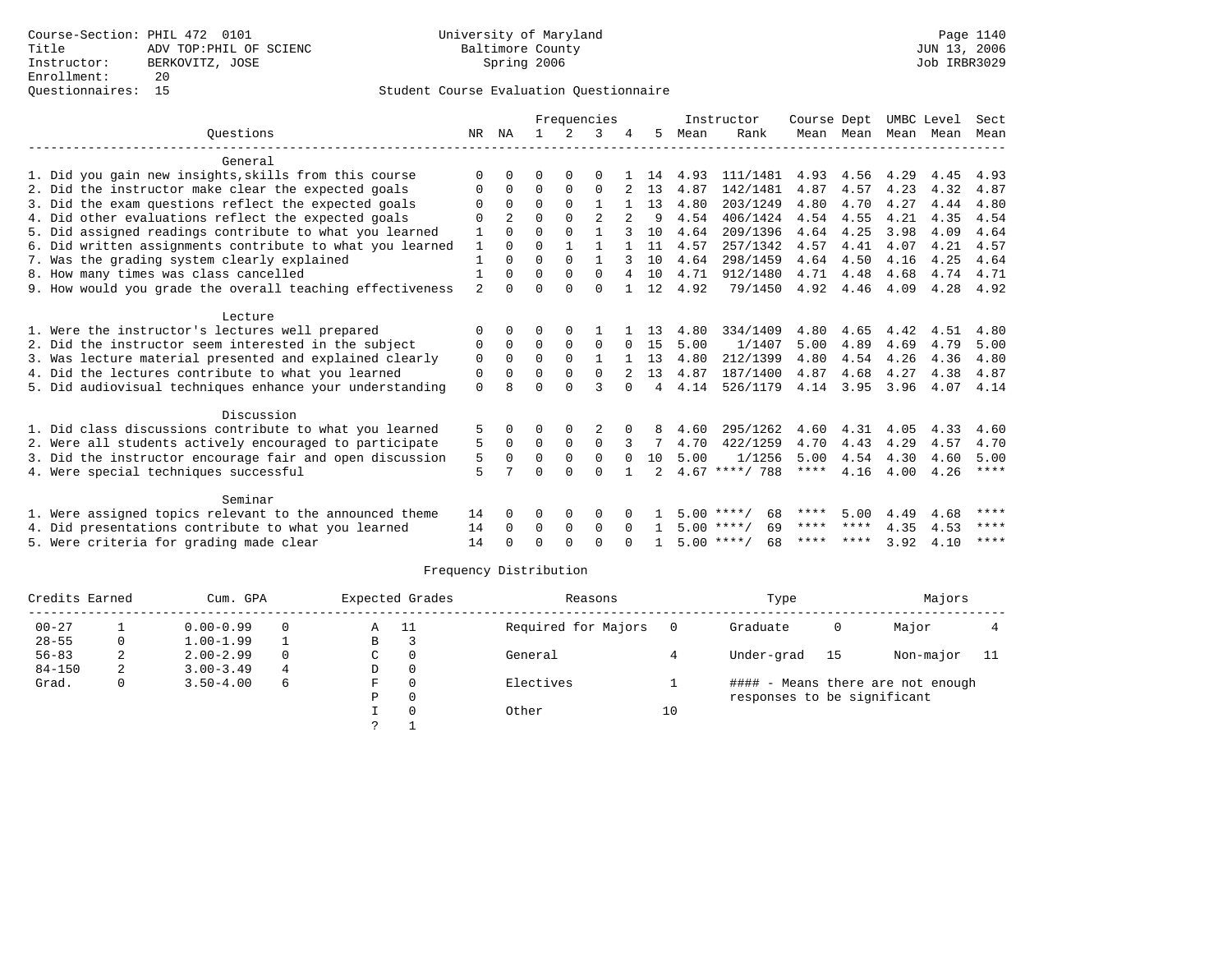Course-Section: PHIL 472 0101
Title: ADV TOP:PHIL OF SCIENC
Instructor: BERKOVITZ, JOSE
Enrollment: 20
Questionnaires: 15

University of Maryland
Baltimore County
Spring 2006

Page 1140
JUN 13, 2006
Job IRBR3029

Student Course Evaluation Questionnaire

| Questions | NR | NA | 1 | 2 | 3 | 4 | 5 | Instructor Mean | Instructor Rank | Course Mean | Dept Mean | UMBC Mean | Level Mean | Sect Mean |
|---|---|---|---|---|---|---|---|---|---|---|---|---|---|---|
| **General** | | | | | | | | | | | | | | |
| 1. Did you gain new insights,skills from this course | 0 | 0 | 0 | 0 | 0 | 1 | 14 | 4.93 | 111/1481 | 4.93 | 4.56 | 4.29 | 4.45 | 4.93 |
| 2. Did the instructor make clear the expected goals | 0 | 0 | 0 | 0 | 0 | 2 | 13 | 4.87 | 142/1481 | 4.87 | 4.57 | 4.23 | 4.32 | 4.87 |
| 3. Did the exam questions reflect the expected goals | 0 | 0 | 0 | 0 | 1 | 1 | 13 | 4.80 | 203/1249 | 4.80 | 4.70 | 4.27 | 4.44 | 4.80 |
| 4. Did other evaluations reflect the expected goals | 0 | 2 | 0 | 0 | 2 | 2 | 9 | 4.54 | 406/1424 | 4.54 | 4.55 | 4.21 | 4.35 | 4.54 |
| 5. Did assigned readings contribute to what you learned | 1 | 0 | 0 | 0 | 1 | 3 | 10 | 4.64 | 209/1396 | 4.64 | 4.25 | 3.98 | 4.09 | 4.64 |
| 6. Did written assignments contribute to what you learned | 1 | 0 | 0 | 1 | 1 | 1 | 11 | 4.57 | 257/1342 | 4.57 | 4.41 | 4.07 | 4.21 | 4.57 |
| 7. Was the grading system clearly explained | 1 | 0 | 0 | 0 | 1 | 3 | 10 | 4.64 | 298/1459 | 4.64 | 4.50 | 4.16 | 4.25 | 4.64 |
| 8. How many times was class cancelled | 1 | 0 | 0 | 0 | 0 | 4 | 10 | 4.71 | 912/1480 | 4.71 | 4.48 | 4.68 | 4.74 | 4.71 |
| 9. How would you grade the overall teaching effectiveness | 2 | 0 | 0 | 0 | 0 | 1 | 12 | 4.92 | 79/1450 | 4.92 | 4.46 | 4.09 | 4.28 | 4.92 |
| **Lecture** | | | | | | | | | | | | | | |
| 1. Were the instructor's lectures well prepared | 0 | 0 | 0 | 0 | 1 | 1 | 13 | 4.80 | 334/1409 | 4.80 | 4.65 | 4.42 | 4.51 | 4.80 |
| 2. Did the instructor seem interested in the subject | 0 | 0 | 0 | 0 | 0 | 0 | 15 | 5.00 | 1/1407 | 5.00 | 4.89 | 4.69 | 4.79 | 5.00 |
| 3. Was lecture material presented and explained clearly | 0 | 0 | 0 | 0 | 1 | 1 | 13 | 4.80 | 212/1399 | 4.80 | 4.54 | 4.26 | 4.36 | 4.80 |
| 4. Did the lectures contribute to what you learned | 0 | 0 | 0 | 0 | 0 | 2 | 13 | 4.87 | 187/1400 | 4.87 | 4.68 | 4.27 | 4.38 | 4.87 |
| 5. Did audiovisual techniques enhance your understanding | 0 | 8 | 0 | 0 | 3 | 0 | 4 | 4.14 | 526/1179 | 4.14 | 3.95 | 3.96 | 4.07 | 4.14 |
| **Discussion** | | | | | | | | | | | | | | |
| 1. Did class discussions contribute to what you learned | 5 | 0 | 0 | 0 | 2 | 0 | 8 | 4.60 | 295/1262 | 4.60 | 4.31 | 4.05 | 4.33 | 4.60 |
| 2. Were all students actively encouraged to participate | 5 | 0 | 0 | 0 | 0 | 3 | 7 | 4.70 | 422/1259 | 4.70 | 4.43 | 4.29 | 4.57 | 4.70 |
| 3. Did the instructor encourage fair and open discussion | 5 | 0 | 0 | 0 | 0 | 0 | 10 | 5.00 | 1/1256 | 5.00 | 4.54 | 4.30 | 4.60 | 5.00 |
| 4. Were special techniques successful | 5 | 7 | 0 | 0 | 0 | 1 | 2 | 4.67 | ****/ 788 | **** | 4.16 | 4.00 | 4.26 | **** |
| **Seminar** | | | | | | | | | | | | | | |
| 1. Were assigned topics relevant to the announced theme | 14 | 0 | 0 | 0 | 0 | 0 | 1 | 5.00 | ****/ 68 | **** | 5.00 | 4.49 | 4.68 | **** |
| 4. Did presentations contribute to what you learned | 14 | 0 | 0 | 0 | 0 | 0 | 1 | 5.00 | ****/ 69 | **** | **** | 4.35 | 4.53 | **** |
| 5. Were criteria for grading made clear | 14 | 0 | 0 | 0 | 0 | 0 | 1 | 5.00 | ****/ 68 | **** | **** | 3.92 | 4.10 | **** |

Frequency Distribution

| Credits Earned | | Cum. GPA | | Expected Grades | | Reasons | | Type | | Majors | |
|---|---|---|---|---|---|---|---|---|---|---|---|
| 00-27 | 1 | 0.00-0.99 | 0 | A | 11 | Required for Majors | 0 | Graduate | 0 | Major | 4 |
| 28-55 | 0 | 1.00-1.99 | 1 | B | 3 | | | | | | |
| 56-83 | 2 | 2.00-2.99 | 0 | C | 0 | General | 4 | Under-grad | 15 | Non-major | 11 |
| 84-150 | 2 | 3.00-3.49 | 4 | D | 0 | | | | | | |
| Grad. | 0 | 3.50-4.00 | 6 | F | 0 | Electives | 1 | #### - Means there are not enough responses to be significant | | | |
| | | | | P | 0 | | | | | | |
| | | | | I | 0 | Other | 10 | | | | |
| | | | | ? | 1 | | | | | | |